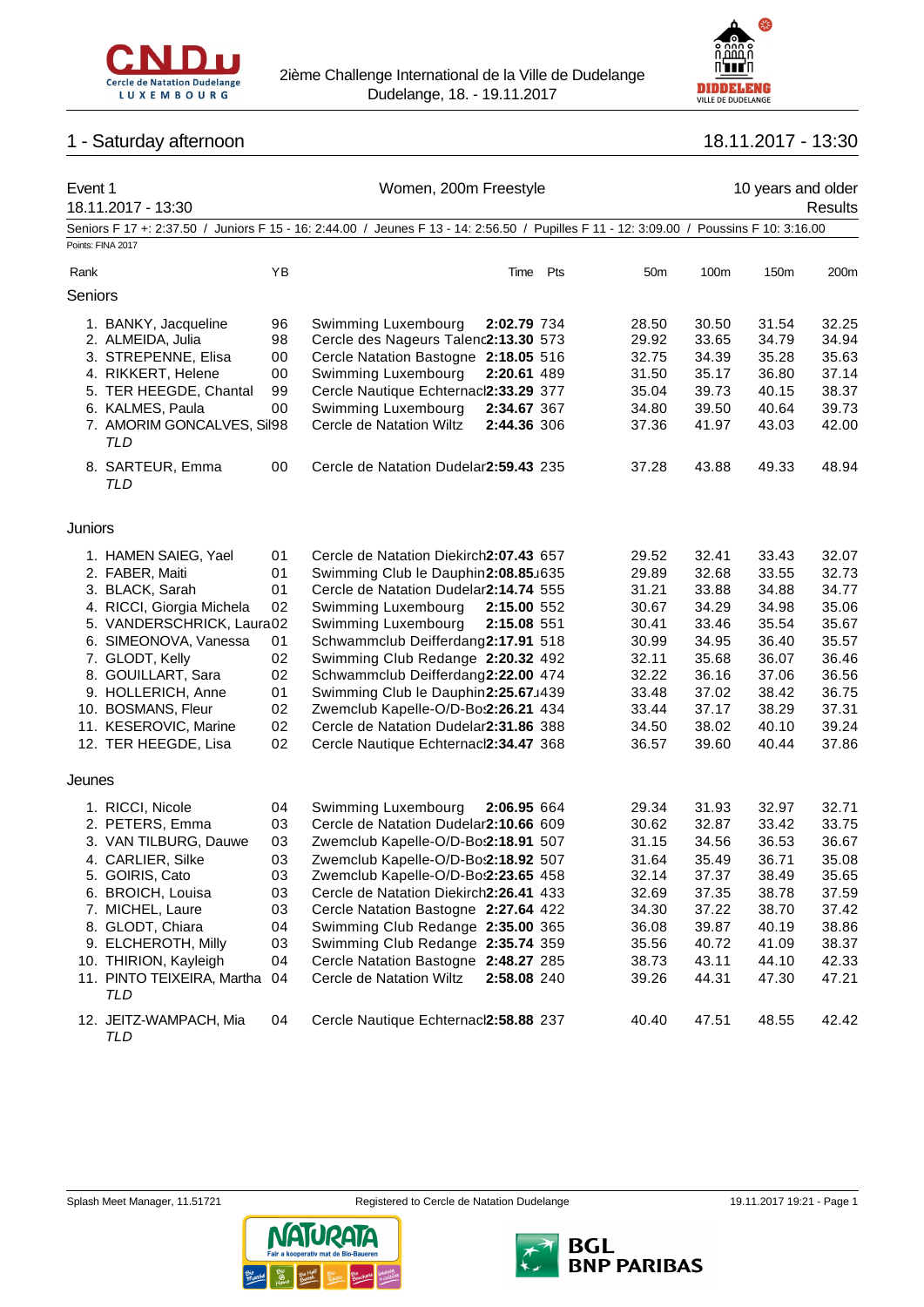2ième Challenge International de la Ville de Dudelange
Dudelange, 18. - 19.11.2017

## 1 - Saturday afternoon

18.11.2017 - 13:30

### Event 1 — Women, 200m Freestyle — 10 years and older

18.11.2017 - 13:30

Results

Seniors F 17 +: 2:37.50 / Juniors F 15 - 16: 2:44.00 / Jeunes F 13 - 14: 2:56.50 / Pupilles F 11 - 12: 3:09.00 / Poussins F 10: 3:16.00

Points: FINA 2017

| Rank | | YB | | Time | Pts | 50m | 100m | 150m | 200m |
|---|---|---|---|---|---|---|---|---|---|
| **Seniors** | | | | | | | | | |
| 1. | BANKY, Jacqueline | 96 | Swimming Luxembourg | **2:02.79** | 734 | 28.50 | 30.50 | 31.54 | 32.25 |
| 2. | ALMEIDA, Julia | 98 | Cercle des Nageurs Talenc | **2:13.30** | 573 | 29.92 | 33.65 | 34.79 | 34.94 |
| 3. | STREPENNE, Elisa | 00 | Cercle Natation Bastogne | **2:18.05** | 516 | 32.75 | 34.39 | 35.28 | 35.63 |
| 4. | RIKKERT, Helene | 00 | Swimming Luxembourg | **2:20.61** | 489 | 31.50 | 35.17 | 36.80 | 37.14 |
| 5. | TER HEEGDE, Chantal | 99 | Cercle Nautique Echternacl | **2:33.29** | 377 | 35.04 | 39.73 | 40.15 | 38.37 |
| 6. | KALMES, Paula | 00 | Swimming Luxembourg | **2:34.67** | 367 | 34.80 | 39.50 | 40.64 | 39.73 |
| 7. | AMORIM GONCALVES, Sil *TLD* | 98 | Cercle de Natation Wiltz | **2:44.36** | 306 | 37.36 | 41.97 | 43.03 | 42.00 |
| 8. | SARTEUR, Emma *TLD* | 00 | Cercle de Natation Dudelar | **2:59.43** | 235 | 37.28 | 43.88 | 49.33 | 48.94 |
| **Juniors** | | | | | | | | | |
| 1. | HAMEN SAIEG, Yael | 01 | Cercle de Natation Diekirch | **2:07.43** | 657 | 29.52 | 32.41 | 33.43 | 32.07 |
| 2. | FABER, Maiti | 01 | Swimming Club le Dauphin | **2:08.85** | 635 | 29.89 | 32.68 | 33.55 | 32.73 |
| 3. | BLACK, Sarah | 01 | Cercle de Natation Dudelar | **2:14.74** | 555 | 31.21 | 33.88 | 34.88 | 34.77 |
| 4. | RICCI, Giorgia Michela | 02 | Swimming Luxembourg | **2:15.00** | 552 | 30.67 | 34.29 | 34.98 | 35.06 |
| 5. | VANDERSCHRICK, Laura | 02 | Swimming Luxembourg | **2:15.08** | 551 | 30.41 | 33.46 | 35.54 | 35.67 |
| 6. | SIMEONOVA, Vanessa | 01 | Schwammclub Deifferdang | **2:17.91** | 518 | 30.99 | 34.95 | 36.40 | 35.57 |
| 7. | GLODT, Kelly | 02 | Swimming Club Redange | **2:20.32** | 492 | 32.11 | 35.68 | 36.07 | 36.46 |
| 8. | GOUILLART, Sara | 02 | Schwammclub Deifferdang | **2:22.00** | 474 | 32.22 | 36.16 | 37.06 | 36.56 |
| 9. | HOLLERICH, Anne | 01 | Swimming Club le Dauphin | **2:25.67** | 439 | 33.48 | 37.02 | 38.42 | 36.75 |
| 10. | BOSMANS, Fleur | 02 | Zwemclub Kapelle-O/D-Bo | **2:26.21** | 434 | 33.44 | 37.17 | 38.29 | 37.31 |
| 11. | KESEROVIC, Marine | 02 | Cercle de Natation Dudelar | **2:31.86** | 388 | 34.50 | 38.02 | 40.10 | 39.24 |
| 12. | TER HEEGDE, Lisa | 02 | Cercle Nautique Echternacl | **2:34.47** | 368 | 36.57 | 39.60 | 40.44 | 37.86 |
| **Jeunes** | | | | | | | | | |
| 1. | RICCI, Nicole | 04 | Swimming Luxembourg | **2:06.95** | 664 | 29.34 | 31.93 | 32.97 | 32.71 |
| 2. | PETERS, Emma | 03 | Cercle de Natation Dudelar | **2:10.66** | 609 | 30.62 | 32.87 | 33.42 | 33.75 |
| 3. | VAN TILBURG, Dauwe | 03 | Zwemclub Kapelle-O/D-Bo | **2:18.91** | 507 | 31.15 | 34.56 | 36.53 | 36.67 |
| 4. | CARLIER, Silke | 03 | Zwemclub Kapelle-O/D-Bo | **2:18.92** | 507 | 31.64 | 35.49 | 36.71 | 35.08 |
| 5. | GOIRIS, Cato | 03 | Zwemclub Kapelle-O/D-Bo | **2:23.65** | 458 | 32.14 | 37.37 | 38.49 | 35.65 |
| 6. | BROICH, Louisa | 03 | Cercle de Natation Diekirch | **2:26.41** | 433 | 32.69 | 37.35 | 38.78 | 37.59 |
| 7. | MICHEL, Laure | 03 | Cercle Natation Bastogne | **2:27.64** | 422 | 34.30 | 37.22 | 38.70 | 37.42 |
| 8. | GLODT, Chiara | 04 | Swimming Club Redange | **2:35.00** | 365 | 36.08 | 39.87 | 40.19 | 38.86 |
| 9. | ELCHEROTH, Milly | 03 | Swimming Club Redange | **2:35.74** | 359 | 35.56 | 40.72 | 41.09 | 38.37 |
| 10. | THIRION, Kayleigh | 04 | Cercle Natation Bastogne | **2:48.27** | 285 | 38.73 | 43.11 | 44.10 | 42.33 |
| 11. | PINTO TEIXEIRA, Martha *TLD* | 04 | Cercle de Natation Wiltz | **2:58.08** | 240 | 39.26 | 44.31 | 47.30 | 47.21 |
| 12. | JEITZ-WAMPACH, Mia *TLD* | 04 | Cercle Nautique Echternacl | **2:58.88** | 237 | 40.40 | 47.51 | 48.55 | 42.42 |

Splash Meet Manager, 11.51721 — Registered to Cercle de Natation Dudelange — 19.11.2017 19:21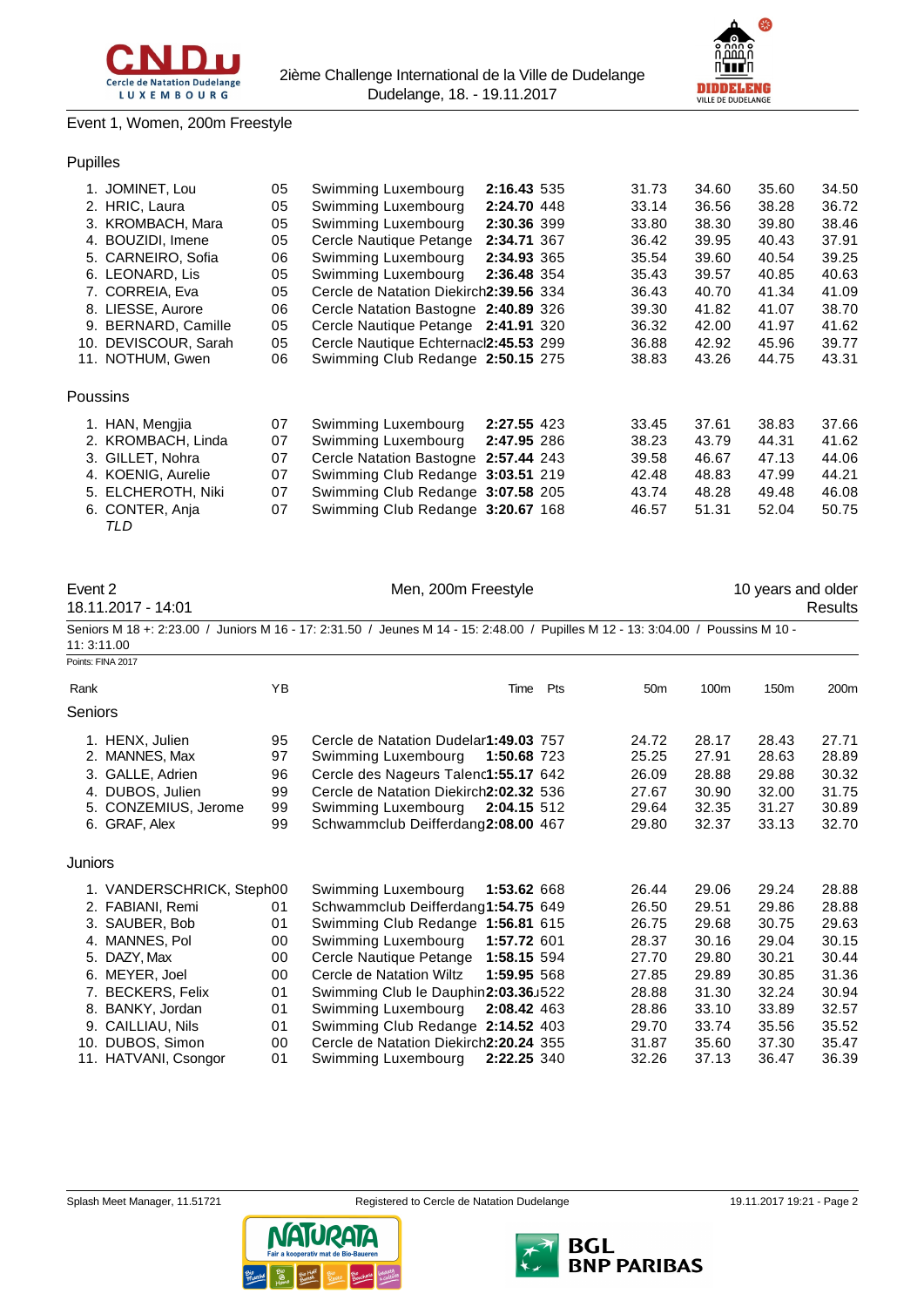## Event 1, Women, 200m Freestyle

### Pupilles

| Rank | Name | YB | Club | Time | Pts | 50m | 100m | 150m | 200m |
|---|---|---|---|---|---|---|---|---|---|
| 1. | JOMINET, Lou | 05 | Swimming Luxembourg | **2:16.43** | 535 | 31.73 | 34.60 | 35.60 | 34.50 |
| 2. | HRIC, Laura | 05 | Swimming Luxembourg | **2:24.70** | 448 | 33.14 | 36.56 | 38.28 | 36.72 |
| 3. | KROMBACH, Mara | 05 | Swimming Luxembourg | **2:30.36** | 399 | 33.80 | 38.30 | 39.80 | 38.46 |
| 4. | BOUZIDI, Imene | 05 | Cercle Nautique Petange | **2:34.71** | 367 | 36.42 | 39.95 | 40.43 | 37.91 |
| 5. | CARNEIRO, Sofia | 06 | Swimming Luxembourg | **2:34.93** | 365 | 35.54 | 39.60 | 40.54 | 39.25 |
| 6. | LEONARD, Lis | 05 | Swimming Luxembourg | **2:36.48** | 354 | 35.43 | 39.57 | 40.85 | 40.63 |
| 7. | CORREIA, Eva | 05 | Cercle de Natation Diekirch | **2:39.56** | 334 | 36.43 | 40.70 | 41.34 | 41.09 |
| 8. | LIESSE, Aurore | 06 | Cercle Natation Bastogne | **2:40.89** | 326 | 39.30 | 41.82 | 41.07 | 38.70 |
| 9. | BERNARD, Camille | 05 | Cercle Nautique Petange | **2:41.91** | 320 | 36.32 | 42.00 | 41.97 | 41.62 |
| 10. | DEVISCOUR, Sarah | 05 | Cercle Nautique Echternach | **2:45.53** | 299 | 36.88 | 42.92 | 45.96 | 39.77 |
| 11. | NOTHUM, Gwen | 06 | Swimming Club Redange | **2:50.15** | 275 | 38.83 | 43.26 | 44.75 | 43.31 |

### Poussins

| Rank | Name | YB | Club | Time | Pts | 50m | 100m | 150m | 200m |
|---|---|---|---|---|---|---|---|---|---|
| 1. | HAN, Mengjia | 07 | Swimming Luxembourg | **2:27.55** | 423 | 33.45 | 37.61 | 38.83 | 37.66 |
| 2. | KROMBACH, Linda | 07 | Swimming Luxembourg | **2:47.95** | 286 | 38.23 | 43.79 | 44.31 | 41.62 |
| 3. | GILLET, Nohra | 07 | Cercle Natation Bastogne | **2:57.44** | 243 | 39.58 | 46.67 | 47.13 | 44.06 |
| 4. | KOENIG, Aurelie | 07 | Swimming Club Redange | **3:03.51** | 219 | 42.48 | 48.83 | 47.99 | 44.21 |
| 5. | ELCHEROTH, Niki | 07 | Swimming Club Redange | **3:07.58** | 205 | 43.74 | 48.28 | 49.48 | 46.08 |
| 6. | CONTER, Anja *TLD* | 07 | Swimming Club Redange | **3:20.67** | 168 | 46.57 | 51.31 | 52.04 | 50.75 |

## Event 2 — Men, 200m Freestyle — 10 years and older

18.11.2017 - 14:01 — Results

Seniors M 18 +: 2:23.00 / Juniors M 16 - 17: 2:31.50 / Jeunes M 14 - 15: 2:48.00 / Pupilles M 12 - 13: 3:04.00 / Poussins M 10 - 11: 3:11.00

Points: FINA 2017

### Seniors

| Rank | Name | YB | Club | Time | Pts | 50m | 100m | 150m | 200m |
|---|---|---|---|---|---|---|---|---|---|
| 1. | HENX, Julien | 95 | Cercle de Natation Dudelange | **1:49.03** | 757 | 24.72 | 28.17 | 28.43 | 27.71 |
| 2. | MANNES, Max | 97 | Swimming Luxembourg | **1:50.68** | 723 | 25.25 | 27.91 | 28.63 | 28.89 |
| 3. | GALLE, Adrien | 96 | Cercle des Nageurs Talence | **1:55.17** | 642 | 26.09 | 28.88 | 29.88 | 30.32 |
| 4. | DUBOS, Julien | 99 | Cercle de Natation Diekirch | **2:02.32** | 536 | 27.67 | 30.90 | 32.00 | 31.75 |
| 5. | CONZEMIUS, Jerome | 99 | Swimming Luxembourg | **2:04.15** | 512 | 29.64 | 32.35 | 31.27 | 30.89 |
| 6. | GRAF, Alex | 99 | Schwammclub Deifferdang | **2:08.00** | 467 | 29.80 | 32.37 | 33.13 | 32.70 |

### Juniors

| Rank | Name | YB | Club | Time | Pts | 50m | 100m | 150m | 200m |
|---|---|---|---|---|---|---|---|---|---|
| 1. | VANDERSCHRICK, Steph | 00 | Swimming Luxembourg | **1:53.62** | 668 | 26.44 | 29.06 | 29.24 | 28.88 |
| 2. | FABIANI, Remi | 01 | Schwammclub Deifferdang | **1:54.75** | 649 | 26.50 | 29.51 | 29.86 | 28.88 |
| 3. | SAUBER, Bob | 01 | Swimming Club Redange | **1:56.81** | 615 | 26.75 | 29.68 | 30.75 | 29.63 |
| 4. | MANNES, Pol | 00 | Swimming Luxembourg | **1:57.72** | 601 | 28.37 | 30.16 | 29.04 | 30.15 |
| 5. | DAZY, Max | 00 | Cercle Nautique Petange | **1:58.15** | 594 | 27.70 | 29.80 | 30.21 | 30.44 |
| 6. | MEYER, Joel | 00 | Cercle de Natation Wiltz | **1:59.95** | 568 | 27.85 | 29.89 | 30.85 | 31.36 |
| 7. | BECKERS, Felix | 01 | Swimming Club le Dauphin | **2:03.36** | 522 | 28.88 | 31.30 | 32.24 | 30.94 |
| 8. | BANKY, Jordan | 01 | Swimming Luxembourg | **2:08.42** | 463 | 28.86 | 33.10 | 33.89 | 32.57 |
| 9. | CAILLIAU, Nils | 01 | Swimming Club Redange | **2:14.52** | 403 | 29.70 | 33.74 | 35.56 | 35.52 |
| 10. | DUBOS, Simon | 00 | Cercle de Natation Diekirch | **2:20.24** | 355 | 31.87 | 35.60 | 37.30 | 35.47 |
| 11. | HATVANI, Csongor | 01 | Swimming Luxembourg | **2:22.25** | 340 | 32.26 | 37.13 | 36.47 | 36.39 |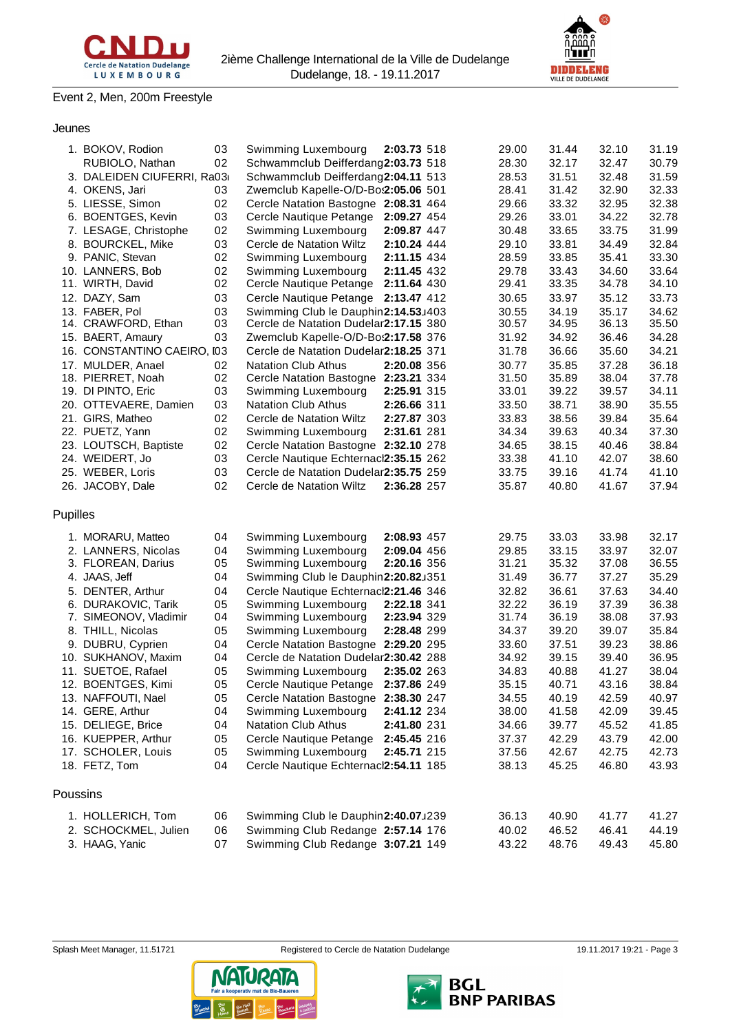2ième Challenge International de la Ville de Dudelange
Dudelange, 18. - 19.11.2017

## Event 2, Men, 200m Freestyle

### Jeunes

| Rank | Name | YB | Club | Time | Pts | 50m | 100m | 150m | 200m |
|---|---|---|---|---|---|---|---|---|---|
| 1. | BOKOV, Rodion | 03 | Swimming Luxembourg | **2:03.73** | 518 | 29.00 | 31.44 | 32.10 | 31.19 |
| | RUBIOLO, Nathan | 02 | Schwammclub Deifferdang | **2:03.73** | 518 | 28.30 | 32.17 | 32.47 | 30.79 |
| 3. | DALEIDEN CIUFERRI, Ra | 03 | Schwammclub Deifferdang | **2:04.11** | 513 | 28.53 | 31.51 | 32.48 | 31.59 |
| 4. | OKENS, Jari | 03 | Zwemclub Kapelle-O/D-Bo | **2:05.06** | 501 | 28.41 | 31.42 | 32.90 | 32.33 |
| 5. | LIESSE, Simon | 02 | Cercle Natation Bastogne | **2:08.31** | 464 | 29.66 | 33.32 | 32.95 | 32.38 |
| 6. | BOENTGES, Kevin | 03 | Cercle Nautique Petange | **2:09.27** | 454 | 29.26 | 33.01 | 34.22 | 32.78 |
| 7. | LESAGE, Christophe | 02 | Swimming Luxembourg | **2:09.87** | 447 | 30.48 | 33.65 | 33.75 | 31.99 |
| 8. | BOURCKEL, Mike | 03 | Cercle de Natation Wiltz | **2:10.24** | 444 | 29.10 | 33.81 | 34.49 | 32.84 |
| 9. | PANIC, Stevan | 02 | Swimming Luxembourg | **2:11.15** | 434 | 28.59 | 33.85 | 35.41 | 33.30 |
| 10. | LANNERS, Bob | 02 | Swimming Luxembourg | **2:11.45** | 432 | 29.78 | 33.43 | 34.60 | 33.64 |
| 11. | WIRTH, David | 02 | Cercle Nautique Petange | **2:11.64** | 430 | 29.41 | 33.35 | 34.78 | 34.10 |
| 12. | DAZY, Sam | 03 | Cercle Nautique Petange | **2:13.47** | 412 | 30.65 | 33.97 | 35.12 | 33.73 |
| 13. | FABER, Pol | 03 | Swimming Club le Dauphin | **2:14.53** | 403 | 30.55 | 34.19 | 35.17 | 34.62 |
| 14. | CRAWFORD, Ethan | 03 | Cercle de Natation Dudelar | **2:17.15** | 380 | 30.57 | 34.95 | 36.13 | 35.50 |
| 15. | BAERT, Amaury | 03 | Zwemclub Kapelle-O/D-Bo | **2:17.58** | 376 | 31.92 | 34.92 | 36.46 | 34.28 |
| 16. | CONSTANTINO CAEIRO, I | 03 | Cercle de Natation Dudelar | **2:18.25** | 371 | 31.78 | 36.66 | 35.60 | 34.21 |
| 17. | MULDER, Anael | 02 | Natation Club Athus | **2:20.08** | 356 | 30.77 | 35.85 | 37.28 | 36.18 |
| 18. | PIERRET, Noah | 02 | Cercle Natation Bastogne | **2:23.21** | 334 | 31.50 | 35.89 | 38.04 | 37.78 |
| 19. | DI PINTO, Eric | 03 | Swimming Luxembourg | **2:25.91** | 315 | 33.01 | 39.22 | 39.57 | 34.11 |
| 20. | OTTEVAERE, Damien | 03 | Natation Club Athus | **2:26.66** | 311 | 33.50 | 38.71 | 38.90 | 35.55 |
| 21. | GIRS, Matheo | 02 | Cercle de Natation Wiltz | **2:27.87** | 303 | 33.83 | 38.56 | 39.84 | 35.64 |
| 22. | PUETZ, Yann | 02 | Swimming Luxembourg | **2:31.61** | 281 | 34.34 | 39.63 | 40.34 | 37.30 |
| 23. | LOUTSCH, Baptiste | 02 | Cercle Natation Bastogne | **2:32.10** | 278 | 34.65 | 38.15 | 40.46 | 38.84 |
| 24. | WEIDERT, Jo | 03 | Cercle Nautique Echternach | **2:35.15** | 262 | 33.38 | 41.10 | 42.07 | 38.60 |
| 25. | WEBER, Loris | 03 | Cercle de Natation Dudelar | **2:35.75** | 259 | 33.75 | 39.16 | 41.74 | 41.10 |
| 26. | JACOBY, Dale | 02 | Cercle de Natation Wiltz | **2:36.28** | 257 | 35.87 | 40.80 | 41.67 | 37.94 |

### Pupilles

| Rank | Name | YB | Club | Time | Pts | 50m | 100m | 150m | 200m |
|---|---|---|---|---|---|---|---|---|---|
| 1. | MORARU, Matteo | 04 | Swimming Luxembourg | **2:08.93** | 457 | 29.75 | 33.03 | 33.98 | 32.17 |
| 2. | LANNERS, Nicolas | 04 | Swimming Luxembourg | **2:09.04** | 456 | 29.85 | 33.15 | 33.97 | 32.07 |
| 3. | FLOREAN, Darius | 05 | Swimming Luxembourg | **2:20.16** | 356 | 31.21 | 35.32 | 37.08 | 36.55 |
| 4. | JAAS, Jeff | 04 | Swimming Club le Dauphin | **2:20.82** | 351 | 31.49 | 36.77 | 37.27 | 35.29 |
| 5. | DENTER, Arthur | 04 | Cercle Nautique Echternach | **2:21.46** | 346 | 32.82 | 36.61 | 37.63 | 34.40 |
| 6. | DURAKOVIC, Tarik | 05 | Swimming Luxembourg | **2:22.18** | 341 | 32.22 | 36.19 | 37.39 | 36.38 |
| 7. | SIMEONOV, Vladimir | 04 | Swimming Luxembourg | **2:23.94** | 329 | 31.74 | 36.19 | 38.08 | 37.93 |
| 8. | THILL, Nicolas | 05 | Swimming Luxembourg | **2:28.48** | 299 | 34.37 | 39.20 | 39.07 | 35.84 |
| 9. | DUBRU, Cyprien | 04 | Cercle Natation Bastogne | **2:29.20** | 295 | 33.60 | 37.51 | 39.23 | 38.86 |
| 10. | SUKHANOV, Maxim | 04 | Cercle de Natation Dudelar | **2:30.42** | 288 | 34.92 | 39.15 | 39.40 | 36.95 |
| 11. | SUETOE, Rafael | 05 | Swimming Luxembourg | **2:35.02** | 263 | 34.83 | 40.88 | 41.27 | 38.04 |
| 12. | BOENTGES, Kimi | 05 | Cercle Nautique Petange | **2:37.86** | 249 | 35.15 | 40.71 | 43.16 | 38.84 |
| 13. | NAFFOUTI, Nael | 05 | Cercle Natation Bastogne | **2:38.30** | 247 | 34.55 | 40.19 | 42.59 | 40.97 |
| 14. | GERE, Arthur | 04 | Swimming Luxembourg | **2:41.12** | 234 | 38.00 | 41.58 | 42.09 | 39.45 |
| 15. | DELIEGE, Brice | 04 | Natation Club Athus | **2:41.80** | 231 | 34.66 | 39.77 | 45.52 | 41.85 |
| 16. | KUEPPER, Arthur | 05 | Cercle Nautique Petange | **2:45.45** | 216 | 37.37 | 42.29 | 43.79 | 42.00 |
| 17. | SCHOLER, Louis | 05 | Swimming Luxembourg | **2:45.71** | 215 | 37.56 | 42.67 | 42.75 | 42.73 |
| 18. | FETZ, Tom | 04 | Cercle Nautique Echternach | **2:54.11** | 185 | 38.13 | 45.25 | 46.80 | 43.93 |

### Poussins

| Rank | Name | YB | Club | Time | Pts | 50m | 100m | 150m | 200m |
|---|---|---|---|---|---|---|---|---|---|
| 1. | HOLLERICH, Tom | 06 | Swimming Club le Dauphin | **2:40.07** | 239 | 36.13 | 40.90 | 41.77 | 41.27 |
| 2. | SCHOCKMEL, Julien | 06 | Swimming Club Redange | **2:57.14** | 176 | 40.02 | 46.52 | 46.41 | 44.19 |
| 3. | HAAG, Yanic | 07 | Swimming Club Redange | **3:07.21** | 149 | 43.22 | 48.76 | 49.43 | 45.80 |

Splash Meet Manager, 11.51721 — Registered to Cercle de Natation Dudelange — 19.11.2017 19:21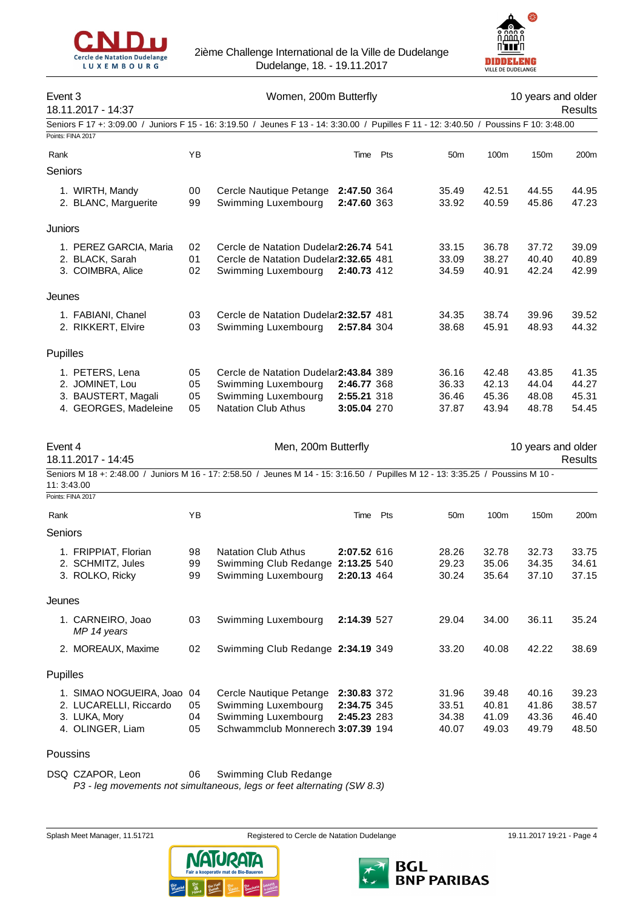2ième Challenge International de la Ville de Dudelange
Dudelange, 18. - 19.11.2017

## Event 3 — Women, 200m Butterfly — 10 years and older

18.11.2017 - 14:37 — Results

Seniors F 17 +: 3:09.00 / Juniors F 15 - 16: 3:19.50 / Jeunes F 13 - 14: 3:30.00 / Pupilles F 11 - 12: 3:40.50 / Poussins F 10: 3:48.00

Points: FINA 2017

| Rank | | YB | Club | Time | Pts | 50m | 100m | 150m | 200m |
|---|---|---|---|---|---|---|---|---|---|
| **Seniors** | | | | | | | | | |
| 1. | WIRTH, Mandy | 00 | Cercle Nautique Petange | **2:47.50** | 364 | 35.49 | 42.51 | 44.55 | 44.95 |
| 2. | BLANC, Marguerite | 99 | Swimming Luxembourg | **2:47.60** | 363 | 33.92 | 40.59 | 45.86 | 47.23 |
| **Juniors** | | | | | | | | | |
| 1. | PEREZ GARCIA, Maria | 02 | Cercle de Natation Dudelar | **2:26.74** | 541 | 33.15 | 36.78 | 37.72 | 39.09 |
| 2. | BLACK, Sarah | 01 | Cercle de Natation Dudelar | **2:32.65** | 481 | 33.09 | 38.27 | 40.40 | 40.89 |
| 3. | COIMBRA, Alice | 02 | Swimming Luxembourg | **2:40.73** | 412 | 34.59 | 40.91 | 42.24 | 42.99 |
| **Jeunes** | | | | | | | | | |
| 1. | FABIANI, Chanel | 03 | Cercle de Natation Dudelar | **2:32.57** | 481 | 34.35 | 38.74 | 39.96 | 39.52 |
| 2. | RIKKERT, Elvire | 03 | Swimming Luxembourg | **2:57.84** | 304 | 38.68 | 45.91 | 48.93 | 44.32 |
| **Pupilles** | | | | | | | | | |
| 1. | PETERS, Lena | 05 | Cercle de Natation Dudelar | **2:43.84** | 389 | 36.16 | 42.48 | 43.85 | 41.35 |
| 2. | JOMINET, Lou | 05 | Swimming Luxembourg | **2:46.77** | 368 | 36.33 | 42.13 | 44.04 | 44.27 |
| 3. | BAUSTERT, Magali | 05 | Swimming Luxembourg | **2:55.21** | 318 | 36.46 | 45.36 | 48.08 | 45.31 |
| 4. | GEORGES, Madeleine | 05 | Natation Club Athus | **3:05.04** | 270 | 37.87 | 43.94 | 48.78 | 54.45 |

## Event 4 — Men, 200m Butterfly — 10 years and older

18.11.2017 - 14:45 — Results

Seniors M 18 +: 2:48.00 / Juniors M 16 - 17: 2:58.50 / Jeunes M 14 - 15: 3:16.50 / Pupilles M 12 - 13: 3:35.25 / Poussins M 10 - 11: 3:43.00

Points: FINA 2017

| Rank | | YB | Club | Time | Pts | 50m | 100m | 150m | 200m |
|---|---|---|---|---|---|---|---|---|---|
| **Seniors** | | | | | | | | | |
| 1. | FRIPPIAT, Florian | 98 | Natation Club Athus | **2:07.52** | 616 | 28.26 | 32.78 | 32.73 | 33.75 |
| 2. | SCHMITZ, Jules | 99 | Swimming Club Redange | **2:13.25** | 540 | 29.23 | 35.06 | 34.35 | 34.61 |
| 3. | ROLKO, Ricky | 99 | Swimming Luxembourg | **2:20.13** | 464 | 30.24 | 35.64 | 37.10 | 37.15 |
| **Jeunes** | | | | | | | | | |
| 1. | CARNEIRO, Joao *MP 14 years* | 03 | Swimming Luxembourg | **2:14.39** | 527 | 29.04 | 34.00 | 36.11 | 35.24 |
| 2. | MOREAUX, Maxime | 02 | Swimming Club Redange | **2:34.19** | 349 | 33.20 | 40.08 | 42.22 | 38.69 |
| **Pupilles** | | | | | | | | | |
| 1. | SIMAO NOGUEIRA, Joao | 04 | Cercle Nautique Petange | **2:30.83** | 372 | 31.96 | 39.48 | 40.16 | 39.23 |
| 2. | LUCARELLI, Riccardo | 05 | Swimming Luxembourg | **2:34.75** | 345 | 33.51 | 40.81 | 41.86 | 38.57 |
| 3. | LUKA, Mory | 04 | Swimming Luxembourg | **2:45.23** | 283 | 34.38 | 41.09 | 43.36 | 46.40 |
| 4. | OLINGER, Liam | 05 | Schwammclub Monnerech | **3:07.39** | 194 | 40.07 | 49.03 | 49.79 | 48.50 |
| **Poussins** | | | | | | | | | |
| DSQ | CZAPOR, Leon | 06 | Swimming Club Redange | | | | | | |

*P3 - leg movements not simultaneous, legs or feet alternating (SW 8.3)*

Splash Meet Manager, 11.51721 — Registered to Cercle de Natation Dudelange — 19.11.2017 19:21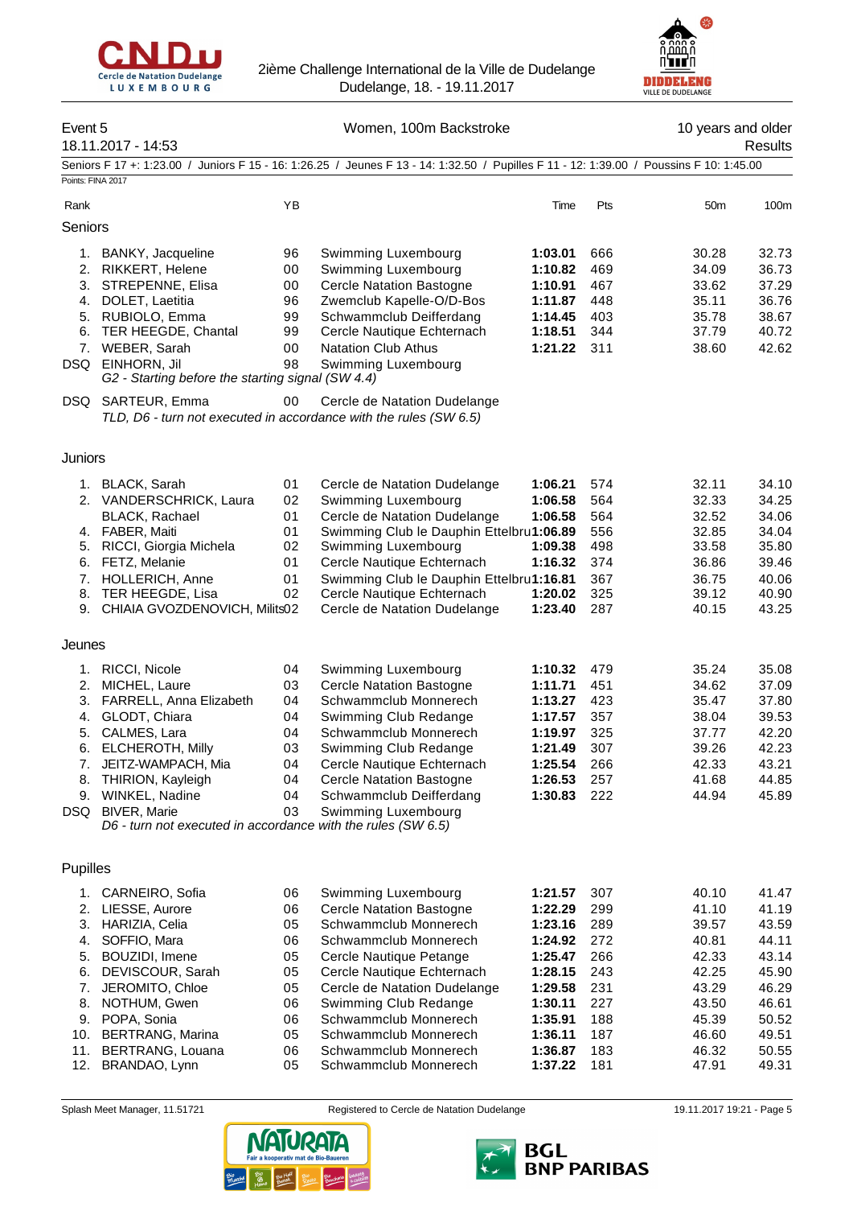2ième Challenge International de la Ville de Dudelange
Dudelange, 18. - 19.11.2017

**Event 5** — Women, 100m Backstroke — 10 years and older
18.11.2017 - 14:53 — Results

Seniors F 17 +: 1:23.00 / Juniors F 15 - 16: 1:26.25 / Jeunes F 13 - 14: 1:32.50 / Pupilles F 11 - 12: 1:39.00 / Poussins F 10: 1:45.00

Points: FINA 2017

| Rank | | YB | | Time | Pts | 50m | 100m |
|---|---|---|---|---|---|---|---|
| **Seniors** | | | | | | | |
| 1. | BANKY, Jacqueline | 96 | Swimming Luxembourg | **1:03.01** | 666 | 30.28 | 32.73 |
| 2. | RIKKERT, Helene | 00 | Swimming Luxembourg | **1:10.82** | 469 | 34.09 | 36.73 |
| 3. | STREPENNE, Elisa | 00 | Cercle Natation Bastogne | **1:10.91** | 467 | 33.62 | 37.29 |
| 4. | DOLET, Laetitia | 96 | Zwemclub Kapelle-O/D-Bos | **1:11.87** | 448 | 35.11 | 36.76 |
| 5. | RUBIOLO, Emma | 99 | Schwammclub Deifferdang | **1:14.45** | 403 | 35.78 | 38.67 |
| 6. | TER HEEGDE, Chantal | 99 | Cercle Nautique Echternach | **1:18.51** | 344 | 37.79 | 40.72 |
| 7. | WEBER, Sarah | 00 | Natation Club Athus | **1:21.22** | 311 | 38.60 | 42.62 |
| DSQ | EINHORN, Jil | 98 | Swimming Luxembourg | | | | |
| | *G2 - Starting before the starting signal (SW 4.4)* | | | | | | |
| DSQ | SARTEUR, Emma | 00 | Cercle de Natation Dudelange | | | | |
| | *TLD, D6 - turn not executed in accordance with the rules (SW 6.5)* | | | | | | |
| **Juniors** | | | | | | | |
| 1. | BLACK, Sarah | 01 | Cercle de Natation Dudelange | **1:06.21** | 574 | 32.11 | 34.10 |
| 2. | VANDERSCHRICK, Laura | 02 | Swimming Luxembourg | **1:06.58** | 564 | 32.33 | 34.25 |
| | BLACK, Rachael | 01 | Cercle de Natation Dudelange | **1:06.58** | 564 | 32.52 | 34.06 |
| 4. | FABER, Maiti | 01 | Swimming Club le Dauphin Ettelbru | **1:06.89** | 556 | 32.85 | 34.04 |
| 5. | RICCI, Giorgia Michela | 02 | Swimming Luxembourg | **1:09.38** | 498 | 33.58 | 35.80 |
| 6. | FETZ, Melanie | 01 | Cercle Nautique Echternach | **1:16.32** | 374 | 36.86 | 39.46 |
| 7. | HOLLERICH, Anne | 01 | Swimming Club le Dauphin Ettelbru | **1:16.81** | 367 | 36.75 | 40.06 |
| 8. | TER HEEGDE, Lisa | 02 | Cercle Nautique Echternach | **1:20.02** | 325 | 39.12 | 40.90 |
| 9. | CHIAIA GVOZDENOVICH, Milits | 02 | Cercle de Natation Dudelange | **1:23.40** | 287 | 40.15 | 43.25 |
| **Jeunes** | | | | | | | |
| 1. | RICCI, Nicole | 04 | Swimming Luxembourg | **1:10.32** | 479 | 35.24 | 35.08 |
| 2. | MICHEL, Laure | 03 | Cercle Natation Bastogne | **1:11.71** | 451 | 34.62 | 37.09 |
| 3. | FARRELL, Anna Elizabeth | 04 | Schwammclub Monnerech | **1:13.27** | 423 | 35.47 | 37.80 |
| 4. | GLODT, Chiara | 04 | Swimming Club Redange | **1:17.57** | 357 | 38.04 | 39.53 |
| 5. | CALMES, Lara | 04 | Schwammclub Monnerech | **1:19.97** | 325 | 37.77 | 42.20 |
| 6. | ELCHEROTH, Milly | 03 | Swimming Club Redange | **1:21.49** | 307 | 39.26 | 42.23 |
| 7. | JEITZ-WAMPACH, Mia | 04 | Cercle Nautique Echternach | **1:25.54** | 266 | 42.33 | 43.21 |
| 8. | THIRION, Kayleigh | 04 | Cercle Natation Bastogne | **1:26.53** | 257 | 41.68 | 44.85 |
| 9. | WINKEL, Nadine | 04 | Schwammclub Deifferdang | **1:30.83** | 222 | 44.94 | 45.89 |
| DSQ | BIVER, Marie | 03 | Swimming Luxembourg | | | | |
| | *D6 - turn not executed in accordance with the rules (SW 6.5)* | | | | | | |
| **Pupilles** | | | | | | | |
| 1. | CARNEIRO, Sofia | 06 | Swimming Luxembourg | **1:21.57** | 307 | 40.10 | 41.47 |
| 2. | LIESSE, Aurore | 06 | Cercle Natation Bastogne | **1:22.29** | 299 | 41.10 | 41.19 |
| 3. | HARIZIA, Celia | 05 | Schwammclub Monnerech | **1:23.16** | 289 | 39.57 | 43.59 |
| 4. | SOFFIO, Mara | 06 | Schwammclub Monnerech | **1:24.92** | 272 | 40.81 | 44.11 |
| 5. | BOUZIDI, Imene | 05 | Cercle Nautique Petange | **1:25.47** | 266 | 42.33 | 43.14 |
| 6. | DEVISCOUR, Sarah | 05 | Cercle Nautique Echternach | **1:28.15** | 243 | 42.25 | 45.90 |
| 7. | JEROMITO, Chloe | 05 | Cercle de Natation Dudelange | **1:29.58** | 231 | 43.29 | 46.29 |
| 8. | NOTHUM, Gwen | 06 | Swimming Club Redange | **1:30.11** | 227 | 43.50 | 46.61 |
| 9. | POPA, Sonia | 06 | Schwammclub Monnerech | **1:35.91** | 188 | 45.39 | 50.52 |
| 10. | BERTRANG, Marina | 05 | Schwammclub Monnerech | **1:36.11** | 187 | 46.60 | 49.51 |
| 11. | BERTRANG, Louana | 06 | Schwammclub Monnerech | **1:36.87** | 183 | 46.32 | 50.55 |
| 12. | BRANDAO, Lynn | 05 | Schwammclub Monnerech | **1:37.22** | 181 | 47.91 | 49.31 |

Splash Meet Manager, 11.51721 — Registered to Cercle de Natation Dudelange — 19.11.2017 19:21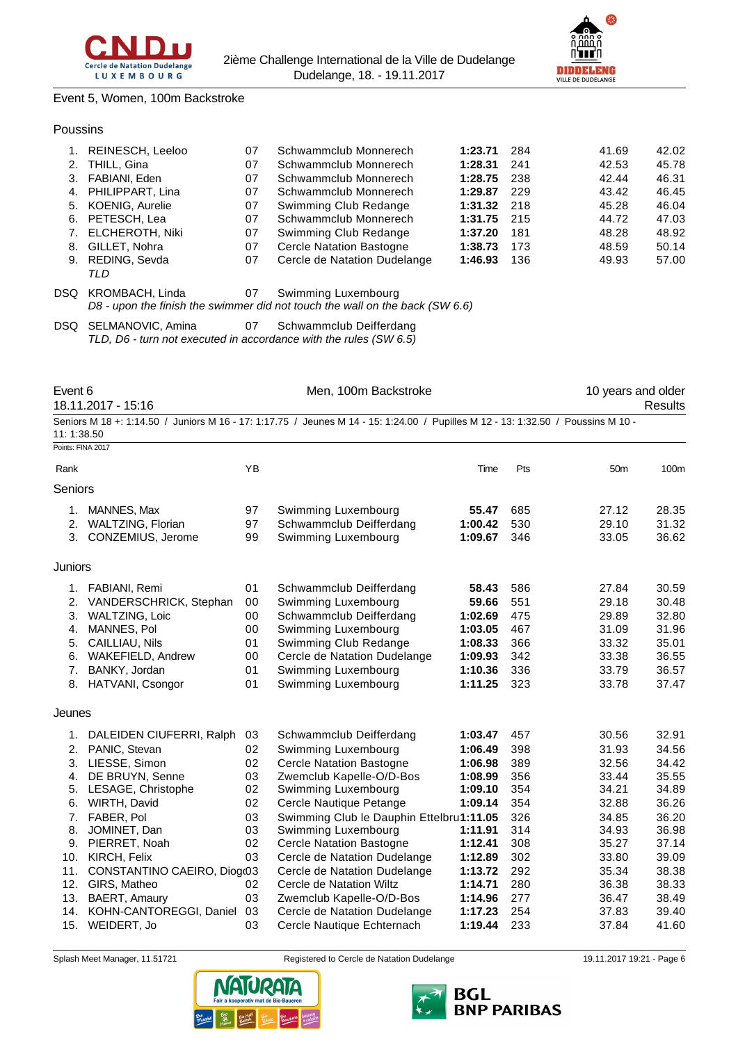Event 5, Women, 100m Backstroke

### Poussins

| Rank | Name | YB | Club | Time | Pts | 50m | 100m |
|---|---|---|---|---|---|---|---|
| 1. | REINESCH, Leeloo | 07 | Schwammclub Monnerech | **1:23.71** | 284 | 41.69 | 42.02 |
| 2. | THILL, Gina | 07 | Schwammclub Monnerech | **1:28.31** | 241 | 42.53 | 45.78 |
| 3. | FABIANI, Eden | 07 | Schwammclub Monnerech | **1:28.75** | 238 | 42.44 | 46.31 |
| 4. | PHILIPPART, Lina | 07 | Schwammclub Monnerech | **1:29.87** | 229 | 43.42 | 46.45 |
| 5. | KOENIG, Aurelie | 07 | Swimming Club Redange | **1:31.32** | 218 | 45.28 | 46.04 |
| 6. | PETESCH, Lea | 07 | Schwammclub Monnerech | **1:31.75** | 215 | 44.72 | 47.03 |
| 7. | ELCHEROTH, Niki | 07 | Swimming Club Redange | **1:37.20** | 181 | 48.28 | 48.92 |
| 8. | GILLET, Nohra | 07 | Cercle Natation Bastogne | **1:38.73** | 173 | 48.59 | 50.14 |
| 9. | REDING, Sevda *TLD* | 07 | Cercle de Natation Dudelange | **1:46.93** | 136 | 49.93 | 57.00 |

DSQ KROMBACH, Linda 07 Swimming Luxembourg
*D8 - upon the finish the swimmer did not touch the wall on the back (SW 6.6)*

DSQ SELMANOVIC, Amina 07 Schwammclub Deifferdang
*TLD, D6 - turn not executed in accordance with the rules (SW 6.5)*

## Event 6 — Men, 100m Backstroke — 10 years and older

18.11.2017 - 15:16 — Results

Seniors M 18 +: 1:14.50 / Juniors M 16 - 17: 1:17.75 / Jeunes M 14 - 15: 1:24.00 / Pupilles M 12 - 13: 1:32.50 / Poussins M 10 - 11: 1:38.50

Points: FINA 2017

### Seniors

| Rank | Name | YB | Club | Time | Pts | 50m | 100m |
|---|---|---|---|---|---|---|---|
| 1. | MANNES, Max | 97 | Swimming Luxembourg | **55.47** | 685 | 27.12 | 28.35 |
| 2. | WALTZING, Florian | 97 | Schwammclub Deifferdang | **1:00.42** | 530 | 29.10 | 31.32 |
| 3. | CONZEMIUS, Jerome | 99 | Swimming Luxembourg | **1:09.67** | 346 | 33.05 | 36.62 |

### Juniors

| Rank | Name | YB | Club | Time | Pts | 50m | 100m |
|---|---|---|---|---|---|---|---|
| 1. | FABIANI, Remi | 01 | Schwammclub Deifferdang | **58.43** | 586 | 27.84 | 30.59 |
| 2. | VANDERSCHRICK, Stephan | 00 | Swimming Luxembourg | **59.66** | 551 | 29.18 | 30.48 |
| 3. | WALTZING, Loic | 00 | Schwammclub Deifferdang | **1:02.69** | 475 | 29.89 | 32.80 |
| 4. | MANNES, Pol | 00 | Swimming Luxembourg | **1:03.05** | 467 | 31.09 | 31.96 |
| 5. | CAILLIAU, Nils | 01 | Swimming Club Redange | **1:08.33** | 366 | 33.32 | 35.01 |
| 6. | WAKEFIELD, Andrew | 00 | Cercle de Natation Dudelange | **1:09.93** | 342 | 33.38 | 36.55 |
| 7. | BANKY, Jordan | 01 | Swimming Luxembourg | **1:10.36** | 336 | 33.79 | 36.57 |
| 8. | HATVANI, Csongor | 01 | Swimming Luxembourg | **1:11.25** | 323 | 33.78 | 37.47 |

### Jeunes

| Rank | Name | YB | Club | Time | Pts | 50m | 100m |
|---|---|---|---|---|---|---|---|
| 1. | DALEIDEN CIUFERRI, Ralph | 03 | Schwammclub Deifferdang | **1:03.47** | 457 | 30.56 | 32.91 |
| 2. | PANIC, Stevan | 02 | Swimming Luxembourg | **1:06.49** | 398 | 31.93 | 34.56 |
| 3. | LIESSE, Simon | 02 | Cercle Natation Bastogne | **1:06.98** | 389 | 32.56 | 34.42 |
| 4. | DE BRUYN, Senne | 03 | Zwemclub Kapelle-O/D-Bos | **1:08.99** | 356 | 33.44 | 35.55 |
| 5. | LESAGE, Christophe | 02 | Swimming Luxembourg | **1:09.10** | 354 | 34.21 | 34.89 |
| 6. | WIRTH, David | 02 | Cercle Nautique Petange | **1:09.14** | 354 | 32.88 | 36.26 |
| 7. | FABER, Pol | 03 | Swimming Club le Dauphin Ettelbru | **1:11.05** | 326 | 34.85 | 36.20 |
| 8. | JOMINET, Dan | 03 | Swimming Luxembourg | **1:11.91** | 314 | 34.93 | 36.98 |
| 9. | PIERRET, Noah | 02 | Cercle Natation Bastogne | **1:12.41** | 308 | 35.27 | 37.14 |
| 10. | KIRCH, Felix | 03 | Cercle de Natation Dudelange | **1:12.89** | 302 | 33.80 | 39.09 |
| 11. | CONSTANTINO CAEIRO, Diogo | 03 | Cercle de Natation Dudelange | **1:13.72** | 292 | 35.34 | 38.38 |
| 12. | GIRS, Matheo | 02 | Cercle de Natation Wiltz | **1:14.71** | 280 | 36.38 | 38.33 |
| 13. | BAERT, Amaury | 03 | Zwemclub Kapelle-O/D-Bos | **1:14.96** | 277 | 36.47 | 38.49 |
| 14. | KOHN-CANTOREGGI, Daniel | 03 | Cercle de Natation Dudelange | **1:17.23** | 254 | 37.83 | 39.40 |
| 15. | WEIDERT, Jo | 03 | Cercle Nautique Echternach | **1:19.44** | 233 | 37.84 | 41.60 |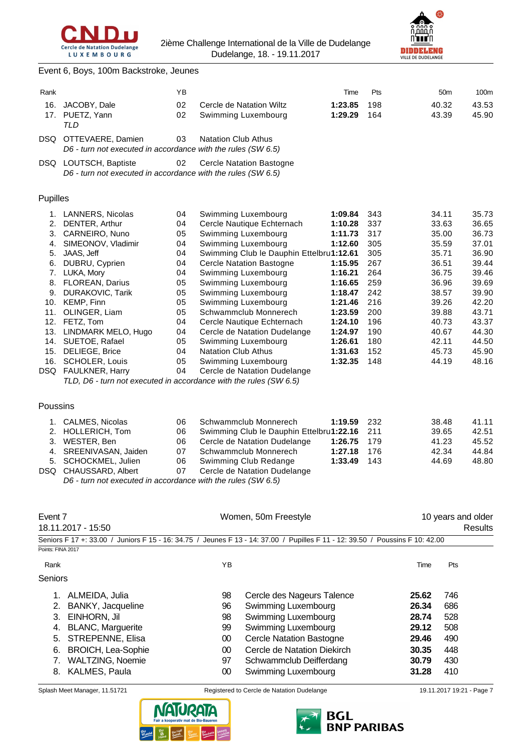Event 6, Boys, 100m Backstroke, Jeunes

| Rank | | YB | | Time | Pts | 50m | 100m |
|---|---|---|---|---|---|---|---|
| 16. | JACOBY, Dale | 02 | Cercle de Natation Wiltz | **1:23.85** | 198 | 40.32 | 43.53 |
| 17. | PUETZ, Yann | 02 | Swimming Luxembourg | **1:29.29** | 164 | 43.39 | 45.90 |
| | *TLD* | | | | | | |
| DSQ | OTTEVAERE, Damien | 03 | Natation Club Athus | | | | |
| | *D6 - turn not executed in accordance with the rules (SW 6.5)* | | | | | | |
| DSQ | LOUTSCH, Baptiste | 02 | Cercle Natation Bastogne | | | | |
| | *D6 - turn not executed in accordance with the rules (SW 6.5)* | | | | | | |

Pupilles

| Rank | | YB | | Time | Pts | 50m | 100m |
|---|---|---|---|---|---|---|---|
| 1. | LANNERS, Nicolas | 04 | Swimming Luxembourg | **1:09.84** | 343 | 34.11 | 35.73 |
| 2. | DENTER, Arthur | 04 | Cercle Nautique Echternach | **1:10.28** | 337 | 33.63 | 36.65 |
| 3. | CARNEIRO, Nuno | 05 | Swimming Luxembourg | **1:11.73** | 317 | 35.00 | 36.73 |
| 4. | SIMEONOV, Vladimir | 04 | Swimming Luxembourg | **1:12.60** | 305 | 35.59 | 37.01 |
| 5. | JAAS, Jeff | 04 | Swimming Club le Dauphin Ettelbru | **1:12.61** | 305 | 35.71 | 36.90 |
| 6. | DUBRU, Cyprien | 04 | Cercle Natation Bastogne | **1:15.95** | 267 | 36.51 | 39.44 |
| 7. | LUKA, Mory | 04 | Swimming Luxembourg | **1:16.21** | 264 | 36.75 | 39.46 |
| 8. | FLOREAN, Darius | 05 | Swimming Luxembourg | **1:16.65** | 259 | 36.96 | 39.69 |
| 9. | DURAKOVIC, Tarik | 05 | Swimming Luxembourg | **1:18.47** | 242 | 38.57 | 39.90 |
| 10. | KEMP, Finn | 05 | Swimming Luxembourg | **1:21.46** | 216 | 39.26 | 42.20 |
| 11. | OLINGER, Liam | 05 | Schwammclub Monnerech | **1:23.59** | 200 | 39.88 | 43.71 |
| 12. | FETZ, Tom | 04 | Cercle Nautique Echternach | **1:24.10** | 196 | 40.73 | 43.37 |
| 13. | LINDMARK MELO, Hugo | 04 | Cercle de Natation Dudelange | **1:24.97** | 190 | 40.67 | 44.30 |
| 14. | SUETOE, Rafael | 05 | Swimming Luxembourg | **1:26.61** | 180 | 42.11 | 44.50 |
| 15. | DELIEGE, Brice | 04 | Natation Club Athus | **1:31.63** | 152 | 45.73 | 45.90 |
| 16. | SCHOLER, Louis | 05 | Swimming Luxembourg | **1:32.35** | 148 | 44.19 | 48.16 |
| DSQ | FAULKNER, Harry | 04 | Cercle de Natation Dudelange | | | | |
| | *TLD, D6 - turn not executed in accordance with the rules (SW 6.5)* | | | | | | |

Poussins

| Rank | | YB | | Time | Pts | 50m | 100m |
|---|---|---|---|---|---|---|---|
| 1. | CALMES, Nicolas | 06 | Schwammclub Monnerech | **1:19.59** | 232 | 38.48 | 41.11 |
| 2. | HOLLERICH, Tom | 06 | Swimming Club le Dauphin Ettelbru | **1:22.16** | 211 | 39.65 | 42.51 |
| 3. | WESTER, Ben | 06 | Cercle de Natation Dudelange | **1:26.75** | 179 | 41.23 | 45.52 |
| 4. | SREENIVASAN, Jaiden | 07 | Schwammclub Monnerech | **1:27.18** | 176 | 42.34 | 44.84 |
| 5. | SCHOCKMEL, Julien | 06 | Swimming Club Redange | **1:33.49** | 143 | 44.69 | 48.80 |
| DSQ | CHAUSSARD, Albert | 07 | Cercle de Natation Dudelange | | | | |
| | *D6 - turn not executed in accordance with the rules (SW 6.5)* | | | | | | |

## Event 7 — Women, 50m Freestyle — 10 years and older

18.11.2017 - 15:50 — Results

Seniors F 17 +: 33.00 / Juniors F 15 - 16: 34.75 / Jeunes F 13 - 14: 37.00 / Pupilles F 11 - 12: 39.50 / Poussins F 10: 42.00

Points: FINA 2017

Seniors

| Rank | | YB | | Time | Pts |
|---|---|---|---|---|---|
| 1. | ALMEIDA, Julia | 98 | Cercle des Nageurs Talence | **25.62** | 746 |
| 2. | BANKY, Jacqueline | 96 | Swimming Luxembourg | **26.34** | 686 |
| 3. | EINHORN, Jil | 98 | Swimming Luxembourg | **28.74** | 528 |
| 4. | BLANC, Marguerite | 99 | Swimming Luxembourg | **29.12** | 508 |
| 5. | STREPENNE, Elisa | 00 | Cercle Natation Bastogne | **29.46** | 490 |
| 6. | BROICH, Lea-Sophie | 00 | Cercle de Natation Diekirch | **30.35** | 448 |
| 7. | WALTZING, Noemie | 97 | Schwammclub Deifferdang | **30.79** | 430 |
| 8. | KALMES, Paula | 00 | Swimming Luxembourg | **31.28** | 410 |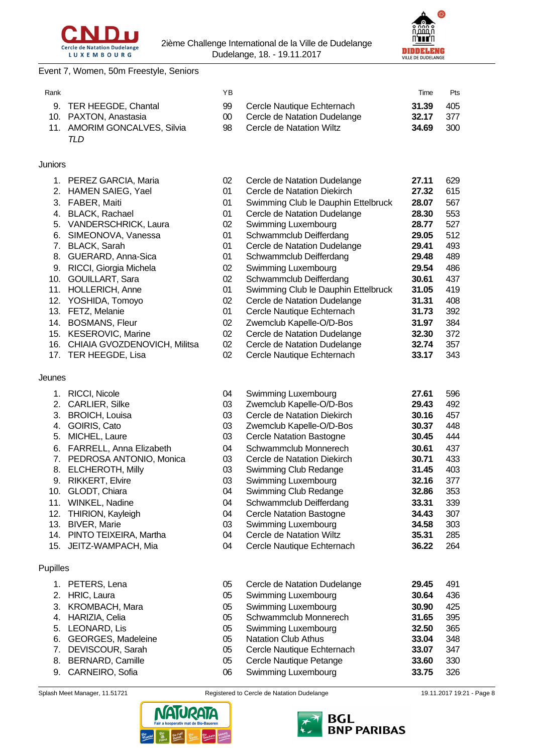Event 7, Women, 50m Freestyle, Seniors

| Rank | | YB | | Time | Pts |
|---|---|---|---|---|---|
| 9. | TER HEEGDE, Chantal | 99 | Cercle Nautique Echternach | **31.39** | 405 |
| 10. | PAXTON, Anastasia | 00 | Cercle de Natation Dudelange | **32.17** | 377 |
| 11. | AMORIM GONCALVES, Silvia | 98 | Cercle de Natation Wiltz | **34.69** | 300 |
| | *TLD* | | | | |

Juniors

| Rank | | YB | | Time | Pts |
|---|---|---|---|---|---|
| 1. | PEREZ GARCIA, Maria | 02 | Cercle de Natation Dudelange | **27.11** | 629 |
| 2. | HAMEN SAIEG, Yael | 01 | Cercle de Natation Diekirch | **27.32** | 615 |
| 3. | FABER, Maiti | 01 | Swimming Club le Dauphin Ettelbruck | **28.07** | 567 |
| 4. | BLACK, Rachael | 01 | Cercle de Natation Dudelange | **28.30** | 553 |
| 5. | VANDERSCHRICK, Laura | 02 | Swimming Luxembourg | **28.77** | 527 |
| 6. | SIMEONOVA, Vanessa | 01 | Schwammclub Deifferdang | **29.05** | 512 |
| 7. | BLACK, Sarah | 01 | Cercle de Natation Dudelange | **29.41** | 493 |
| 8. | GUERARD, Anna-Sica | 01 | Schwammclub Deifferdang | **29.48** | 489 |
| 9. | RICCI, Giorgia Michela | 02 | Swimming Luxembourg | **29.54** | 486 |
| 10. | GOUILLART, Sara | 02 | Schwammclub Deifferdang | **30.61** | 437 |
| 11. | HOLLERICH, Anne | 01 | Swimming Club le Dauphin Ettelbruck | **31.05** | 419 |
| 12. | YOSHIDA, Tomoyo | 02 | Cercle de Natation Dudelange | **31.31** | 408 |
| 13. | FETZ, Melanie | 01 | Cercle Nautique Echternach | **31.73** | 392 |
| 14. | BOSMANS, Fleur | 02 | Zwemclub Kapelle-O/D-Bos | **31.97** | 384 |
| 15. | KESEROVIC, Marine | 02 | Cercle de Natation Dudelange | **32.30** | 372 |
| 16. | CHIAIA GVOZDENOVICH, Militsa | 02 | Cercle de Natation Dudelange | **32.74** | 357 |
| 17. | TER HEEGDE, Lisa | 02 | Cercle Nautique Echternach | **33.17** | 343 |

Jeunes

| Rank | | YB | | Time | Pts |
|---|---|---|---|---|---|
| 1. | RICCI, Nicole | 04 | Swimming Luxembourg | **27.61** | 596 |
| 2. | CARLIER, Silke | 03 | Zwemclub Kapelle-O/D-Bos | **29.43** | 492 |
| 3. | BROICH, Louisa | 03 | Cercle de Natation Diekirch | **30.16** | 457 |
| 4. | GOIRIS, Cato | 03 | Zwemclub Kapelle-O/D-Bos | **30.37** | 448 |
| 5. | MICHEL, Laure | 03 | Cercle Natation Bastogne | **30.45** | 444 |
| 6. | FARRELL, Anna Elizabeth | 04 | Schwammclub Monnerech | **30.61** | 437 |
| 7. | PEDROSA ANTONIO, Monica | 03 | Cercle de Natation Diekirch | **30.71** | 433 |
| 8. | ELCHEROTH, Milly | 03 | Swimming Club Redange | **31.45** | 403 |
| 9. | RIKKERT, Elvire | 03 | Swimming Luxembourg | **32.16** | 377 |
| 10. | GLODT, Chiara | 04 | Swimming Club Redange | **32.86** | 353 |
| 11. | WINKEL, Nadine | 04 | Schwammclub Deifferdang | **33.31** | 339 |
| 12. | THIRION, Kayleigh | 04 | Cercle Natation Bastogne | **34.43** | 307 |
| 13. | BIVER, Marie | 03 | Swimming Luxembourg | **34.58** | 303 |
| 14. | PINTO TEIXEIRA, Martha | 04 | Cercle de Natation Wiltz | **35.31** | 285 |
| 15. | JEITZ-WAMPACH, Mia | 04 | Cercle Nautique Echternach | **36.22** | 264 |

Pupilles

| Rank | | YB | | Time | Pts |
|---|---|---|---|---|---|
| 1. | PETERS, Lena | 05 | Cercle de Natation Dudelange | **29.45** | 491 |
| 2. | HRIC, Laura | 05 | Swimming Luxembourg | **30.64** | 436 |
| 3. | KROMBACH, Mara | 05 | Swimming Luxembourg | **30.90** | 425 |
| 4. | HARIZIA, Celia | 05 | Schwammclub Monnerech | **31.65** | 395 |
| 5. | LEONARD, Lis | 05 | Swimming Luxembourg | **32.50** | 365 |
| 6. | GEORGES, Madeleine | 05 | Natation Club Athus | **33.04** | 348 |
| 7. | DEVISCOUR, Sarah | 05 | Cercle Nautique Echternach | **33.07** | 347 |
| 8. | BERNARD, Camille | 05 | Cercle Nautique Petange | **33.60** | 330 |
| 9. | CARNEIRO, Sofia | 06 | Swimming Luxembourg | **33.75** | 326 |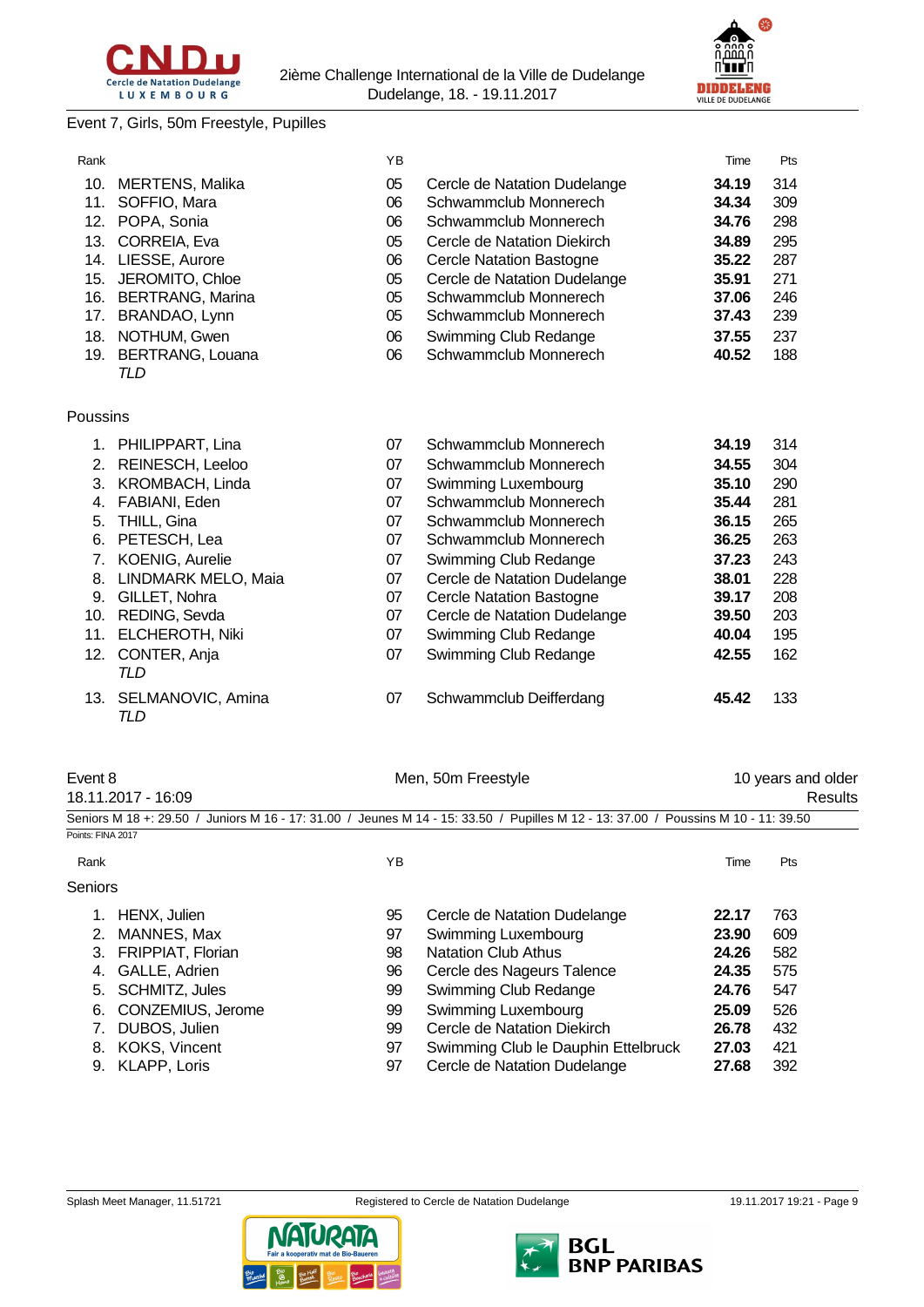Event 7, Girls, 50m Freestyle, Pupilles

| Rank | | YB | | Time | Pts |
|---|---|---|---|---|---|
| 10. | MERTENS, Malika | 05 | Cercle de Natation Dudelange | **34.19** | 314 |
| 11. | SOFFIO, Mara | 06 | Schwammclub Monnerech | **34.34** | 309 |
| 12. | POPA, Sonia | 06 | Schwammclub Monnerech | **34.76** | 298 |
| 13. | CORREIA, Eva | 05 | Cercle de Natation Diekirch | **34.89** | 295 |
| 14. | LIESSE, Aurore | 06 | Cercle Natation Bastogne | **35.22** | 287 |
| 15. | JEROMITO, Chloe | 05 | Cercle de Natation Dudelange | **35.91** | 271 |
| 16. | BERTRANG, Marina | 05 | Schwammclub Monnerech | **37.06** | 246 |
| 17. | BRANDAO, Lynn | 05 | Schwammclub Monnerech | **37.43** | 239 |
| 18. | NOTHUM, Gwen | 06 | Swimming Club Redange | **37.55** | 237 |
| 19. | BERTRANG, Louana *TLD* | 06 | Schwammclub Monnerech | **40.52** | 188 |

Poussins

| Rank | | YB | | Time | Pts |
|---|---|---|---|---|---|
| 1. | PHILIPPART, Lina | 07 | Schwammclub Monnerech | **34.19** | 314 |
| 2. | REINESCH, Leeloo | 07 | Schwammclub Monnerech | **34.55** | 304 |
| 3. | KROMBACH, Linda | 07 | Swimming Luxembourg | **35.10** | 290 |
| 4. | FABIANI, Eden | 07 | Schwammclub Monnerech | **35.44** | 281 |
| 5. | THILL, Gina | 07 | Schwammclub Monnerech | **36.15** | 265 |
| 6. | PETESCH, Lea | 07 | Schwammclub Monnerech | **36.25** | 263 |
| 7. | KOENIG, Aurelie | 07 | Swimming Club Redange | **37.23** | 243 |
| 8. | LINDMARK MELO, Maia | 07 | Cercle de Natation Dudelange | **38.01** | 228 |
| 9. | GILLET, Nohra | 07 | Cercle Natation Bastogne | **39.17** | 208 |
| 10. | REDING, Sevda | 07 | Cercle de Natation Dudelange | **39.50** | 203 |
| 11. | ELCHEROTH, Niki | 07 | Swimming Club Redange | **40.04** | 195 |
| 12. | CONTER, Anja *TLD* | 07 | Swimming Club Redange | **42.55** | 162 |
| 13. | SELMANOVIC, Amina *TLD* | 07 | Schwammclub Deifferdang | **45.42** | 133 |

Event 8 — Men, 50m Freestyle — 10 years and older

18.11.2017 - 16:09 — Results

Seniors M 18 +: 29.50 / Juniors M 16 - 17: 31.00 / Jeunes M 14 - 15: 33.50 / Pupilles M 12 - 13: 37.00 / Poussins M 10 - 11: 39.50

Points: FINA 2017

Seniors

| Rank | | YB | | Time | Pts |
|---|---|---|---|---|---|
| 1. | HENX, Julien | 95 | Cercle de Natation Dudelange | **22.17** | 763 |
| 2. | MANNES, Max | 97 | Swimming Luxembourg | **23.90** | 609 |
| 3. | FRIPPIAT, Florian | 98 | Natation Club Athus | **24.26** | 582 |
| 4. | GALLE, Adrien | 96 | Cercle des Nageurs Talence | **24.35** | 575 |
| 5. | SCHMITZ, Jules | 99 | Swimming Club Redange | **24.76** | 547 |
| 6. | CONZEMIUS, Jerome | 99 | Swimming Luxembourg | **25.09** | 526 |
| 7. | DUBOS, Julien | 99 | Cercle de Natation Diekirch | **26.78** | 432 |
| 8. | KOKS, Vincent | 97 | Swimming Club le Dauphin Ettelbruck | **27.03** | 421 |
| 9. | KLAPP, Loris | 97 | Cercle de Natation Dudelange | **27.68** | 392 |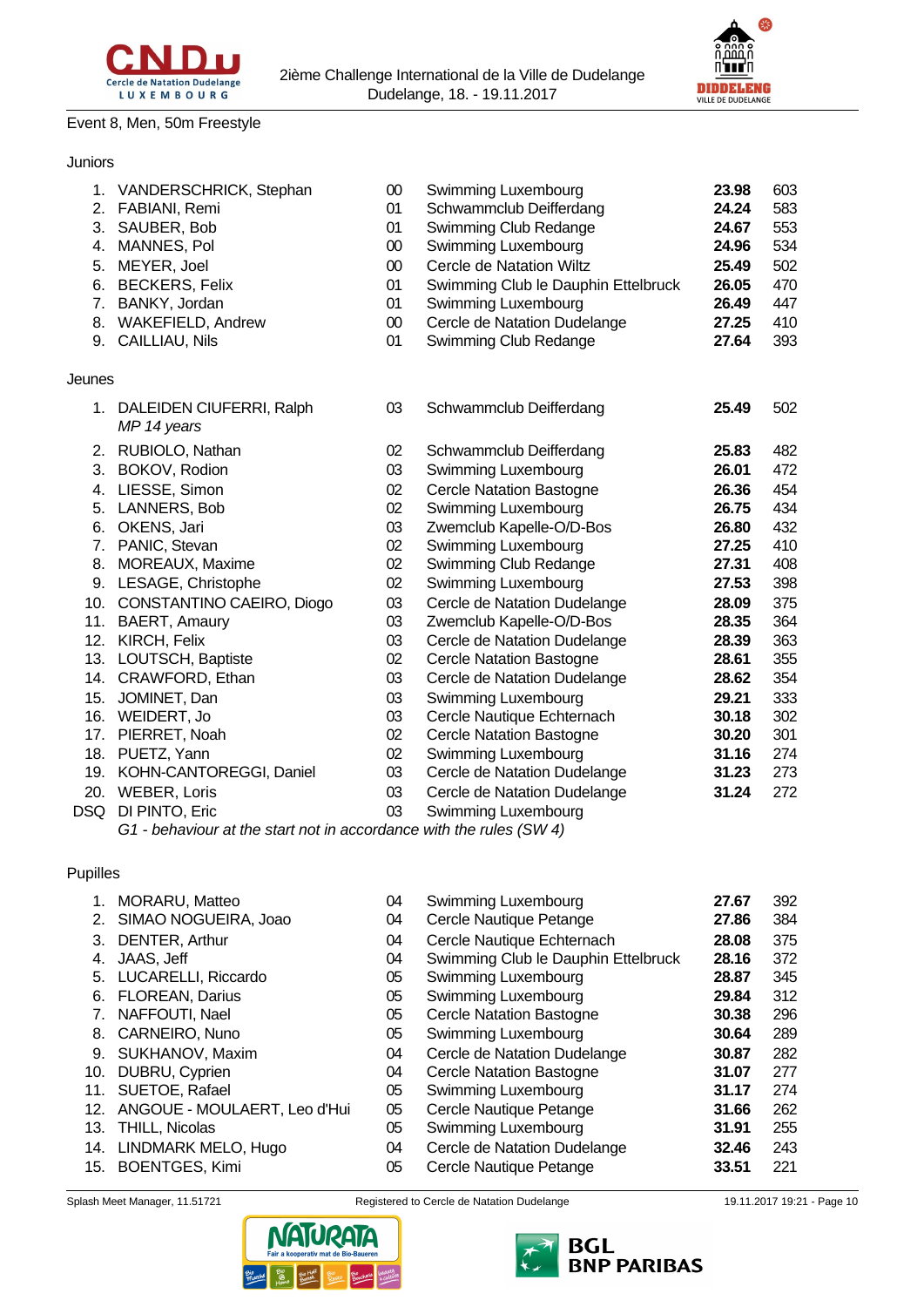Event 8, Men, 50m Freestyle

## Juniors

| | Name | YB | Club | Time | Points |
|---|---|---|---|---|---|
| 1. | VANDERSCHRICK, Stephan | 00 | Swimming Luxembourg | **23.98** | 603 |
| 2. | FABIANI, Remi | 01 | Schwammclub Deifferdang | **24.24** | 583 |
| 3. | SAUBER, Bob | 01 | Swimming Club Redange | **24.67** | 553 |
| 4. | MANNES, Pol | 00 | Swimming Luxembourg | **24.96** | 534 |
| 5. | MEYER, Joel | 00 | Cercle de Natation Wiltz | **25.49** | 502 |
| 6. | BECKERS, Felix | 01 | Swimming Club le Dauphin Ettelbruck | **26.05** | 470 |
| 7. | BANKY, Jordan | 01 | Swimming Luxembourg | **26.49** | 447 |
| 8. | WAKEFIELD, Andrew | 00 | Cercle de Natation Dudelange | **27.25** | 410 |
| 9. | CAILLIAU, Nils | 01 | Swimming Club Redange | **27.64** | 393 |

## Jeunes

| | Name | YB | Club | Time | Points |
|---|---|---|---|---|---|
| 1. | DALEIDEN CIUFERRI, Ralph *MP 14 years* | 03 | Schwammclub Deifferdang | **25.49** | 502 |
| 2. | RUBIOLO, Nathan | 02 | Schwammclub Deifferdang | **25.83** | 482 |
| 3. | BOKOV, Rodion | 03 | Swimming Luxembourg | **26.01** | 472 |
| 4. | LIESSE, Simon | 02 | Cercle Natation Bastogne | **26.36** | 454 |
| 5. | LANNERS, Bob | 02 | Swimming Luxembourg | **26.75** | 434 |
| 6. | OKENS, Jari | 03 | Zwemclub Kapelle-O/D-Bos | **26.80** | 432 |
| 7. | PANIC, Stevan | 02 | Swimming Luxembourg | **27.25** | 410 |
| 8. | MOREAUX, Maxime | 02 | Swimming Club Redange | **27.31** | 408 |
| 9. | LESAGE, Christophe | 02 | Swimming Luxembourg | **27.53** | 398 |
| 10. | CONSTANTINO CAEIRO, Diogo | 03 | Cercle de Natation Dudelange | **28.09** | 375 |
| 11. | BAERT, Amaury | 03 | Zwemclub Kapelle-O/D-Bos | **28.35** | 364 |
| 12. | KIRCH, Felix | 03 | Cercle de Natation Dudelange | **28.39** | 363 |
| 13. | LOUTSCH, Baptiste | 02 | Cercle Natation Bastogne | **28.61** | 355 |
| 14. | CRAWFORD, Ethan | 03 | Cercle de Natation Dudelange | **28.62** | 354 |
| 15. | JOMINET, Dan | 03 | Swimming Luxembourg | **29.21** | 333 |
| 16. | WEIDERT, Jo | 03 | Cercle Nautique Echternach | **30.18** | 302 |
| 17. | PIERRET, Noah | 02 | Cercle Natation Bastogne | **30.20** | 301 |
| 18. | PUETZ, Yann | 02 | Swimming Luxembourg | **31.16** | 274 |
| 19. | KOHN-CANTOREGGI, Daniel | 03 | Cercle de Natation Dudelange | **31.23** | 273 |
| 20. | WEBER, Loris | 03 | Cercle de Natation Dudelange | **31.24** | 272 |
| DSQ | DI PINTO, Eric | 03 | Swimming Luxembourg | | |

*G1 - behaviour at the start not in accordance with the rules (SW 4)*

## Pupilles

| | Name | YB | Club | Time | Points |
|---|---|---|---|---|---|
| 1. | MORARU, Matteo | 04 | Swimming Luxembourg | **27.67** | 392 |
| 2. | SIMAO NOGUEIRA, Joao | 04 | Cercle Nautique Petange | **27.86** | 384 |
| 3. | DENTER, Arthur | 04 | Cercle Nautique Echternach | **28.08** | 375 |
| 4. | JAAS, Jeff | 04 | Swimming Club le Dauphin Ettelbruck | **28.16** | 372 |
| 5. | LUCARELLI, Riccardo | 05 | Swimming Luxembourg | **28.87** | 345 |
| 6. | FLOREAN, Darius | 05 | Swimming Luxembourg | **29.84** | 312 |
| 7. | NAFFOUTI, Nael | 05 | Cercle Natation Bastogne | **30.38** | 296 |
| 8. | CARNEIRO, Nuno | 05 | Swimming Luxembourg | **30.64** | 289 |
| 9. | SUKHANOV, Maxim | 04 | Cercle de Natation Dudelange | **30.87** | 282 |
| 10. | DUBRU, Cyprien | 04 | Cercle Natation Bastogne | **31.07** | 277 |
| 11. | SUETOE, Rafael | 05 | Swimming Luxembourg | **31.17** | 274 |
| 12. | ANGOUE - MOULAERT, Leo d'Hui | 05 | Cercle Nautique Petange | **31.66** | 262 |
| 13. | THILL, Nicolas | 05 | Swimming Luxembourg | **31.91** | 255 |
| 14. | LINDMARK MELO, Hugo | 04 | Cercle de Natation Dudelange | **32.46** | 243 |
| 15. | BOENTGES, Kimi | 05 | Cercle Nautique Petange | **33.51** | 221 |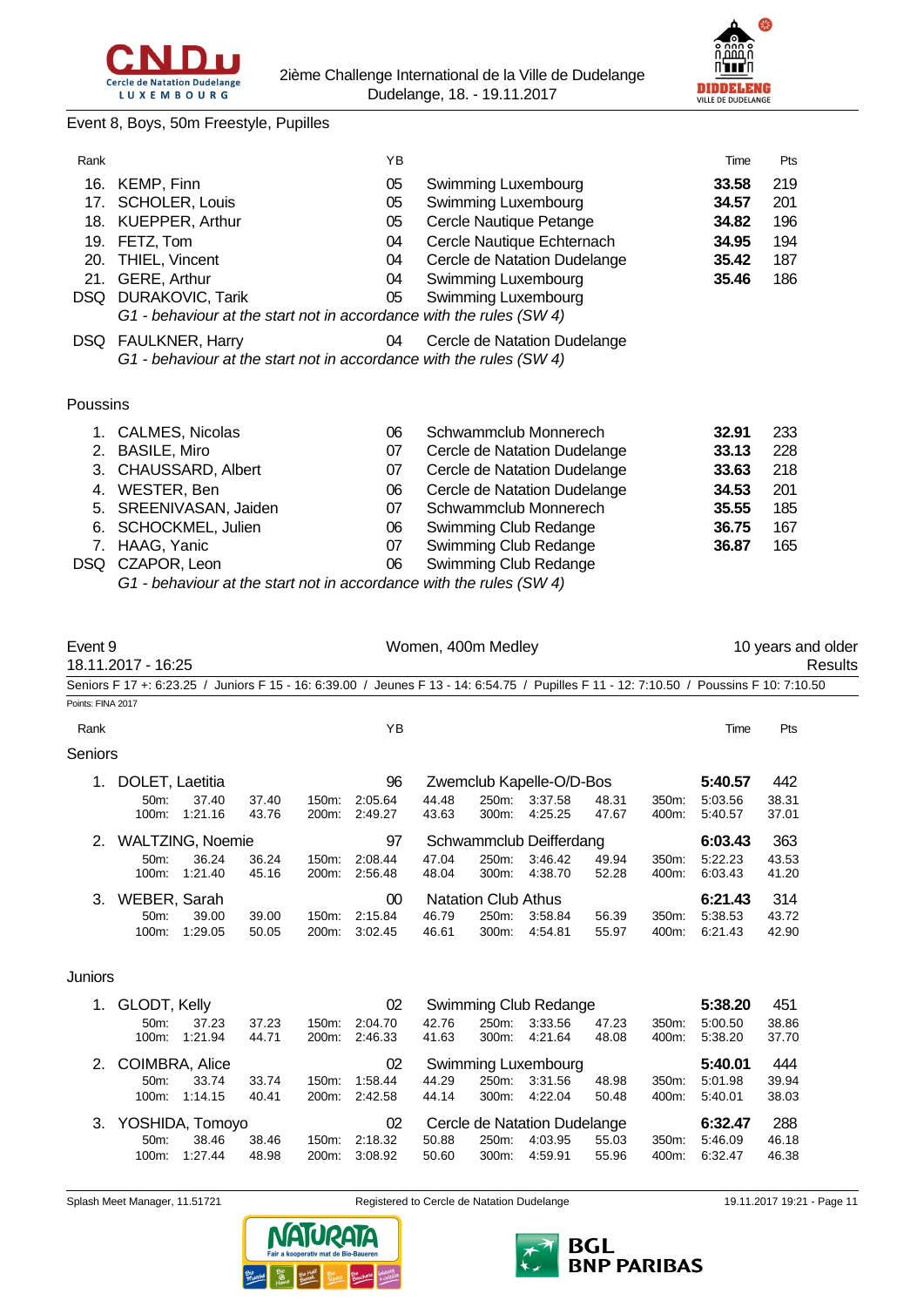Event 8, Boys, 50m Freestyle, Pupilles

| Rank | | YB | | Time | Pts |
|---|---|---|---|---|---|
| 16. | KEMP, Finn | 05 | Swimming Luxembourg | **33.58** | 219 |
| 17. | SCHOLER, Louis | 05 | Swimming Luxembourg | **34.57** | 201 |
| 18. | KUEPPER, Arthur | 05 | Cercle Nautique Petange | **34.82** | 196 |
| 19. | FETZ, Tom | 04 | Cercle Nautique Echternach | **34.95** | 194 |
| 20. | THIEL, Vincent | 04 | Cercle de Natation Dudelange | **35.42** | 187 |
| 21. | GERE, Arthur | 04 | Swimming Luxembourg | **35.46** | 186 |
| DSQ | DURAKOVIC, Tarik | 05 | Swimming Luxembourg | | |
| | *G1 - behaviour at the start not in accordance with the rules (SW 4)* | | | | |
| DSQ | FAULKNER, Harry | 04 | Cercle de Natation Dudelange | | |
| | *G1 - behaviour at the start not in accordance with the rules (SW 4)* | | | | |

Poussins

| Rank | | YB | | Time | Pts |
|---|---|---|---|---|---|
| 1. | CALMES, Nicolas | 06 | Schwammclub Monnerech | **32.91** | 233 |
| 2. | BASILE, Miro | 07 | Cercle de Natation Dudelange | **33.13** | 228 |
| 3. | CHAUSSARD, Albert | 07 | Cercle de Natation Dudelange | **33.63** | 218 |
| 4. | WESTER, Ben | 06 | Cercle de Natation Dudelange | **34.53** | 201 |
| 5. | SREENIVASAN, Jaiden | 07 | Schwammclub Monnerech | **35.55** | 185 |
| 6. | SCHOCKMEL, Julien | 06 | Swimming Club Redange | **36.75** | 167 |
| 7. | HAAG, Yanic | 07 | Swimming Club Redange | **36.87** | 165 |
| DSQ | CZAPOR, Leon | 06 | Swimming Club Redange | | |
| | *G1 - behaviour at the start not in accordance with the rules (SW 4)* | | | | |

## Event 9 — Women, 400m Medley — 10 years and older

18.11.2017 - 16:25 — Results

Seniors F 17 +: 6:23.25 / Juniors F 15 - 16: 6:39.00 / Jeunes F 13 - 14: 6:54.75 / Pupilles F 11 - 12: 7:10.50 / Poussins F 10: 7:10.50

Points: FINA 2017

### Seniors

| Rank | | YB | | Time | Pts |
|---|---|---|---|---|---|
| 1. | DOLET, Laetitia | 96 | Zwemclub Kapelle-O/D-Bos | **5:40.57** | 442 |
| | 50m: 37.40 (37.40) · 100m: 1:21.16 (43.76) · 150m: 2:05.64 (44.48) · 200m: 2:49.27 (43.63) · 250m: 3:37.58 (48.31) · 300m: 4:25.25 (47.67) · 350m: 5:03.56 (38.31) · 400m: 5:40.57 (37.01) | | | | |
| 2. | WALTZING, Noemie | 97 | Schwammclub Deifferdang | **6:03.43** | 363 |
| | 50m: 36.24 (36.24) · 100m: 1:21.40 (45.16) · 150m: 2:08.44 (47.04) · 200m: 2:56.48 (48.04) · 250m: 3:46.42 (49.94) · 300m: 4:38.70 (52.28) · 350m: 5:22.23 (43.53) · 400m: 6:03.43 (41.20) | | | | |
| 3. | WEBER, Sarah | 00 | Natation Club Athus | **6:21.43** | 314 |
| | 50m: 39.00 (39.00) · 100m: 1:29.05 (50.05) · 150m: 2:15.84 (46.79) · 200m: 3:02.45 (46.61) · 250m: 3:58.84 (56.39) · 300m: 4:54.81 (55.97) · 350m: 5:38.53 (43.72) · 400m: 6:21.43 (42.90) | | | | |

### Juniors

| Rank | | YB | | Time | Pts |
|---|---|---|---|---|---|
| 1. | GLODT, Kelly | 02 | Swimming Club Redange | **5:38.20** | 451 |
| | 50m: 37.23 (37.23) · 100m: 1:21.94 (44.71) · 150m: 2:04.70 (42.76) · 200m: 2:46.33 (41.63) · 250m: 3:33.56 (47.23) · 300m: 4:21.64 (48.08) · 350m: 5:00.50 (38.86) · 400m: 5:38.20 (37.70) | | | | |
| 2. | COIMBRA, Alice | 02 | Swimming Luxembourg | **5:40.01** | 444 |
| | 50m: 33.74 (33.74) · 100m: 1:14.15 (40.41) · 150m: 1:58.44 (44.29) · 200m: 2:42.58 (44.14) · 250m: 3:31.56 (48.98) · 300m: 4:22.04 (50.48) · 350m: 5:01.98 (39.94) · 400m: 5:40.01 (38.03) | | | | |
| 3. | YOSHIDA, Tomoyo | 02 | Cercle de Natation Dudelange | **6:32.47** | 288 |
| | 50m: 38.46 (38.46) · 100m: 1:27.44 (48.98) · 150m: 2:18.32 (50.88) · 200m: 3:08.92 (50.60) · 250m: 4:03.95 (55.03) · 300m: 4:59.91 (55.96) · 350m: 5:46.09 (46.18) · 400m: 6:32.47 (46.38) | | | | |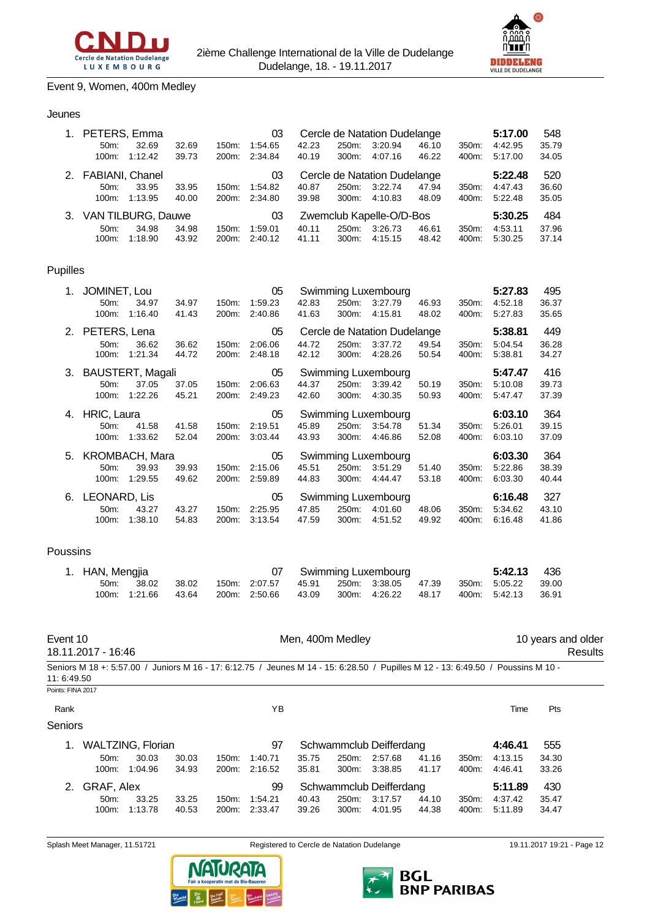2ième Challenge International de la Ville de Dudelange
Dudelange, 18. - 19.11.2017

Event 9, Women, 400m Medley

### Jeunes

| Rank | Name | YB | Club | Time | Pts |
|---|---|---|---|---|---|
| 1. | PETERS, Emma | 03 | Cercle de Natation Dudelange | **5:17.00** | 548 |
| | 50m: 32.69 32.69 / 100m: 1:12.42 39.73 / 150m: 1:54.65 42.23 / 200m: 2:34.84 40.19 / 250m: 3:20.94 46.10 / 300m: 4:07.16 46.22 / 350m: 4:42.95 35.79 / 400m: 5:17.00 34.05 | | | | |
| 2. | FABIANI, Chanel | 03 | Cercle de Natation Dudelange | **5:22.48** | 520 |
| | 50m: 33.95 33.95 / 100m: 1:13.95 40.00 / 150m: 1:54.82 40.87 / 200m: 2:34.80 39.98 / 250m: 3:22.74 47.94 / 300m: 4:10.83 48.09 / 350m: 4:47.43 36.60 / 400m: 5:22.48 35.05 | | | | |
| 3. | VAN TILBURG, Dauwe | 03 | Zwemclub Kapelle-O/D-Bos | **5:30.25** | 484 |
| | 50m: 34.98 34.98 / 100m: 1:18.90 43.92 / 150m: 1:59.01 40.11 / 200m: 2:40.12 41.11 / 250m: 3:26.73 46.61 / 300m: 4:15.15 48.42 / 350m: 4:53.11 37.96 / 400m: 5:30.25 37.14 | | | | |

### Pupilles

| Rank | Name | YB | Club | Time | Pts |
|---|---|---|---|---|---|
| 1. | JOMINET, Lou | 05 | Swimming Luxembourg | **5:27.83** | 495 |
| | 50m: 34.97 34.97 / 100m: 1:16.40 41.43 / 150m: 1:59.23 42.83 / 200m: 2:40.86 41.63 / 250m: 3:27.79 46.93 / 300m: 4:15.81 48.02 / 350m: 4:52.18 36.37 / 400m: 5:27.83 35.65 | | | | |
| 2. | PETERS, Lena | 05 | Cercle de Natation Dudelange | **5:38.81** | 449 |
| | 50m: 36.62 36.62 / 100m: 1:21.34 44.72 / 150m: 2:06.06 44.72 / 200m: 2:48.18 42.12 / 250m: 3:37.72 49.54 / 300m: 4:28.26 50.54 / 350m: 5:04.54 36.28 / 400m: 5:38.81 34.27 | | | | |
| 3. | BAUSTERT, Magali | 05 | Swimming Luxembourg | **5:47.47** | 416 |
| | 50m: 37.05 37.05 / 100m: 1:22.26 45.21 / 150m: 2:06.63 44.37 / 200m: 2:49.23 42.60 / 250m: 3:39.42 50.19 / 300m: 4:30.35 50.93 / 350m: 5:10.08 39.73 / 400m: 5:47.47 37.39 | | | | |
| 4. | HRIC, Laura | 05 | Swimming Luxembourg | **6:03.10** | 364 |
| | 50m: 41.58 41.58 / 100m: 1:33.62 52.04 / 150m: 2:19.51 45.89 / 200m: 3:03.44 43.93 / 250m: 3:54.78 51.34 / 300m: 4:46.86 52.08 / 350m: 5:26.01 39.15 / 400m: 6:03.10 37.09 | | | | |
| 5. | KROMBACH, Mara | 05 | Swimming Luxembourg | **6:03.30** | 364 |
| | 50m: 39.93 39.93 / 100m: 1:29.55 49.62 / 150m: 2:15.06 45.51 / 200m: 2:59.89 44.83 / 250m: 3:51.29 51.40 / 300m: 4:44.47 53.18 / 350m: 5:22.86 38.39 / 400m: 6:03.30 40.44 | | | | |
| 6. | LEONARD, Lis | 05 | Swimming Luxembourg | **6:16.48** | 327 |
| | 50m: 43.27 43.27 / 100m: 1:38.10 54.83 / 150m: 2:25.95 47.85 / 200m: 3:13.54 47.59 / 250m: 4:01.60 48.06 / 300m: 4:51.52 49.92 / 350m: 5:34.62 43.10 / 400m: 6:16.48 41.86 | | | | |

### Poussins

| Rank | Name | YB | Club | Time | Pts |
|---|---|---|---|---|---|
| 1. | HAN, Mengjia | 07 | Swimming Luxembourg | **5:42.13** | 436 |
| | 50m: 38.02 38.02 / 100m: 1:21.66 43.64 / 150m: 2:07.57 45.91 / 200m: 2:50.66 43.09 / 250m: 3:38.05 47.39 / 300m: 4:26.22 48.17 / 350m: 5:05.22 39.00 / 400m: 5:42.13 36.91 | | | | |

## Event 10 — Men, 400m Medley — 10 years and older

18.11.2017 - 16:46 — Results

Seniors M 18 +: 5:57.00 / Juniors M 16 - 17: 6:12.75 / Jeunes M 14 - 15: 6:28.50 / Pupilles M 12 - 13: 6:49.50 / Poussins M 10 - 11: 6:49.50

Points: FINA 2017

### Seniors

| Rank | Name | YB | Club | Time | Pts |
|---|---|---|---|---|---|
| 1. | WALTZING, Florian | 97 | Schwammclub Deifferdang | **4:46.41** | 555 |
| | 50m: 30.03 30.03 / 100m: 1:04.96 34.93 / 150m: 1:40.71 35.75 / 200m: 2:16.52 35.81 / 250m: 2:57.68 41.16 / 300m: 3:38.85 41.17 / 350m: 4:13.15 34.30 / 400m: 4:46.41 33.26 | | | | |
| 2. | GRAF, Alex | 99 | Schwammclub Deifferdang | **5:11.89** | 430 |
| | 50m: 33.25 33.25 / 100m: 1:13.78 40.53 / 150m: 1:54.21 40.43 / 200m: 2:33.47 39.26 / 250m: 3:17.57 44.10 / 300m: 4:01.95 44.38 / 350m: 4:37.42 35.47 / 400m: 5:11.89 34.47 | | | | |

Splash Meet Manager, 11.51721 — Registered to Cercle de Natation Dudelange — 19.11.2017 19:21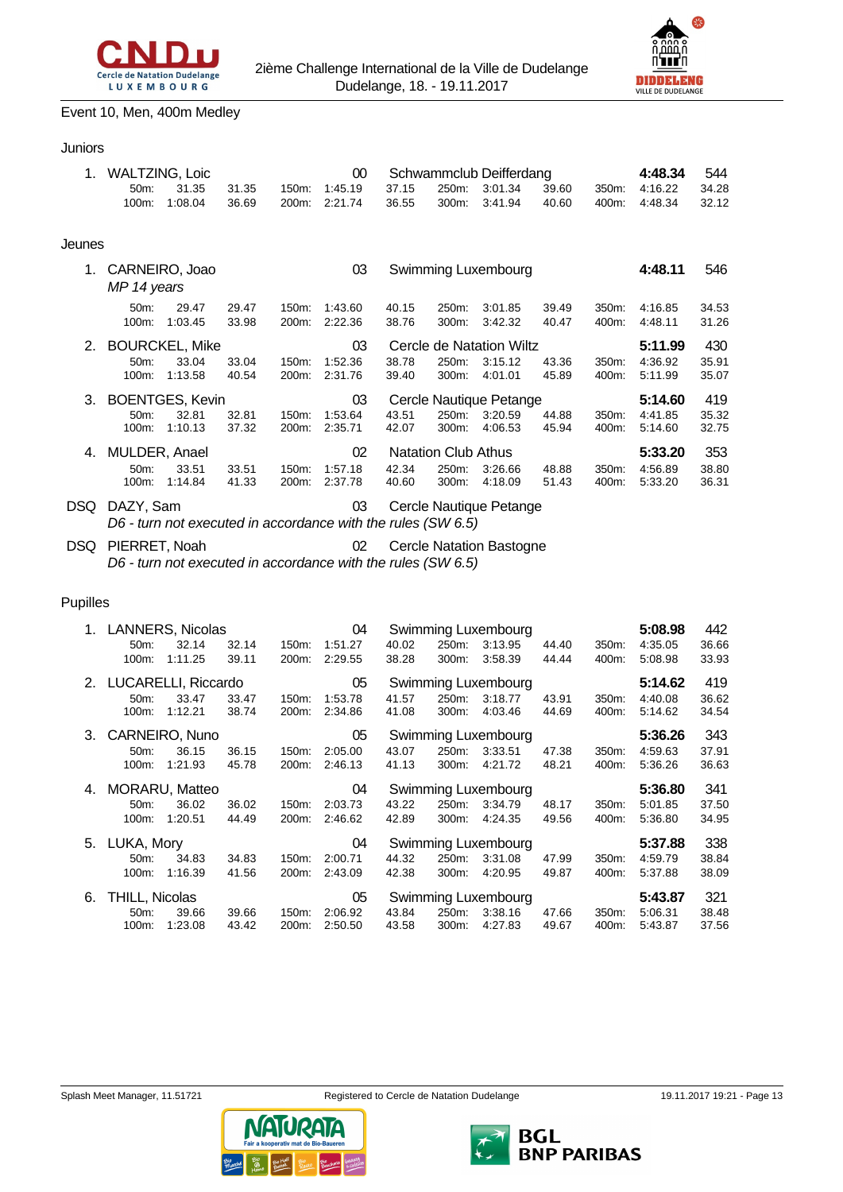Event 10, Men, 400m Medley

### Juniors

| Rank | Name | YoB | Club | Time | Points |
|---|---|---|---|---|---|
| 1. | WALTZING, Loic | 00 | Schwammclub Deifferdang | 4:48.34 | 544 |

| | | | | | | | | | | | |
|---|---|---|---|---|---|---|---|---|---|---|---|
| 50m: | 31.35 | 31.35 | 150m: | 1:45.19 | 37.15 | 250m: | 3:01.34 | 39.60 | 350m: | 4:16.22 | 34.28 |
| 100m: | 1:08.04 | 36.69 | 200m: | 2:21.74 | 36.55 | 300m: | 3:41.94 | 40.60 | 400m: | 4:48.34 | 32.12 |

### Jeunes

| Rank | Name | YoB | Club | Time | Points |
|---|---|---|---|---|---|
| 1. | CARNEIRO, Joao *MP 14 years* | 03 | Swimming Luxembourg | 4:48.11 | 546 |

| | | | | | | | | | | | |
|---|---|---|---|---|---|---|---|---|---|---|---|
| 50m: | 29.47 | 29.47 | 150m: | 1:43.60 | 40.15 | 250m: | 3:01.85 | 39.49 | 350m: | 4:16.85 | 34.53 |
| 100m: | 1:03.45 | 33.98 | 200m: | 2:22.36 | 38.76 | 300m: | 3:42.32 | 40.47 | 400m: | 4:48.11 | 31.26 |

| Rank | Name | YoB | Club | Time | Points |
|---|---|---|---|---|---|
| 2. | BOURCKEL, Mike | 03 | Cercle de Natation Wiltz | 5:11.99 | 430 |

| | | | | | | | | | | | |
|---|---|---|---|---|---|---|---|---|---|---|---|
| 50m: | 33.04 | 33.04 | 150m: | 1:52.36 | 38.78 | 250m: | 3:15.12 | 43.36 | 350m: | 4:36.92 | 35.91 |
| 100m: | 1:13.58 | 40.54 | 200m: | 2:31.76 | 39.40 | 300m: | 4:01.01 | 45.89 | 400m: | 5:11.99 | 35.07 |

| Rank | Name | YoB | Club | Time | Points |
|---|---|---|---|---|---|
| 3. | BOENTGES, Kevin | 03 | Cercle Nautique Petange | 5:14.60 | 419 |

| | | | | | | | | | | | |
|---|---|---|---|---|---|---|---|---|---|---|---|
| 50m: | 32.81 | 32.81 | 150m: | 1:53.64 | 43.51 | 250m: | 3:20.59 | 44.88 | 350m: | 4:41.85 | 35.32 |
| 100m: | 1:10.13 | 37.32 | 200m: | 2:35.71 | 42.07 | 300m: | 4:06.53 | 45.94 | 400m: | 5:14.60 | 32.75 |

| Rank | Name | YoB | Club | Time | Points |
|---|---|---|---|---|---|
| 4. | MULDER, Anael | 02 | Natation Club Athus | 5:33.20 | 353 |

| | | | | | | | | | | | |
|---|---|---|---|---|---|---|---|---|---|---|---|
| 50m: | 33.51 | 33.51 | 150m: | 1:57.18 | 42.34 | 250m: | 3:26.66 | 48.88 | 350m: | 4:56.89 | 38.80 |
| 100m: | 1:14.84 | 41.33 | 200m: | 2:37.78 | 40.60 | 300m: | 4:18.09 | 51.43 | 400m: | 5:33.20 | 36.31 |

| Rank | Name | YoB | Club |
|---|---|---|---|
| DSQ | DAZY, Sam | 03 | Cercle Nautique Petange |

*D6 - turn not executed in accordance with the rules (SW 6.5)*

| Rank | Name | YoB | Club |
|---|---|---|---|
| DSQ | PIERRET, Noah | 02 | Cercle Natation Bastogne |

*D6 - turn not executed in accordance with the rules (SW 6.5)*

### Pupilles

| Rank | Name | YoB | Club | Time | Points |
|---|---|---|---|---|---|
| 1. | LANNERS, Nicolas | 04 | Swimming Luxembourg | 5:08.98 | 442 |

| | | | | | | | | | | | |
|---|---|---|---|---|---|---|---|---|---|---|---|
| 50m: | 32.14 | 32.14 | 150m: | 1:51.27 | 40.02 | 250m: | 3:13.95 | 44.40 | 350m: | 4:35.05 | 36.66 |
| 100m: | 1:11.25 | 39.11 | 200m: | 2:29.55 | 38.28 | 300m: | 3:58.39 | 44.44 | 400m: | 5:08.98 | 33.93 |

| Rank | Name | YoB | Club | Time | Points |
|---|---|---|---|---|---|
| 2. | LUCARELLI, Riccardo | 05 | Swimming Luxembourg | 5:14.62 | 419 |

| | | | | | | | | | | | |
|---|---|---|---|---|---|---|---|---|---|---|---|
| 50m: | 33.47 | 33.47 | 150m: | 1:53.78 | 41.57 | 250m: | 3:18.77 | 43.91 | 350m: | 4:40.08 | 36.62 |
| 100m: | 1:12.21 | 38.74 | 200m: | 2:34.86 | 41.08 | 300m: | 4:03.46 | 44.69 | 400m: | 5:14.62 | 34.54 |

| Rank | Name | YoB | Club | Time | Points |
|---|---|---|---|---|---|
| 3. | CARNEIRO, Nuno | 05 | Swimming Luxembourg | 5:36.26 | 343 |

| | | | | | | | | | | | |
|---|---|---|---|---|---|---|---|---|---|---|---|
| 50m: | 36.15 | 36.15 | 150m: | 2:05.00 | 43.07 | 250m: | 3:33.51 | 47.38 | 350m: | 4:59.63 | 37.91 |
| 100m: | 1:21.93 | 45.78 | 200m: | 2:46.13 | 41.13 | 300m: | 4:21.72 | 48.21 | 400m: | 5:36.26 | 36.63 |

| Rank | Name | YoB | Club | Time | Points |
|---|---|---|---|---|---|
| 4. | MORARU, Matteo | 04 | Swimming Luxembourg | 5:36.80 | 341 |

| | | | | | | | | | | | |
|---|---|---|---|---|---|---|---|---|---|---|---|
| 50m: | 36.02 | 36.02 | 150m: | 2:03.73 | 43.22 | 250m: | 3:34.79 | 48.17 | 350m: | 5:01.85 | 37.50 |
| 100m: | 1:20.51 | 44.49 | 200m: | 2:46.62 | 42.89 | 300m: | 4:24.35 | 49.56 | 400m: | 5:36.80 | 34.95 |

| Rank | Name | YoB | Club | Time | Points |
|---|---|---|---|---|---|
| 5. | LUKA, Mory | 04 | Swimming Luxembourg | 5:37.88 | 338 |

| | | | | | | | | | | | |
|---|---|---|---|---|---|---|---|---|---|---|---|
| 50m: | 34.83 | 34.83 | 150m: | 2:00.71 | 44.32 | 250m: | 3:31.08 | 47.99 | 350m: | 4:59.79 | 38.84 |
| 100m: | 1:16.39 | 41.56 | 200m: | 2:43.09 | 42.38 | 300m: | 4:20.95 | 49.87 | 400m: | 5:37.88 | 38.09 |

| Rank | Name | YoB | Club | Time | Points |
|---|---|---|---|---|---|
| 6. | THILL, Nicolas | 05 | Swimming Luxembourg | 5:43.87 | 321 |

| | | | | | | | | | | | |
|---|---|---|---|---|---|---|---|---|---|---|---|
| 50m: | 39.66 | 39.66 | 150m: | 2:06.92 | 43.84 | 250m: | 3:38.16 | 47.66 | 350m: | 5:06.31 | 38.48 |
| 100m: | 1:23.08 | 43.42 | 200m: | 2:50.50 | 43.58 | 300m: | 4:27.83 | 49.67 | 400m: | 5:43.87 | 37.56 |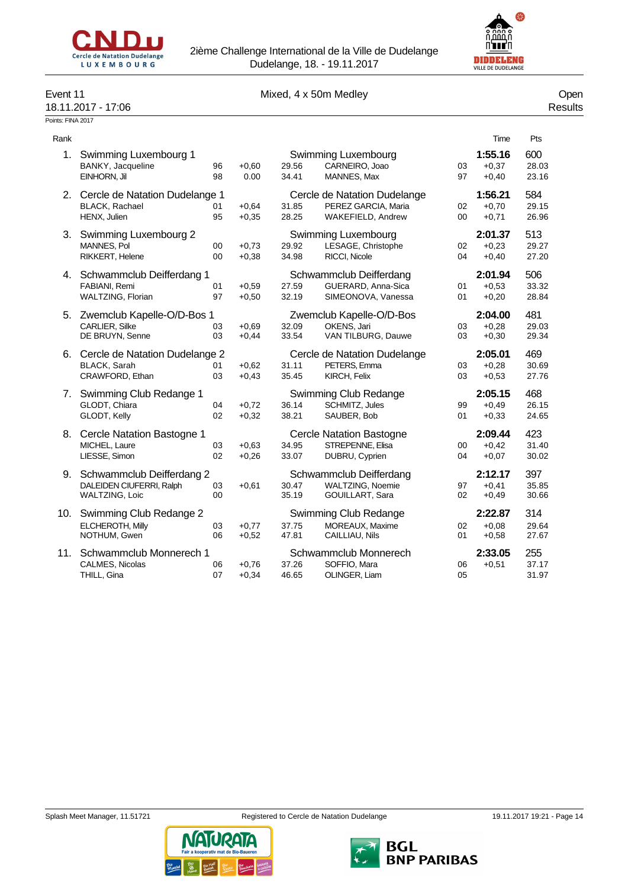2ième Challenge International de la Ville de Dudelange
Dudelange, 18. - 19.11.2017

## Event 11 — Mixed, 4 x 50m Medley — Open

18.11.2017 - 17:06 — Results

Points: FINA 2017

| Rank | Team / Swimmer | YoB | RT | Split | Swimmer | YoB | RT / Time | Pts / Split |
|---|---|---|---|---|---|---|---|---|
| 1. | **Swimming Luxembourg 1** | | | | Swimming Luxembourg | | **1:55.16** | 600 |
| | BANKY, Jacqueline | 96 | +0,60 | 29.56 | CARNEIRO, Joao | 03 | +0,37 | 28.03 |
| | EINHORN, Jil | 98 | 0.00 | 34.41 | MANNES, Max | 97 | +0,40 | 23.16 |
| 2. | **Cercle de Natation Dudelange 1** | | | | Cercle de Natation Dudelange | | **1:56.21** | 584 |
| | BLACK, Rachael | 01 | +0,64 | 31.85 | PEREZ GARCIA, Maria | 02 | +0,70 | 29.15 |
| | HENX, Julien | 95 | +0,35 | 28.25 | WAKEFIELD, Andrew | 00 | +0,71 | 26.96 |
| 3. | **Swimming Luxembourg 2** | | | | Swimming Luxembourg | | **2:01.37** | 513 |
| | MANNES, Pol | 00 | +0,73 | 29.92 | LESAGE, Christophe | 02 | +0,23 | 29.27 |
| | RIKKERT, Helene | 00 | +0,38 | 34.98 | RICCI, Nicole | 04 | +0,40 | 27.20 |
| 4. | **Schwammclub Deifferdang 1** | | | | Schwammclub Deifferdang | | **2:01.94** | 506 |
| | FABIANI, Remi | 01 | +0,59 | 27.59 | GUERARD, Anna-Sica | 01 | +0,53 | 33.32 |
| | WALTZING, Florian | 97 | +0,50 | 32.19 | SIMEONOVA, Vanessa | 01 | +0,20 | 28.84 |
| 5. | **Zwemclub Kapelle-O/D-Bos 1** | | | | Zwemclub Kapelle-O/D-Bos | | **2:04.00** | 481 |
| | CARLIER, Silke | 03 | +0,69 | 32.09 | OKENS, Jari | 03 | +0,28 | 29.03 |
| | DE BRUYN, Senne | 03 | +0,44 | 33.54 | VAN TILBURG, Dauwe | 03 | +0,30 | 29.34 |
| 6. | **Cercle de Natation Dudelange 2** | | | | Cercle de Natation Dudelange | | **2:05.01** | 469 |
| | BLACK, Sarah | 01 | +0,62 | 31.11 | PETERS, Emma | 03 | +0,28 | 30.69 |
| | CRAWFORD, Ethan | 03 | +0,43 | 35.45 | KIRCH, Felix | 03 | +0,53 | 27.76 |
| 7. | **Swimming Club Redange 1** | | | | Swimming Club Redange | | **2:05.15** | 468 |
| | GLODT, Chiara | 04 | +0,72 | 36.14 | SCHMITZ, Jules | 99 | +0,49 | 26.15 |
| | GLODT, Kelly | 02 | +0,32 | 38.21 | SAUBER, Bob | 01 | +0,33 | 24.65 |
| 8. | **Cercle Natation Bastogne 1** | | | | Cercle Natation Bastogne | | **2:09.44** | 423 |
| | MICHEL, Laure | 03 | +0,63 | 34.95 | STREPENNE, Elisa | 00 | +0,42 | 31.40 |
| | LIESSE, Simon | 02 | +0,26 | 33.07 | DUBRU, Cyprien | 04 | +0,07 | 30.02 |
| 9. | **Schwammclub Deifferdang 2** | | | | Schwammclub Deifferdang | | **2:12.17** | 397 |
| | DALEIDEN CIUFERRI, Ralph | 03 | +0,61 | 30.47 | WALTZING, Noemie | 97 | +0,41 | 35.85 |
| | WALTZING, Loic | 00 | | 35.19 | GOUILLART, Sara | 02 | +0,49 | 30.66 |
| 10. | **Swimming Club Redange 2** | | | | Swimming Club Redange | | **2:22.87** | 314 |
| | ELCHEROTH, Milly | 03 | +0,77 | 37.75 | MOREAUX, Maxime | 02 | +0,08 | 29.64 |
| | NOTHUM, Gwen | 06 | +0,52 | 47.81 | CAILLIAU, Nils | 01 | +0,58 | 27.67 |
| 11. | **Schwammclub Monnerech 1** | | | | Schwammclub Monnerech | | **2:33.05** | 255 |
| | CALMES, Nicolas | 06 | +0,76 | 37.26 | SOFFIO, Mara | 06 | +0,51 | 37.17 |
| | THILL, Gina | 07 | +0,34 | 46.65 | OLINGER, Liam | 05 | | 31.97 |

Splash Meet Manager, 11.51721 — Registered to Cercle de Natation Dudelange — 19.11.2017 19:21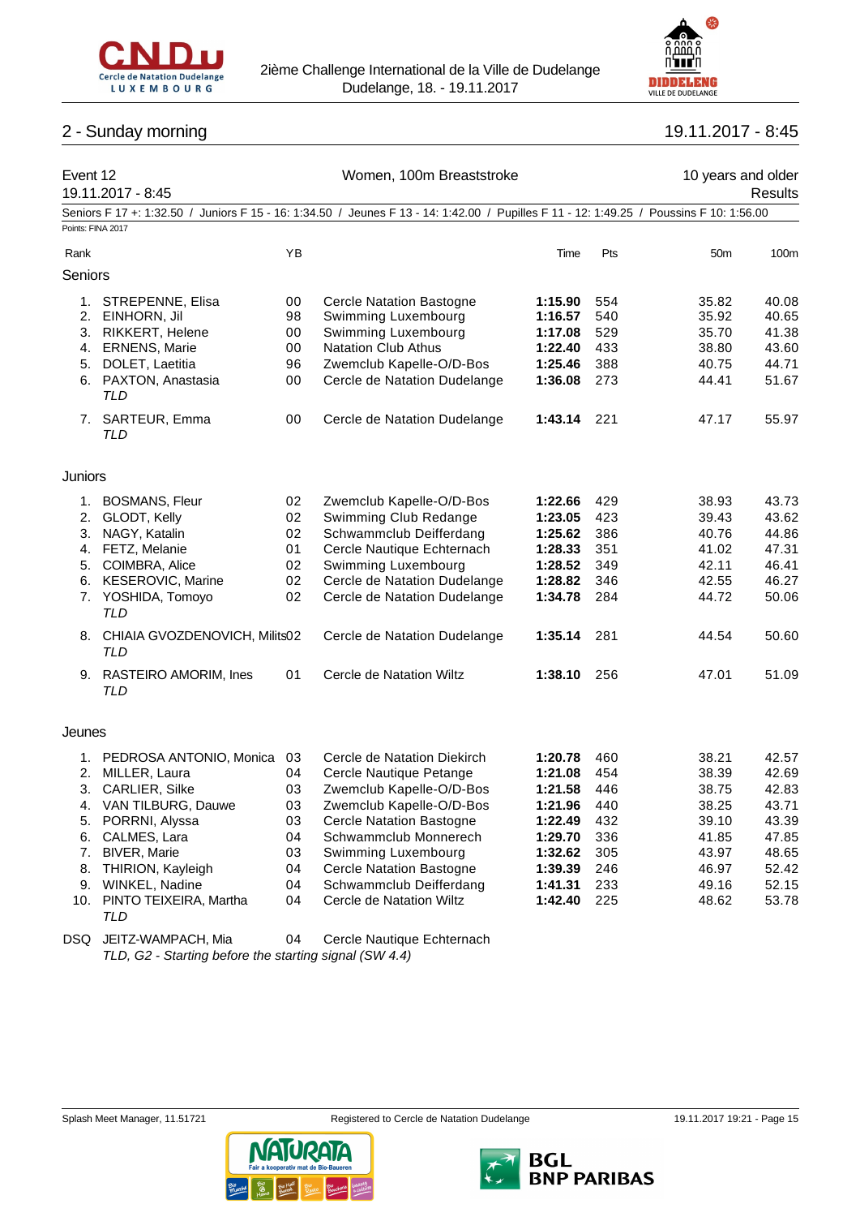## 2 - Sunday morning

19.11.2017 - 8:45

**Event 12** — Women, 100m Breaststroke — 10 years and older

19.11.2017 - 8:45 — Results

Seniors F 17 +: 1:32.50 / Juniors F 15 - 16: 1:34.50 / Jeunes F 13 - 14: 1:42.00 / Pupilles F 11 - 12: 1:49.25 / Poussins F 10: 1:56.00

Points: FINA 2017

### Seniors

| Rank | Name | YB | Club | Time | Pts | 50m | 100m |
|---|---|---|---|---|---|---|---|
| 1. | STREPENNE, Elisa | 00 | Cercle Natation Bastogne | **1:15.90** | 554 | 35.82 | 40.08 |
| 2. | EINHORN, Jil | 98 | Swimming Luxembourg | **1:16.57** | 540 | 35.92 | 40.65 |
| 3. | RIKKERT, Helene | 00 | Swimming Luxembourg | **1:17.08** | 529 | 35.70 | 41.38 |
| 4. | ERNENS, Marie | 00 | Natation Club Athus | **1:22.40** | 433 | 38.80 | 43.60 |
| 5. | DOLET, Laetitia | 96 | Zwemclub Kapelle-O/D-Bos | **1:25.46** | 388 | 40.75 | 44.71 |
| 6. | PAXTON, Anastasia *TLD* | 00 | Cercle de Natation Dudelange | **1:36.08** | 273 | 44.41 | 51.67 |
| 7. | SARTEUR, Emma *TLD* | 00 | Cercle de Natation Dudelange | **1:43.14** | 221 | 47.17 | 55.97 |

### Juniors

| Rank | Name | YB | Club | Time | Pts | 50m | 100m |
|---|---|---|---|---|---|---|---|
| 1. | BOSMANS, Fleur | 02 | Zwemclub Kapelle-O/D-Bos | **1:22.66** | 429 | 38.93 | 43.73 |
| 2. | GLODT, Kelly | 02 | Swimming Club Redange | **1:23.05** | 423 | 39.43 | 43.62 |
| 3. | NAGY, Katalin | 02 | Schwammclub Deifferdang | **1:25.62** | 386 | 40.76 | 44.86 |
| 4. | FETZ, Melanie | 01 | Cercle Nautique Echternach | **1:28.33** | 351 | 41.02 | 47.31 |
| 5. | COIMBRA, Alice | 02 | Swimming Luxembourg | **1:28.52** | 349 | 42.11 | 46.41 |
| 6. | KESEROVIC, Marine | 02 | Cercle de Natation Dudelange | **1:28.82** | 346 | 42.55 | 46.27 |
| 7. | YOSHIDA, Tomoyo *TLD* | 02 | Cercle de Natation Dudelange | **1:34.78** | 284 | 44.72 | 50.06 |
| 8. | CHIAIA GVOZDENOVICH, Milits *TLD* | 02 | Cercle de Natation Dudelange | **1:35.14** | 281 | 44.54 | 50.60 |
| 9. | RASTEIRO AMORIM, Ines *TLD* | 01 | Cercle de Natation Wiltz | **1:38.10** | 256 | 47.01 | 51.09 |

### Jeunes

| Rank | Name | YB | Club | Time | Pts | 50m | 100m |
|---|---|---|---|---|---|---|---|
| 1. | PEDROSA ANTONIO, Monica | 03 | Cercle de Natation Diekirch | **1:20.78** | 460 | 38.21 | 42.57 |
| 2. | MILLER, Laura | 04 | Cercle Nautique Petange | **1:21.08** | 454 | 38.39 | 42.69 |
| 3. | CARLIER, Silke | 03 | Zwemclub Kapelle-O/D-Bos | **1:21.58** | 446 | 38.75 | 42.83 |
| 4. | VAN TILBURG, Dauwe | 03 | Zwemclub Kapelle-O/D-Bos | **1:21.96** | 440 | 38.25 | 43.71 |
| 5. | PORRNI, Alyssa | 03 | Cercle Natation Bastogne | **1:22.49** | 432 | 39.10 | 43.39 |
| 6. | CALMES, Lara | 04 | Schwammclub Monnerech | **1:29.70** | 336 | 41.85 | 47.85 |
| 7. | BIVER, Marie | 03 | Swimming Luxembourg | **1:32.62** | 305 | 43.97 | 48.65 |
| 8. | THIRION, Kayleigh | 04 | Cercle Natation Bastogne | **1:39.39** | 246 | 46.97 | 52.42 |
| 9. | WINKEL, Nadine | 04 | Schwammclub Deifferdang | **1:41.31** | 233 | 49.16 | 52.15 |
| 10. | PINTO TEIXEIRA, Martha *TLD* | 04 | Cercle de Natation Wiltz | **1:42.40** | 225 | 48.62 | 53.78 |
| DSQ | JEITZ-WAMPACH, Mia *TLD, G2 - Starting before the starting signal (SW 4.4)* | 04 | Cercle Nautique Echternach | | | | |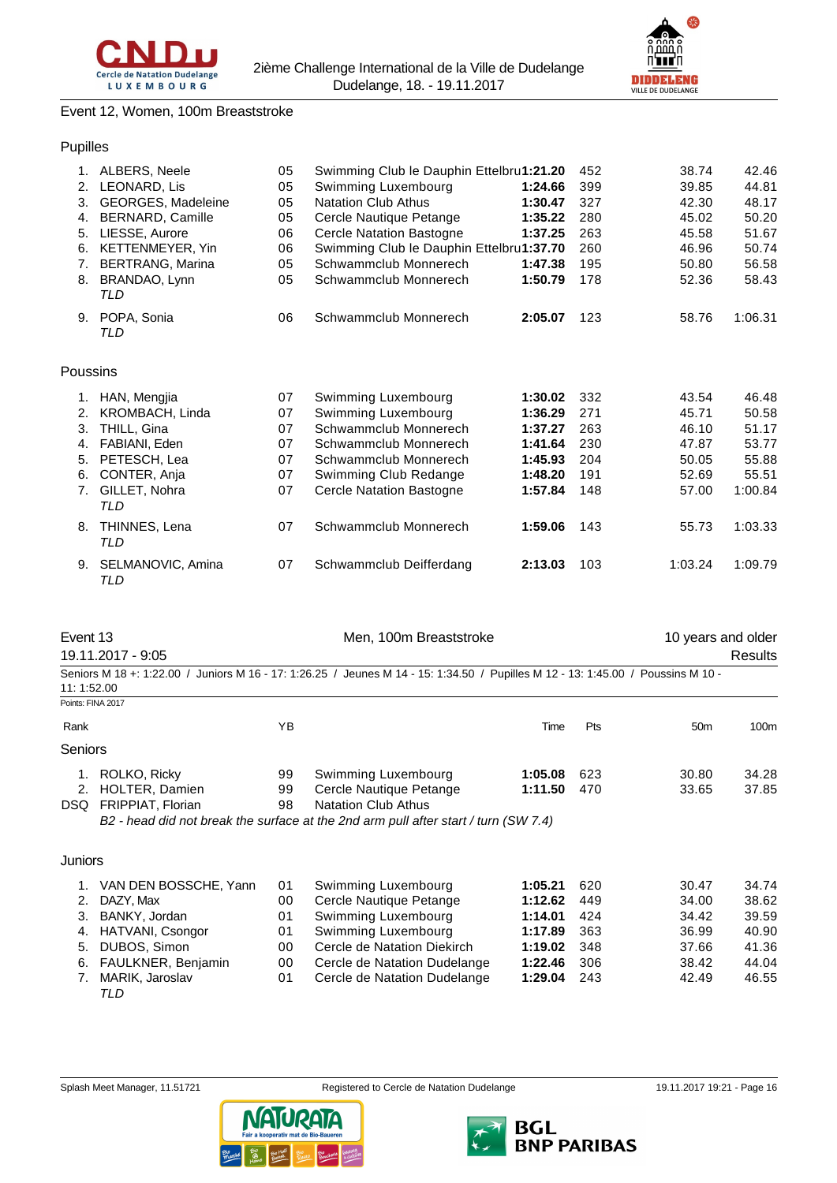Event 12, Women, 100m Breaststroke

### Pupilles

| Rank | Name | YB | Club | Time | Pts | 50m | 100m |
|---|---|---|---|---|---|---|---|
| 1. | ALBERS, Neele | 05 | Swimming Club le Dauphin Ettelbru | **1:21.20** | 452 | 38.74 | 42.46 |
| 2. | LEONARD, Lis | 05 | Swimming Luxembourg | **1:24.66** | 399 | 39.85 | 44.81 |
| 3. | GEORGES, Madeleine | 05 | Natation Club Athus | **1:30.47** | 327 | 42.30 | 48.17 |
| 4. | BERNARD, Camille | 05 | Cercle Nautique Petange | **1:35.22** | 280 | 45.02 | 50.20 |
| 5. | LIESSE, Aurore | 06 | Cercle Natation Bastogne | **1:37.25** | 263 | 45.58 | 51.67 |
| 6. | KETTENMEYER, Yin | 06 | Swimming Club le Dauphin Ettelbru | **1:37.70** | 260 | 46.96 | 50.74 |
| 7. | BERTRANG, Marina | 05 | Schwammclub Monnerech | **1:47.38** | 195 | 50.80 | 56.58 |
| 8. | BRANDAO, Lynn *TLD* | 05 | Schwammclub Monnerech | **1:50.79** | 178 | 52.36 | 58.43 |
| 9. | POPA, Sonia *TLD* | 06 | Schwammclub Monnerech | **2:05.07** | 123 | 58.76 | 1:06.31 |

### Poussins

| Rank | Name | YB | Club | Time | Pts | 50m | 100m |
|---|---|---|---|---|---|---|---|
| 1. | HAN, Mengjia | 07 | Swimming Luxembourg | **1:30.02** | 332 | 43.54 | 46.48 |
| 2. | KROMBACH, Linda | 07 | Swimming Luxembourg | **1:36.29** | 271 | 45.71 | 50.58 |
| 3. | THILL, Gina | 07 | Schwammclub Monnerech | **1:37.27** | 263 | 46.10 | 51.17 |
| 4. | FABIANI, Eden | 07 | Schwammclub Monnerech | **1:41.64** | 230 | 47.87 | 53.77 |
| 5. | PETESCH, Lea | 07 | Schwammclub Monnerech | **1:45.93** | 204 | 50.05 | 55.88 |
| 6. | CONTER, Anja | 07 | Swimming Club Redange | **1:48.20** | 191 | 52.69 | 55.51 |
| 7. | GILLET, Nohra *TLD* | 07 | Cercle Natation Bastogne | **1:57.84** | 148 | 57.00 | 1:00.84 |
| 8. | THINNES, Lena *TLD* | 07 | Schwammclub Monnerech | **1:59.06** | 143 | 55.73 | 1:03.33 |
| 9. | SELMANOVIC, Amina *TLD* | 07 | Schwammclub Deifferdang | **2:13.03** | 103 | 1:03.24 | 1:09.79 |

## Event 13 — Men, 100m Breaststroke — 10 years and older

19.11.2017 - 9:05 — Results

Seniors M 18 +: 1:22.00 / Juniors M 16 - 17: 1:26.25 / Jeunes M 14 - 15: 1:34.50 / Pupilles M 12 - 13: 1:45.00 / Poussins M 10 - 11: 1:52.00

Points: FINA 2017

### Seniors

| Rank | Name | YB | Club | Time | Pts | 50m | 100m |
|---|---|---|---|---|---|---|---|
| 1. | ROLKO, Ricky | 99 | Swimming Luxembourg | **1:05.08** | 623 | 30.80 | 34.28 |
| 2. | HOLTER, Damien | 99 | Cercle Nautique Petange | **1:11.50** | 470 | 33.65 | 37.85 |
| DSQ | FRIPPIAT, Florian *B2 - head did not break the surface at the 2nd arm pull after start / turn (SW 7.4)* | 98 | Natation Club Athus | | | | |

### Juniors

| Rank | Name | YB | Club | Time | Pts | 50m | 100m |
|---|---|---|---|---|---|---|---|
| 1. | VAN DEN BOSSCHE, Yann | 01 | Swimming Luxembourg | **1:05.21** | 620 | 30.47 | 34.74 |
| 2. | DAZY, Max | 00 | Cercle Nautique Petange | **1:12.62** | 449 | 34.00 | 38.62 |
| 3. | BANKY, Jordan | 01 | Swimming Luxembourg | **1:14.01** | 424 | 34.42 | 39.59 |
| 4. | HATVANI, Csongor | 01 | Swimming Luxembourg | **1:17.89** | 363 | 36.99 | 40.90 |
| 5. | DUBOS, Simon | 00 | Cercle de Natation Diekirch | **1:19.02** | 348 | 37.66 | 41.36 |
| 6. | FAULKNER, Benjamin | 00 | Cercle de Natation Dudelange | **1:22.46** | 306 | 38.42 | 44.04 |
| 7. | MARIK, Jaroslav *TLD* | 01 | Cercle de Natation Dudelange | **1:29.04** | 243 | 42.49 | 46.55 |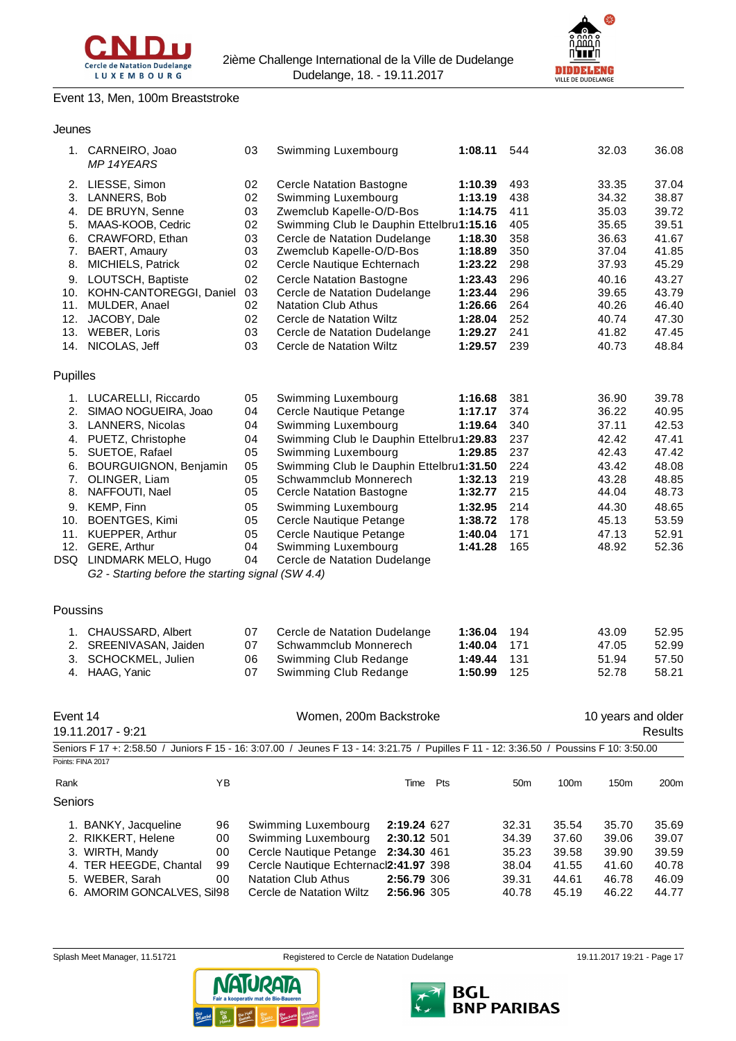Event 13, Men, 100m Breaststroke

### Jeunes

| Rank | Name | YB | Club | Time | Pts | 50m | 100m |
|---|---|---|---|---|---|---|---|
| 1. | CARNEIRO, Joao *MP 14YEARS* | 03 | Swimming Luxembourg | **1:08.11** | 544 | 32.03 | 36.08 |
| 2. | LIESSE, Simon | 02 | Cercle Natation Bastogne | **1:10.39** | 493 | 33.35 | 37.04 |
| 3. | LANNERS, Bob | 02 | Swimming Luxembourg | **1:13.19** | 438 | 34.32 | 38.87 |
| 4. | DE BRUYN, Senne | 03 | Zwemclub Kapelle-O/D-Bos | **1:14.75** | 411 | 35.03 | 39.72 |
| 5. | MAAS-KOOB, Cedric | 02 | Swimming Club le Dauphin Ettelbru | **1:15.16** | 405 | 35.65 | 39.51 |
| 6. | CRAWFORD, Ethan | 03 | Cercle de Natation Dudelange | **1:18.30** | 358 | 36.63 | 41.67 |
| 7. | BAERT, Amaury | 03 | Zwemclub Kapelle-O/D-Bos | **1:18.89** | 350 | 37.04 | 41.85 |
| 8. | MICHIELS, Patrick | 02 | Cercle Nautique Echternach | **1:23.22** | 298 | 37.93 | 45.29 |
| 9. | LOUTSCH, Baptiste | 02 | Cercle Natation Bastogne | **1:23.43** | 296 | 40.16 | 43.27 |
| 10. | KOHN-CANTOREGGI, Daniel | 03 | Cercle de Natation Dudelange | **1:23.44** | 296 | 39.65 | 43.79 |
| 11. | MULDER, Anael | 02 | Natation Club Athus | **1:26.66** | 264 | 40.26 | 46.40 |
| 12. | JACOBY, Dale | 02 | Cercle de Natation Wiltz | **1:28.04** | 252 | 40.74 | 47.30 |
| 13. | WEBER, Loris | 03 | Cercle de Natation Dudelange | **1:29.27** | 241 | 41.82 | 47.45 |
| 14. | NICOLAS, Jeff | 03 | Cercle de Natation Wiltz | **1:29.57** | 239 | 40.73 | 48.84 |

### Pupilles

| Rank | Name | YB | Club | Time | Pts | 50m | 100m |
|---|---|---|---|---|---|---|---|
| 1. | LUCARELLI, Riccardo | 05 | Swimming Luxembourg | **1:16.68** | 381 | 36.90 | 39.78 |
| 2. | SIMAO NOGUEIRA, Joao | 04 | Cercle Nautique Petange | **1:17.17** | 374 | 36.22 | 40.95 |
| 3. | LANNERS, Nicolas | 04 | Swimming Luxembourg | **1:19.64** | 340 | 37.11 | 42.53 |
| 4. | PUETZ, Christophe | 04 | Swimming Club le Dauphin Ettelbru | **1:29.83** | 237 | 42.42 | 47.41 |
| 5. | SUETOE, Rafael | 05 | Swimming Luxembourg | **1:29.85** | 237 | 42.43 | 47.42 |
| 6. | BOURGUIGNON, Benjamin | 05 | Swimming Club le Dauphin Ettelbru | **1:31.50** | 224 | 43.42 | 48.08 |
| 7. | OLINGER, Liam | 05 | Schwammclub Monnerech | **1:32.13** | 219 | 43.28 | 48.85 |
| 8. | NAFFOUTI, Nael | 05 | Cercle Natation Bastogne | **1:32.77** | 215 | 44.04 | 48.73 |
| 9. | KEMP, Finn | 05 | Swimming Luxembourg | **1:32.95** | 214 | 44.30 | 48.65 |
| 10. | BOENTGES, Kimi | 05 | Cercle Nautique Petange | **1:38.72** | 178 | 45.13 | 53.59 |
| 11. | KUEPPER, Arthur | 05 | Cercle Nautique Petange | **1:40.04** | 171 | 47.13 | 52.91 |
| 12. | GERE, Arthur | 04 | Swimming Luxembourg | **1:41.28** | 165 | 48.92 | 52.36 |
| DSQ | LINDMARK MELO, Hugo *G2 - Starting before the starting signal (SW 4.4)* | 04 | Cercle de Natation Dudelange | | | | |

### Poussins

| Rank | Name | YB | Club | Time | Pts | 50m | 100m |
|---|---|---|---|---|---|---|---|
| 1. | CHAUSSARD, Albert | 07 | Cercle de Natation Dudelange | **1:36.04** | 194 | 43.09 | 52.95 |
| 2. | SREENIVASAN, Jaiden | 07 | Schwammclub Monnerech | **1:40.04** | 171 | 47.05 | 52.99 |
| 3. | SCHOCKMEL, Julien | 06 | Swimming Club Redange | **1:49.44** | 131 | 51.94 | 57.50 |
| 4. | HAAG, Yanic | 07 | Swimming Club Redange | **1:50.99** | 125 | 52.78 | 58.21 |

## Event 14 — Women, 200m Backstroke — 10 years and older

19.11.2017 - 9:21 — Results

Seniors F 17 +: 2:58.50 / Juniors F 15 - 16: 3:07.00 / Jeunes F 13 - 14: 3:21.75 / Pupilles F 11 - 12: 3:36.50 / Poussins F 10: 3:50.00

Points: FINA 2017

### Seniors

| Rank | Name | YB | Club | Time | Pts | 50m | 100m | 150m | 200m |
|---|---|---|---|---|---|---|---|---|---|
| 1. | BANKY, Jacqueline | 96 | Swimming Luxembourg | **2:19.24** | 627 | 32.31 | 35.54 | 35.70 | 35.69 |
| 2. | RIKKERT, Helene | 00 | Swimming Luxembourg | **2:30.12** | 501 | 34.39 | 37.60 | 39.06 | 39.07 |
| 3. | WIRTH, Mandy | 00 | Cercle Nautique Petange | **2:34.30** | 461 | 35.23 | 39.58 | 39.90 | 39.59 |
| 4. | TER HEEGDE, Chantal | 99 | Cercle Nautique Echternacl | **2:41.97** | 398 | 38.04 | 41.55 | 41.60 | 40.78 |
| 5. | WEBER, Sarah | 00 | Natation Club Athus | **2:56.79** | 306 | 39.31 | 44.61 | 46.78 | 46.09 |
| 6. | AMORIM GONCALVES, Sil | 98 | Cercle de Natation Wiltz | **2:56.96** | 305 | 40.78 | 45.19 | 46.22 | 44.77 |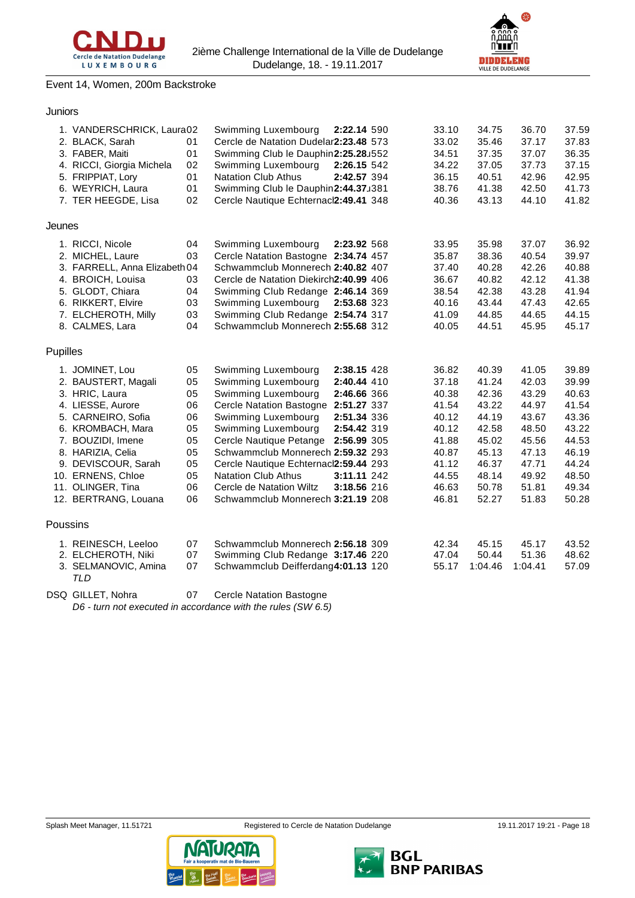Event 14, Women, 200m Backstroke

### Juniors

| Rank | Name | YOB | Club | Time | Points | 50m | 100m | 150m | 200m |
|---|---|---|---|---|---|---|---|---|---|
| 1. | VANDERSCHRICK, Laura | 02 | Swimming Luxembourg | **2:22.14** | 590 | 33.10 | 34.75 | 36.70 | 37.59 |
| 2. | BLACK, Sarah | 01 | Cercle de Natation Dudelange | **2:23.48** | 573 | 33.02 | 35.46 | 37.17 | 37.83 |
| 3. | FABER, Maiti | 01 | Swimming Club le Dauphin | **2:25.28** | 552 | 34.51 | 37.35 | 37.07 | 36.35 |
| 4. | RICCI, Giorgia Michela | 02 | Swimming Luxembourg | **2:26.15** | 542 | 34.22 | 37.05 | 37.73 | 37.15 |
| 5. | FRIPPIAT, Lory | 01 | Natation Club Athus | **2:42.57** | 394 | 36.15 | 40.51 | 42.96 | 42.95 |
| 6. | WEYRICH, Laura | 01 | Swimming Club le Dauphin | **2:44.37** | 381 | 38.76 | 41.38 | 42.50 | 41.73 |
| 7. | TER HEEGDE, Lisa | 02 | Cercle Nautique Echternach | **2:49.41** | 348 | 40.36 | 43.13 | 44.10 | 41.82 |

### Jeunes

| Rank | Name | YOB | Club | Time | Points | 50m | 100m | 150m | 200m |
|---|---|---|---|---|---|---|---|---|---|
| 1. | RICCI, Nicole | 04 | Swimming Luxembourg | **2:23.92** | 568 | 33.95 | 35.98 | 37.07 | 36.92 |
| 2. | MICHEL, Laure | 03 | Cercle Natation Bastogne | **2:34.74** | 457 | 35.87 | 38.36 | 40.54 | 39.97 |
| 3. | FARRELL, Anna Elizabeth | 04 | Schwammclub Monnerech | **2:40.82** | 407 | 37.40 | 40.28 | 42.26 | 40.88 |
| 4. | BROICH, Louisa | 03 | Cercle de Natation Diekirch | **2:40.99** | 406 | 36.67 | 40.82 | 42.12 | 41.38 |
| 5. | GLODT, Chiara | 04 | Swimming Club Redange | **2:46.14** | 369 | 38.54 | 42.38 | 43.28 | 41.94 |
| 6. | RIKKERT, Elvire | 03 | Swimming Luxembourg | **2:53.68** | 323 | 40.16 | 43.44 | 47.43 | 42.65 |
| 7. | ELCHEROTH, Milly | 03 | Swimming Club Redange | **2:54.74** | 317 | 41.09 | 44.85 | 44.65 | 44.15 |
| 8. | CALMES, Lara | 04 | Schwammclub Monnerech | **2:55.68** | 312 | 40.05 | 44.51 | 45.95 | 45.17 |

### Pupilles

| Rank | Name | YOB | Club | Time | Points | 50m | 100m | 150m | 200m |
|---|---|---|---|---|---|---|---|---|---|
| 1. | JOMINET, Lou | 05 | Swimming Luxembourg | **2:38.15** | 428 | 36.82 | 40.39 | 41.05 | 39.89 |
| 2. | BAUSTERT, Magali | 05 | Swimming Luxembourg | **2:40.44** | 410 | 37.18 | 41.24 | 42.03 | 39.99 |
| 3. | HRIC, Laura | 05 | Swimming Luxembourg | **2:46.66** | 366 | 40.38 | 42.36 | 43.29 | 40.63 |
| 4. | LIESSE, Aurore | 06 | Cercle Natation Bastogne | **2:51.27** | 337 | 41.54 | 43.22 | 44.97 | 41.54 |
| 5. | CARNEIRO, Sofia | 06 | Swimming Luxembourg | **2:51.34** | 336 | 40.12 | 44.19 | 43.67 | 43.36 |
| 6. | KROMBACH, Mara | 05 | Swimming Luxembourg | **2:54.42** | 319 | 40.12 | 42.58 | 48.50 | 43.22 |
| 7. | BOUZIDI, Imene | 05 | Cercle Nautique Petange | **2:56.99** | 305 | 41.88 | 45.02 | 45.56 | 44.53 |
| 8. | HARIZIA, Celia | 05 | Schwammclub Monnerech | **2:59.32** | 293 | 40.87 | 45.13 | 47.13 | 46.19 |
| 9. | DEVISCOUR, Sarah | 05 | Cercle Nautique Echternach | **2:59.44** | 293 | 41.12 | 46.37 | 47.71 | 44.24 |
| 10. | ERNENS, Chloe | 05 | Natation Club Athus | **3:11.11** | 242 | 44.55 | 48.14 | 49.92 | 48.50 |
| 11. | OLINGER, Tina | 06 | Cercle de Natation Wiltz | **3:18.56** | 216 | 46.63 | 50.78 | 51.81 | 49.34 |
| 12. | BERTRANG, Louana | 06 | Schwammclub Monnerech | **3:21.19** | 208 | 46.81 | 52.27 | 51.83 | 50.28 |

### Poussins

| Rank | Name | YOB | Club | Time | Points | 50m | 100m | 150m | 200m |
|---|---|---|---|---|---|---|---|---|---|
| 1. | REINESCH, Leeloo | 07 | Schwammclub Monnerech | **2:56.18** | 309 | 42.34 | 45.15 | 45.17 | 43.52 |
| 2. | ELCHEROTH, Niki | 07 | Swimming Club Redange | **3:17.46** | 220 | 47.04 | 50.44 | 51.36 | 48.62 |
| 3. | SELMANOVIC, Amina *TLD* | 07 | Schwammclub Deifferdang | **4:01.13** | 120 | 55.17 | 1:04.46 | 1:04.41 | 57.09 |
| DSQ | GILLET, Nohra | 07 | Cercle Natation Bastogne | | | | | | |

*D6 - turn not executed in accordance with the rules (SW 6.5)*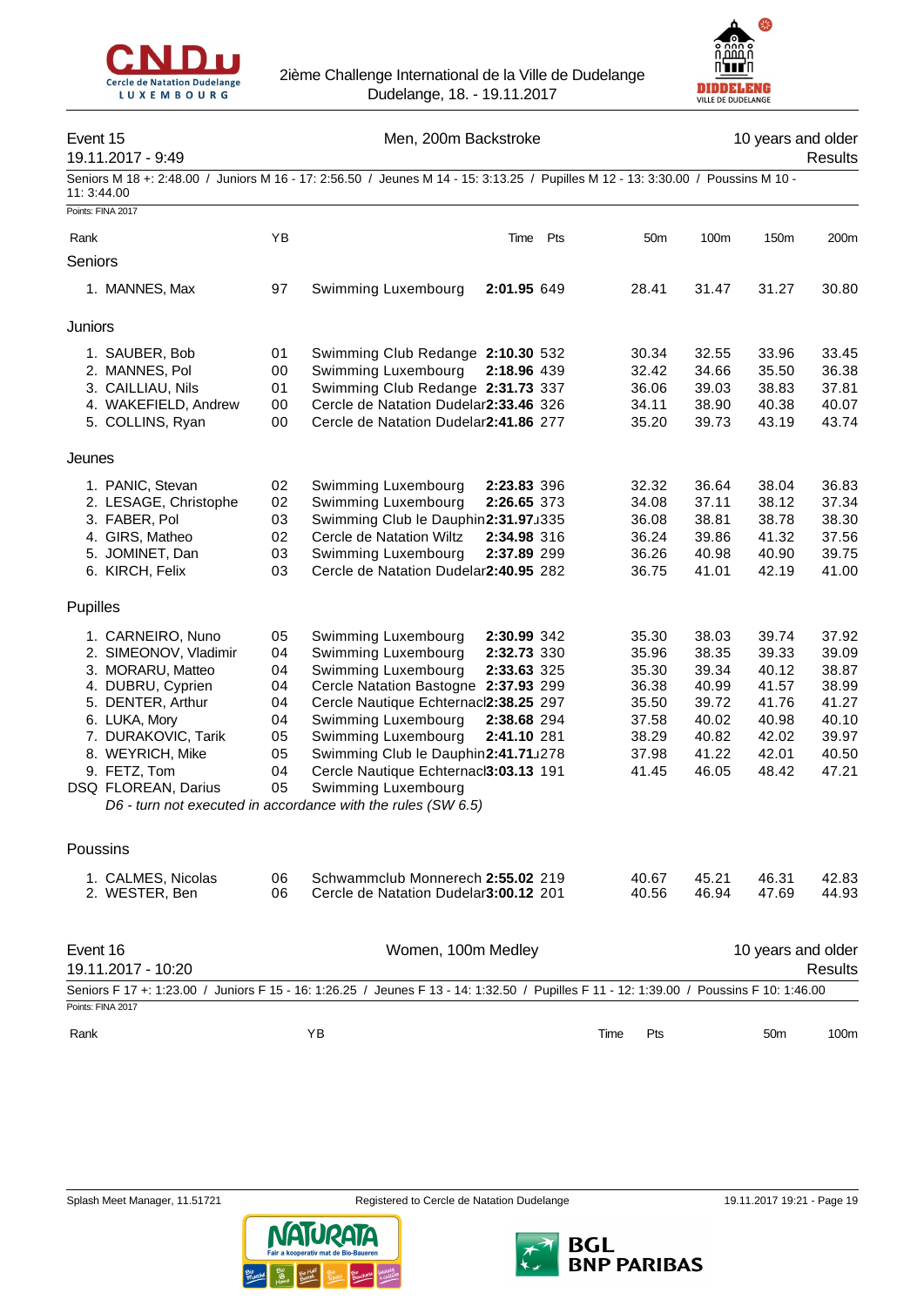## Event 15 — Men, 200m Backstroke — 10 years and older

19.11.2017 - 9:49 — Results

Seniors M 18 +: 2:48.00 / Juniors M 16 - 17: 2:56.50 / Jeunes M 14 - 15: 3:13.25 / Pupilles M 12 - 13: 3:30.00 / Poussins M 10 - 11: 3:44.00

Points: FINA 2017

| Rank | | YB | | Time | Pts | 50m | 100m | 150m | 200m |
|---|---|---|---|---|---|---|---|---|---|
| **Seniors** | | | | | | | | | |
| 1. | MANNES, Max | 97 | Swimming Luxembourg | **2:01.95** | 649 | 28.41 | 31.47 | 31.27 | 30.80 |
| **Juniors** | | | | | | | | | |
| 1. | SAUBER, Bob | 01 | Swimming Club Redange | **2:10.30** | 532 | 30.34 | 32.55 | 33.96 | 33.45 |
| 2. | MANNES, Pol | 00 | Swimming Luxembourg | **2:18.96** | 439 | 32.42 | 34.66 | 35.50 | 36.38 |
| 3. | CAILLIAU, Nils | 01 | Swimming Club Redange | **2:31.73** | 337 | 36.06 | 39.03 | 38.83 | 37.81 |
| 4. | WAKEFIELD, Andrew | 00 | Cercle de Natation Dudelar | **2:33.46** | 326 | 34.11 | 38.90 | 40.38 | 40.07 |
| 5. | COLLINS, Ryan | 00 | Cercle de Natation Dudelar | **2:41.86** | 277 | 35.20 | 39.73 | 43.19 | 43.74 |
| **Jeunes** | | | | | | | | | |
| 1. | PANIC, Stevan | 02 | Swimming Luxembourg | **2:23.83** | 396 | 32.32 | 36.64 | 38.04 | 36.83 |
| 2. | LESAGE, Christophe | 02 | Swimming Luxembourg | **2:26.65** | 373 | 34.08 | 37.11 | 38.12 | 37.34 |
| 3. | FABER, Pol | 03 | Swimming Club le Dauphin | **2:31.97** | 335 | 36.08 | 38.81 | 38.78 | 38.30 |
| 4. | GIRS, Matheo | 02 | Cercle de Natation Wiltz | **2:34.98** | 316 | 36.24 | 39.86 | 41.32 | 37.56 |
| 5. | JOMINET, Dan | 03 | Swimming Luxembourg | **2:37.89** | 299 | 36.26 | 40.98 | 40.90 | 39.75 |
| 6. | KIRCH, Felix | 03 | Cercle de Natation Dudelar | **2:40.95** | 282 | 36.75 | 41.01 | 42.19 | 41.00 |
| **Pupilles** | | | | | | | | | |
| 1. | CARNEIRO, Nuno | 05 | Swimming Luxembourg | **2:30.99** | 342 | 35.30 | 38.03 | 39.74 | 37.92 |
| 2. | SIMEONOV, Vladimir | 04 | Swimming Luxembourg | **2:32.73** | 330 | 35.96 | 38.35 | 39.33 | 39.09 |
| 3. | MORARU, Matteo | 04 | Swimming Luxembourg | **2:33.63** | 325 | 35.30 | 39.34 | 40.12 | 38.87 |
| 4. | DUBRU, Cyprien | 04 | Cercle Natation Bastogne | **2:37.93** | 299 | 36.38 | 40.99 | 41.57 | 38.99 |
| 5. | DENTER, Arthur | 04 | Cercle Nautique Echternacl | **2:38.25** | 297 | 35.50 | 39.72 | 41.76 | 41.27 |
| 6. | LUKA, Mory | 04 | Swimming Luxembourg | **2:38.68** | 294 | 37.58 | 40.02 | 40.98 | 40.10 |
| 7. | DURAKOVIC, Tarik | 05 | Swimming Luxembourg | **2:41.10** | 281 | 38.29 | 40.82 | 42.02 | 39.97 |
| 8. | WEYRICH, Mike | 05 | Swimming Club le Dauphin | **2:41.71** | 278 | 37.98 | 41.22 | 42.01 | 40.50 |
| 9. | FETZ, Tom | 04 | Cercle Nautique Echternacl | **3:03.13** | 191 | 41.45 | 46.05 | 48.42 | 47.21 |
| DSQ | FLOREAN, Darius | 05 | Swimming Luxembourg | | | | | | |
| | *D6 - turn not executed in accordance with the rules (SW 6.5)* | | | | | | | | |
| **Poussins** | | | | | | | | | |
| 1. | CALMES, Nicolas | 06 | Schwammclub Monnerech | **2:55.02** | 219 | 40.67 | 45.21 | 46.31 | 42.83 |
| 2. | WESTER, Ben | 06 | Cercle de Natation Dudelar | **3:00.12** | 201 | 40.56 | 46.94 | 47.69 | 44.93 |

## Event 16 — Women, 100m Medley — 10 years and older

19.11.2017 - 10:20 — Results

Seniors F 17 +: 1:23.00 / Juniors F 15 - 16: 1:26.25 / Jeunes F 13 - 14: 1:32.50 / Pupilles F 11 - 12: 1:39.00 / Poussins F 10: 1:46.00

Points: FINA 2017

| Rank | YB | Time | Pts | 50m | 100m |
|---|---|---|---|---|---|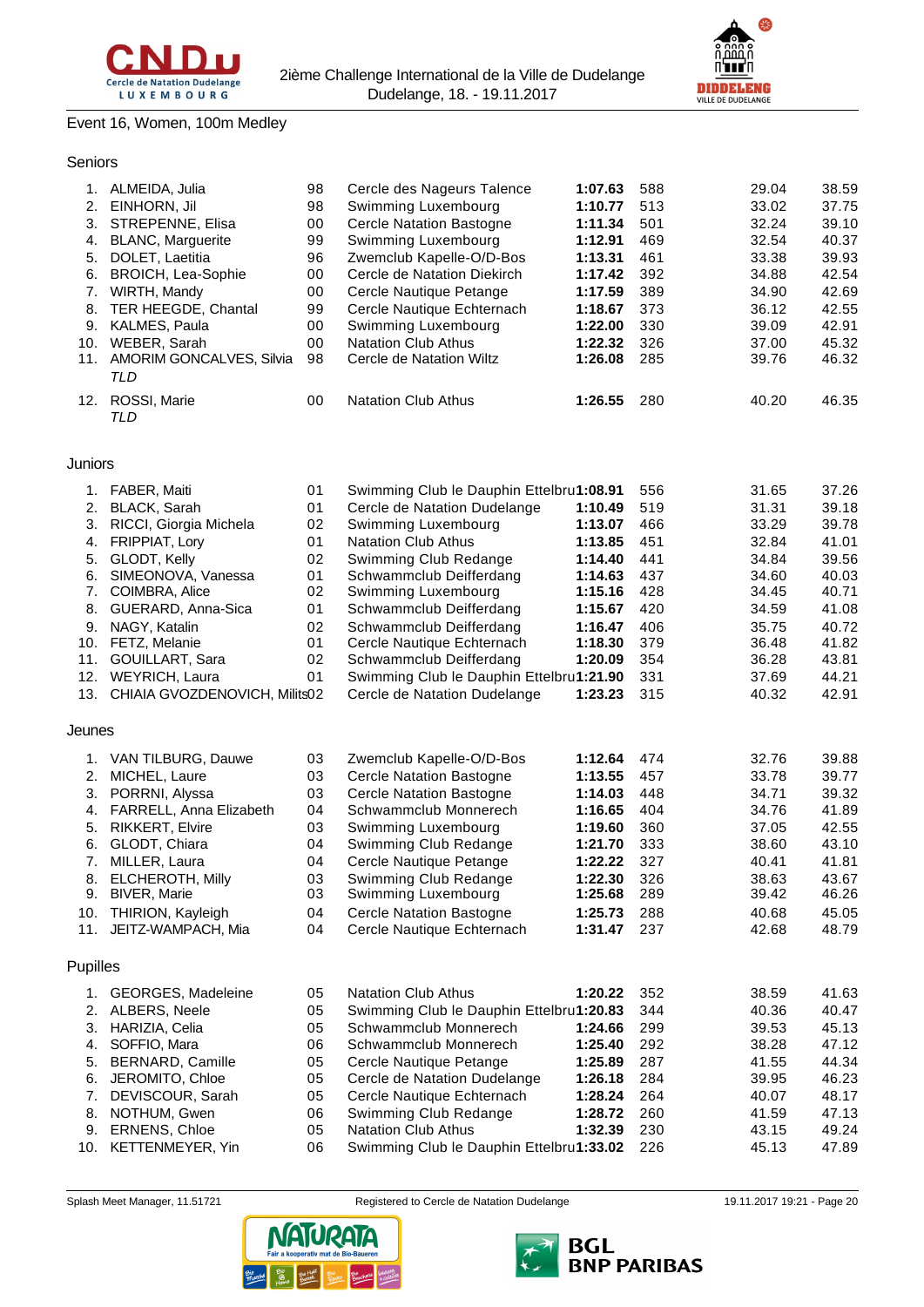2ième Challenge International de la Ville de Dudelange
Dudelange, 18. - 19.11.2017

## Event 16, Women, 100m Medley

### Seniors

| Rank | Name | YoB | Club | Time | Points | 50m | 100m |
|---|---|---|---|---|---|---|---|
| 1. | ALMEIDA, Julia | 98 | Cercle des Nageurs Talence | **1:07.63** | 588 | 29.04 | 38.59 |
| 2. | EINHORN, Jil | 98 | Swimming Luxembourg | **1:10.77** | 513 | 33.02 | 37.75 |
| 3. | STREPENNE, Elisa | 00 | Cercle Natation Bastogne | **1:11.34** | 501 | 32.24 | 39.10 |
| 4. | BLANC, Marguerite | 99 | Swimming Luxembourg | **1:12.91** | 469 | 32.54 | 40.37 |
| 5. | DOLET, Laetitia | 96 | Zwemclub Kapelle-O/D-Bos | **1:13.31** | 461 | 33.38 | 39.93 |
| 6. | BROICH, Lea-Sophie | 00 | Cercle de Natation Diekirch | **1:17.42** | 392 | 34.88 | 42.54 |
| 7. | WIRTH, Mandy | 00 | Cercle Nautique Petange | **1:17.59** | 389 | 34.90 | 42.69 |
| 8. | TER HEEGDE, Chantal | 99 | Cercle Nautique Echternach | **1:18.67** | 373 | 36.12 | 42.55 |
| 9. | KALMES, Paula | 00 | Swimming Luxembourg | **1:22.00** | 330 | 39.09 | 42.91 |
| 10. | WEBER, Sarah | 00 | Natation Club Athus | **1:22.32** | 326 | 37.00 | 45.32 |
| 11. | AMORIM GONCALVES, Silvia *TLD* | 98 | Cercle de Natation Wiltz | **1:26.08** | 285 | 39.76 | 46.32 |
| 12. | ROSSI, Marie *TLD* | 00 | Natation Club Athus | **1:26.55** | 280 | 40.20 | 46.35 |

### Juniors

| Rank | Name | YoB | Club | Time | Points | 50m | 100m |
|---|---|---|---|---|---|---|---|
| 1. | FABER, Maiti | 01 | Swimming Club le Dauphin Ettelbru | **1:08.91** | 556 | 31.65 | 37.26 |
| 2. | BLACK, Sarah | 01 | Cercle de Natation Dudelange | **1:10.49** | 519 | 31.31 | 39.18 |
| 3. | RICCI, Giorgia Michela | 02 | Swimming Luxembourg | **1:13.07** | 466 | 33.29 | 39.78 |
| 4. | FRIPPIAT, Lory | 01 | Natation Club Athus | **1:13.85** | 451 | 32.84 | 41.01 |
| 5. | GLODT, Kelly | 02 | Swimming Club Redange | **1:14.40** | 441 | 34.84 | 39.56 |
| 6. | SIMEONOVA, Vanessa | 01 | Schwammclub Deifferdang | **1:14.63** | 437 | 34.60 | 40.03 |
| 7. | COIMBRA, Alice | 02 | Swimming Luxembourg | **1:15.16** | 428 | 34.45 | 40.71 |
| 8. | GUERARD, Anna-Sica | 01 | Schwammclub Deifferdang | **1:15.67** | 420 | 34.59 | 41.08 |
| 9. | NAGY, Katalin | 02 | Schwammclub Deifferdang | **1:16.47** | 406 | 35.75 | 40.72 |
| 10. | FETZ, Melanie | 01 | Cercle Nautique Echternach | **1:18.30** | 379 | 36.48 | 41.82 |
| 11. | GOUILLART, Sara | 02 | Schwammclub Deifferdang | **1:20.09** | 354 | 36.28 | 43.81 |
| 12. | WEYRICH, Laura | 01 | Swimming Club le Dauphin Ettelbru | **1:21.90** | 331 | 37.69 | 44.21 |
| 13. | CHIAIA GVOZDENOVICH, Milits | 02 | Cercle de Natation Dudelange | **1:23.23** | 315 | 40.32 | 42.91 |

### Jeunes

| Rank | Name | YoB | Club | Time | Points | 50m | 100m |
|---|---|---|---|---|---|---|---|
| 1. | VAN TILBURG, Dauwe | 03 | Zwemclub Kapelle-O/D-Bos | **1:12.64** | 474 | 32.76 | 39.88 |
| 2. | MICHEL, Laure | 03 | Cercle Natation Bastogne | **1:13.55** | 457 | 33.78 | 39.77 |
| 3. | PORRNI, Alyssa | 03 | Cercle Natation Bastogne | **1:14.03** | 448 | 34.71 | 39.32 |
| 4. | FARRELL, Anna Elizabeth | 04 | Schwammclub Monnerech | **1:16.65** | 404 | 34.76 | 41.89 |
| 5. | RIKKERT, Elvire | 03 | Swimming Luxembourg | **1:19.60** | 360 | 37.05 | 42.55 |
| 6. | GLODT, Chiara | 04 | Swimming Club Redange | **1:21.70** | 333 | 38.60 | 43.10 |
| 7. | MILLER, Laura | 04 | Cercle Nautique Petange | **1:22.22** | 327 | 40.41 | 41.81 |
| 8. | ELCHEROTH, Milly | 03 | Swimming Club Redange | **1:22.30** | 326 | 38.63 | 43.67 |
| 9. | BIVER, Marie | 03 | Swimming Luxembourg | **1:25.68** | 289 | 39.42 | 46.26 |
| 10. | THIRION, Kayleigh | 04 | Cercle Natation Bastogne | **1:25.73** | 288 | 40.68 | 45.05 |
| 11. | JEITZ-WAMPACH, Mia | 04 | Cercle Nautique Echternach | **1:31.47** | 237 | 42.68 | 48.79 |

### Pupilles

| Rank | Name | YoB | Club | Time | Points | 50m | 100m |
|---|---|---|---|---|---|---|---|
| 1. | GEORGES, Madeleine | 05 | Natation Club Athus | **1:20.22** | 352 | 38.59 | 41.63 |
| 2. | ALBERS, Neele | 05 | Swimming Club le Dauphin Ettelbru | **1:20.83** | 344 | 40.36 | 40.47 |
| 3. | HARIZIA, Celia | 05 | Schwammclub Monnerech | **1:24.66** | 299 | 39.53 | 45.13 |
| 4. | SOFFIO, Mara | 06 | Schwammclub Monnerech | **1:25.40** | 292 | 38.28 | 47.12 |
| 5. | BERNARD, Camille | 05 | Cercle Nautique Petange | **1:25.89** | 287 | 41.55 | 44.34 |
| 6. | JEROMITO, Chloe | 05 | Cercle de Natation Dudelange | **1:26.18** | 284 | 39.95 | 46.23 |
| 7. | DEVISCOUR, Sarah | 05 | Cercle Nautique Echternach | **1:28.24** | 264 | 40.07 | 48.17 |
| 8. | NOTHUM, Gwen | 06 | Swimming Club Redange | **1:28.72** | 260 | 41.59 | 47.13 |
| 9. | ERNENS, Chloe | 05 | Natation Club Athus | **1:32.39** | 230 | 43.15 | 49.24 |
| 10. | KETTENMEYER, Yin | 06 | Swimming Club le Dauphin Ettelbru | **1:33.02** | 226 | 45.13 | 47.89 |

Splash Meet Manager, 11.51721 — Registered to Cercle de Natation Dudelange — 19.11.2017 19:21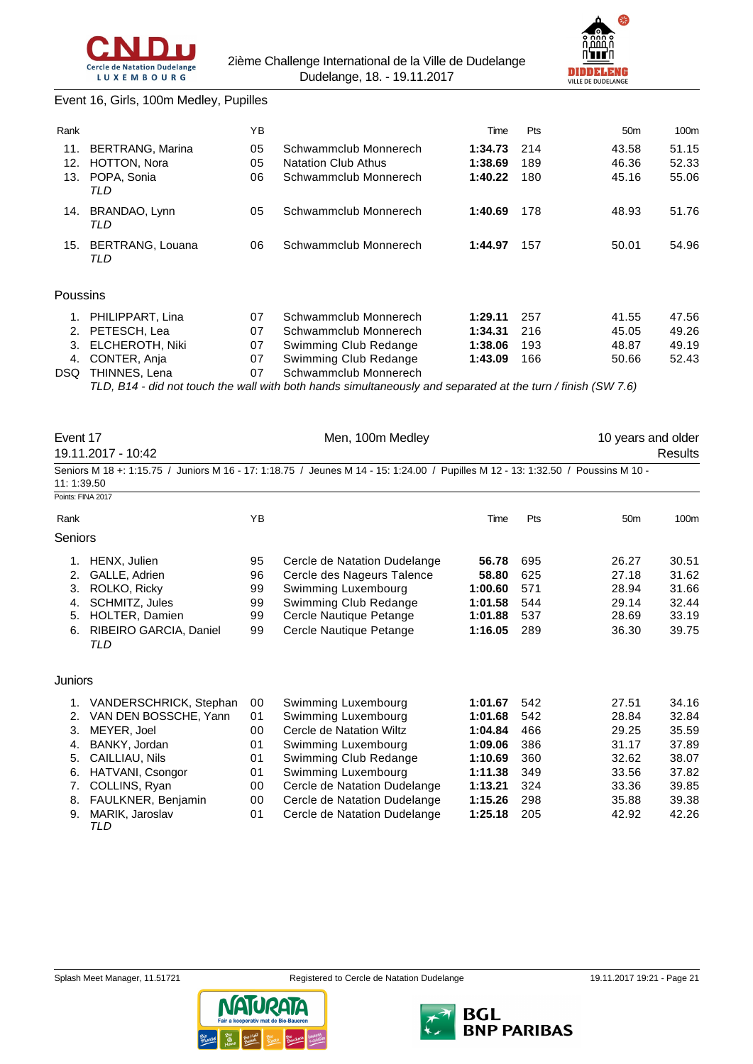Event 16, Girls, 100m Medley, Pupilles

| Rank | | YB | | Time | Pts | 50m | 100m |
|---|---|---|---|---|---|---|---|
| 11. | BERTRANG, Marina | 05 | Schwammclub Monnerech | **1:34.73** | 214 | 43.58 | 51.15 |
| 12. | HOTTON, Nora | 05 | Natation Club Athus | **1:38.69** | 189 | 46.36 | 52.33 |
| 13. | POPA, Sonia *TLD* | 06 | Schwammclub Monnerech | **1:40.22** | 180 | 45.16 | 55.06 |
| 14. | BRANDAO, Lynn *TLD* | 05 | Schwammclub Monnerech | **1:40.69** | 178 | 48.93 | 51.76 |
| 15. | BERTRANG, Louana *TLD* | 06 | Schwammclub Monnerech | **1:44.97** | 157 | 50.01 | 54.96 |

Poussins

| Rank | | YB | | Time | Pts | 50m | 100m |
|---|---|---|---|---|---|---|---|
| 1. | PHILIPPART, Lina | 07 | Schwammclub Monnerech | **1:29.11** | 257 | 41.55 | 47.56 |
| 2. | PETESCH, Lea | 07 | Schwammclub Monnerech | **1:34.31** | 216 | 45.05 | 49.26 |
| 3. | ELCHEROTH, Niki | 07 | Swimming Club Redange | **1:38.06** | 193 | 48.87 | 49.19 |
| 4. | CONTER, Anja | 07 | Swimming Club Redange | **1:43.09** | 166 | 50.66 | 52.43 |
| DSQ | THINNES, Lena | 07 | Schwammclub Monnerech | | | | |

*TLD, B14 - did not touch the wall with both hands simultaneously and separated at the turn / finish (SW 7.6)*

Event 17 — Men, 100m Medley — 10 years and older

19.11.2017 - 10:42 — Results

Seniors M 18 +: 1:15.75 / Juniors M 16 - 17: 1:18.75 / Jeunes M 14 - 15: 1:24.00 / Pupilles M 12 - 13: 1:32.50 / Poussins M 10 - 11: 1:39.50

Points: FINA 2017

Seniors

| Rank | | YB | | Time | Pts | 50m | 100m |
|---|---|---|---|---|---|---|---|
| 1. | HENX, Julien | 95 | Cercle de Natation Dudelange | **56.78** | 695 | 26.27 | 30.51 |
| 2. | GALLE, Adrien | 96 | Cercle des Nageurs Talence | **58.80** | 625 | 27.18 | 31.62 |
| 3. | ROLKO, Ricky | 99 | Swimming Luxembourg | **1:00.60** | 571 | 28.94 | 31.66 |
| 4. | SCHMITZ, Jules | 99 | Swimming Club Redange | **1:01.58** | 544 | 29.14 | 32.44 |
| 5. | HOLTER, Damien | 99 | Cercle Nautique Petange | **1:01.88** | 537 | 28.69 | 33.19 |
| 6. | RIBEIRO GARCIA, Daniel *TLD* | 99 | Cercle Nautique Petange | **1:16.05** | 289 | 36.30 | 39.75 |

Juniors

| Rank | | YB | | Time | Pts | 50m | 100m |
|---|---|---|---|---|---|---|---|
| 1. | VANDERSCHRICK, Stephan | 00 | Swimming Luxembourg | **1:01.67** | 542 | 27.51 | 34.16 |
| 2. | VAN DEN BOSSCHE, Yann | 01 | Swimming Luxembourg | **1:01.68** | 542 | 28.84 | 32.84 |
| 3. | MEYER, Joel | 00 | Cercle de Natation Wiltz | **1:04.84** | 466 | 29.25 | 35.59 |
| 4. | BANKY, Jordan | 01 | Swimming Luxembourg | **1:09.06** | 386 | 31.17 | 37.89 |
| 5. | CAILLIAU, Nils | 01 | Swimming Club Redange | **1:10.69** | 360 | 32.62 | 38.07 |
| 6. | HATVANI, Csongor | 01 | Swimming Luxembourg | **1:11.38** | 349 | 33.56 | 37.82 |
| 7. | COLLINS, Ryan | 00 | Cercle de Natation Dudelange | **1:13.21** | 324 | 33.36 | 39.85 |
| 8. | FAULKNER, Benjamin | 00 | Cercle de Natation Dudelange | **1:15.26** | 298 | 35.88 | 39.38 |
| 9. | MARIK, Jaroslav *TLD* | 01 | Cercle de Natation Dudelange | **1:25.18** | 205 | 42.92 | 42.26 |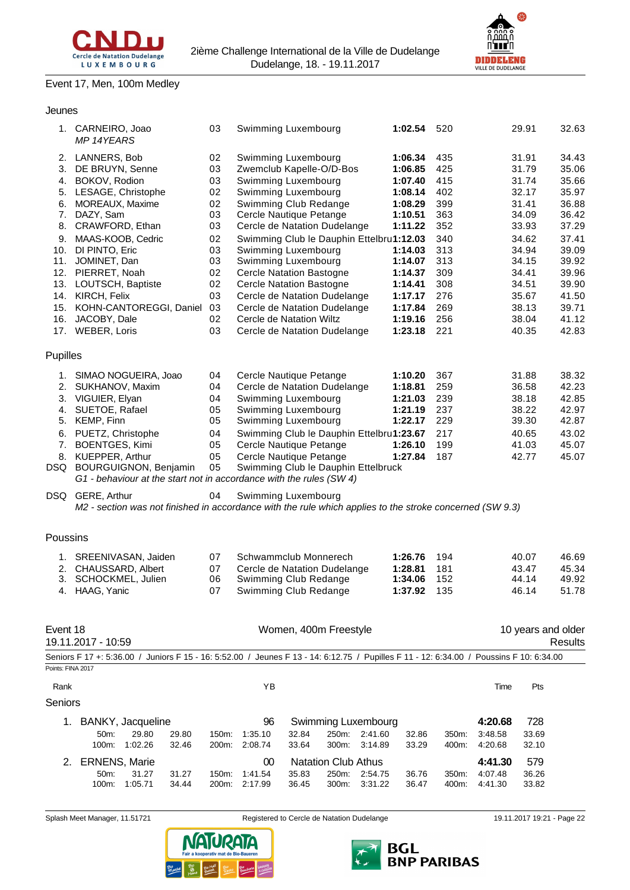Event 17, Men, 100m Medley

### Jeunes

| Rank | Name | YB | Club | Time | Pts | 50m | 100m |
|---|---|---|---|---|---|---|---|
| 1. | CARNEIRO, Joao *MP 14YEARS* | 03 | Swimming Luxembourg | **1:02.54** | 520 | 29.91 | 32.63 |
| 2. | LANNERS, Bob | 02 | Swimming Luxembourg | **1:06.34** | 435 | 31.91 | 34.43 |
| 3. | DE BRUYN, Senne | 03 | Zwemclub Kapelle-O/D-Bos | **1:06.85** | 425 | 31.79 | 35.06 |
| 4. | BOKOV, Rodion | 03 | Swimming Luxembourg | **1:07.40** | 415 | 31.74 | 35.66 |
| 5. | LESAGE, Christophe | 02 | Swimming Luxembourg | **1:08.14** | 402 | 32.17 | 35.97 |
| 6. | MOREAUX, Maxime | 02 | Swimming Club Redange | **1:08.29** | 399 | 31.41 | 36.88 |
| 7. | DAZY, Sam | 03 | Cercle Nautique Petange | **1:10.51** | 363 | 34.09 | 36.42 |
| 8. | CRAWFORD, Ethan | 03 | Cercle de Natation Dudelange | **1:11.22** | 352 | 33.93 | 37.29 |
| 9. | MAAS-KOOB, Cedric | 02 | Swimming Club le Dauphin Ettelbruck | **1:12.03** | 340 | 34.62 | 37.41 |
| 10. | DI PINTO, Eric | 03 | Swimming Luxembourg | **1:14.03** | 313 | 34.94 | 39.09 |
| 11. | JOMINET, Dan | 03 | Swimming Luxembourg | **1:14.07** | 313 | 34.15 | 39.92 |
| 12. | PIERRET, Noah | 02 | Cercle Natation Bastogne | **1:14.37** | 309 | 34.41 | 39.96 |
| 13. | LOUTSCH, Baptiste | 02 | Cercle Natation Bastogne | **1:14.41** | 308 | 34.51 | 39.90 |
| 14. | KIRCH, Felix | 03 | Cercle de Natation Dudelange | **1:17.17** | 276 | 35.67 | 41.50 |
| 15. | KOHN-CANTOREGGI, Daniel | 03 | Cercle de Natation Dudelange | **1:17.84** | 269 | 38.13 | 39.71 |
| 16. | JACOBY, Dale | 02 | Cercle de Natation Wiltz | **1:19.16** | 256 | 38.04 | 41.12 |
| 17. | WEBER, Loris | 03 | Cercle de Natation Dudelange | **1:23.18** | 221 | 40.35 | 42.83 |

### Pupilles

| Rank | Name | YB | Club | Time | Pts | 50m | 100m |
|---|---|---|---|---|---|---|---|
| 1. | SIMAO NOGUEIRA, Joao | 04 | Cercle Nautique Petange | **1:10.20** | 367 | 31.88 | 38.32 |
| 2. | SUKHANOV, Maxim | 04 | Cercle de Natation Dudelange | **1:18.81** | 259 | 36.58 | 42.23 |
| 3. | VIGUIER, Elyan | 04 | Swimming Luxembourg | **1:21.03** | 239 | 38.18 | 42.85 |
| 4. | SUETOE, Rafael | 05 | Swimming Luxembourg | **1:21.19** | 237 | 38.22 | 42.97 |
| 5. | KEMP, Finn | 05 | Swimming Luxembourg | **1:22.17** | 229 | 39.30 | 42.87 |
| 6. | PUETZ, Christophe | 04 | Swimming Club le Dauphin Ettelbruck | **1:23.67** | 217 | 40.65 | 43.02 |
| 7. | BOENTGES, Kimi | 05 | Cercle Nautique Petange | **1:26.10** | 199 | 41.03 | 45.07 |
| 8. | KUEPPER, Arthur | 05 | Cercle Nautique Petange | **1:27.84** | 187 | 42.77 | 45.07 |
| DSQ | BOURGUIGNON, Benjamin | 05 | Swimming Club le Dauphin Ettelbruck | | | | |

*G1 - behaviour at the start not in accordance with the rules (SW 4)*

| Rank | Name | YB | Club |
|---|---|---|---|
| DSQ | GERE, Arthur | 04 | Swimming Luxembourg |

*M2 - section was not finished in accordance with the rule which applies to the stroke concerned (SW 9.3)*

### Poussins

| Rank | Name | YB | Club | Time | Pts | 50m | 100m |
|---|---|---|---|---|---|---|---|
| 1. | SREENIVASAN, Jaiden | 07 | Schwammclub Monnerech | **1:26.76** | 194 | 40.07 | 46.69 |
| 2. | CHAUSSARD, Albert | 07 | Cercle de Natation Dudelange | **1:28.81** | 181 | 43.47 | 45.34 |
| 3. | SCHOCKMEL, Julien | 06 | Swimming Club Redange | **1:34.06** | 152 | 44.14 | 49.92 |
| 4. | HAAG, Yanic | 07 | Swimming Club Redange | **1:37.92** | 135 | 46.14 | 51.78 |

## Event 18 — Women, 400m Freestyle — 10 years and older

19.11.2017 - 10:59 — Results

Seniors F 17 +: 5:36.00 / Juniors F 15 - 16: 5:52.00 / Jeunes F 13 - 14: 6:12.75 / Pupilles F 11 - 12: 6:34.00 / Poussins F 10: 6:34.00

Points: FINA 2017

### Seniors

| Rank | Name | YB | Club | Time | Pts |
|---|---|---|---|---|---|
| 1. | BANKY, Jacqueline | 96 | Swimming Luxembourg | **4:20.68** | 728 |
| 2. | ERNENS, Marie | 00 | Natation Club Athus | **4:41.30** | 579 |

Splits BANKY, Jacqueline:

| Dist | Time | Split | Dist | Time | Split | Dist | Time | Split | Dist | Time | Split |
|---|---|---|---|---|---|---|---|---|---|---|---|
| 50m: | 29.80 | 29.80 | 150m: | 1:35.10 | 32.84 | 250m: | 2:41.60 | 32.86 | 350m: | 3:48.58 | 33.69 |
| 100m: | 1:02.26 | 32.46 | 200m: | 2:08.74 | 33.64 | 300m: | 3:14.89 | 33.29 | 400m: | 4:20.68 | 32.10 |

Splits ERNENS, Marie:

| Dist | Time | Split | Dist | Time | Split | Dist | Time | Split | Dist | Time | Split |
|---|---|---|---|---|---|---|---|---|---|---|---|
| 50m: | 31.27 | 31.27 | 150m: | 1:41.54 | 35.83 | 250m: | 2:54.75 | 36.76 | 350m: | 4:07.48 | 36.26 |
| 100m: | 1:05.71 | 34.44 | 200m: | 2:17.99 | 36.45 | 300m: | 3:31.22 | 36.47 | 400m: | 4:41.30 | 33.82 |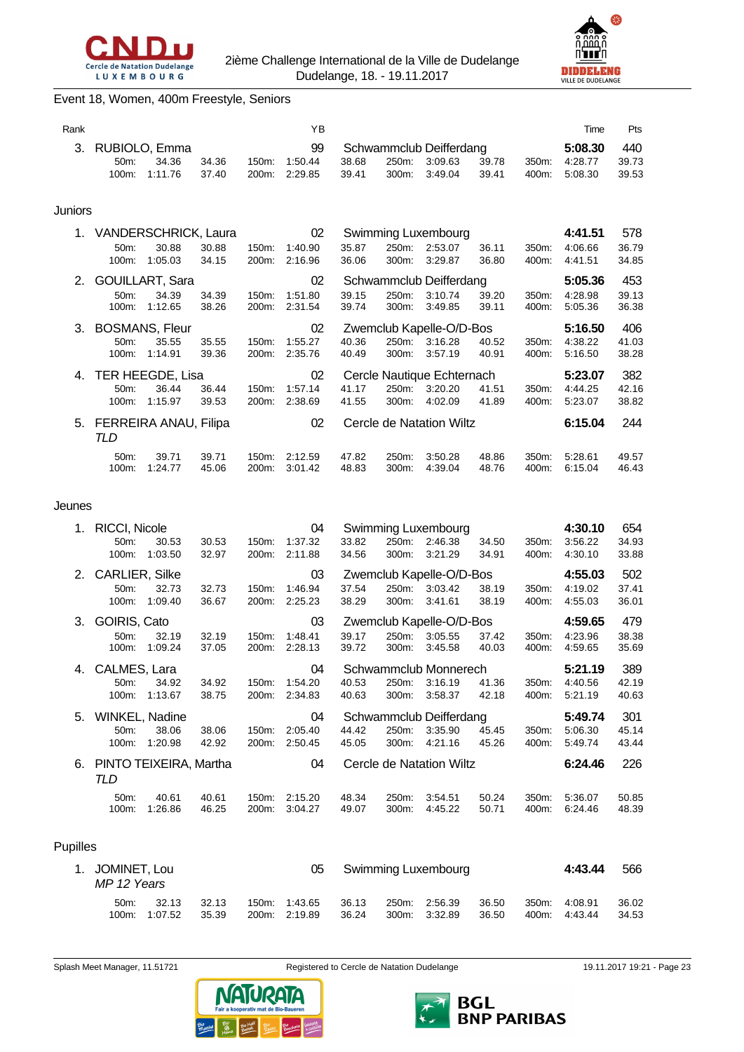Event 18, Women, 400m Freestyle, Seniors

| Rank | Name | YB | Club | Time | Pts |
|---|---|---|---|---|---|
| 3. | RUBIOLO, Emma | 99 | Schwammclub Deifferdang | **5:08.30** | 440 |

| | | | | | | | | | | | |
|---|---|---|---|---|---|---|---|---|---|---|---|
| 50m: | 34.36 | 34.36 | 150m: | 1:50.44 | 38.68 | 250m: | 3:09.63 | 39.78 | 350m: | 4:28.77 | 39.73 |
| 100m: | 1:11.76 | 37.40 | 200m: | 2:29.85 | 39.41 | 300m: | 3:49.04 | 39.41 | 400m: | 5:08.30 | 39.53 |

## Juniors

| Rank | Name | YB | Club | Time | Pts |
|---|---|---|---|---|---|
| 1. | VANDERSCHRICK, Laura | 02 | Swimming Luxembourg | **4:41.51** | 578 |
| 2. | GOUILLART, Sara | 02 | Schwammclub Deifferdang | **5:05.36** | 453 |
| 3. | BOSMANS, Fleur | 02 | Zwemclub Kapelle-O/D-Bos | **5:16.50** | 406 |
| 4. | TER HEEGDE, Lisa | 02 | Cercle Nautique Echternach | **5:23.07** | 382 |
| 5. | FERREIRA ANAU, Filipa *TLD* | 02 | Cercle de Natation Wiltz | **6:15.04** | 244 |

Splits:

| Name | | | | | | | | | | | | |
|---|---|---|---|---|---|---|---|---|---|---|---|---|
| VANDERSCHRICK, Laura | 50m: | 30.88 | 30.88 | 150m: | 1:40.90 | 35.87 | 250m: | 2:53.07 | 36.11 | 350m: | 4:06.66 | 36.79 |
| | 100m: | 1:05.03 | 34.15 | 200m: | 2:16.96 | 36.06 | 300m: | 3:29.87 | 36.80 | 400m: | 4:41.51 | 34.85 |
| GOUILLART, Sara | 50m: | 34.39 | 34.39 | 150m: | 1:51.80 | 39.15 | 250m: | 3:10.74 | 39.20 | 350m: | 4:28.98 | 39.13 |
| | 100m: | 1:12.65 | 38.26 | 200m: | 2:31.54 | 39.74 | 300m: | 3:49.85 | 39.11 | 400m: | 5:05.36 | 36.38 |
| BOSMANS, Fleur | 50m: | 35.55 | 35.55 | 150m: | 1:55.27 | 40.36 | 250m: | 3:16.28 | 40.52 | 350m: | 4:38.22 | 41.03 |
| | 100m: | 1:14.91 | 39.36 | 200m: | 2:35.76 | 40.49 | 300m: | 3:57.19 | 40.91 | 400m: | 5:16.50 | 38.28 |
| TER HEEGDE, Lisa | 50m: | 36.44 | 36.44 | 150m: | 1:57.14 | 41.17 | 250m: | 3:20.20 | 41.51 | 350m: | 4:44.25 | 42.16 |
| | 100m: | 1:15.97 | 39.53 | 200m: | 2:38.69 | 41.55 | 300m: | 4:02.09 | 41.89 | 400m: | 5:23.07 | 38.82 |
| FERREIRA ANAU, Filipa | 50m: | 39.71 | 39.71 | 150m: | 2:12.59 | 47.82 | 250m: | 3:50.28 | 48.86 | 350m: | 5:28.61 | 49.57 |
| | 100m: | 1:24.77 | 45.06 | 200m: | 3:01.42 | 48.83 | 300m: | 4:39.04 | 48.76 | 400m: | 6:15.04 | 46.43 |

## Jeunes

| Rank | Name | YB | Club | Time | Pts |
|---|---|---|---|---|---|
| 1. | RICCI, Nicole | 04 | Swimming Luxembourg | **4:30.10** | 654 |
| 2. | CARLIER, Silke | 03 | Zwemclub Kapelle-O/D-Bos | **4:55.03** | 502 |
| 3. | GOIRIS, Cato | 03 | Zwemclub Kapelle-O/D-Bos | **4:59.65** | 479 |
| 4. | CALMES, Lara | 04 | Schwammclub Monnerech | **5:21.19** | 389 |
| 5. | WINKEL, Nadine | 04 | Schwammclub Deifferdang | **5:49.74** | 301 |
| 6. | PINTO TEIXEIRA, Martha *TLD* | 04 | Cercle de Natation Wiltz | **6:24.46** | 226 |

Splits:

| Name | | | | | | | | | | | | |
|---|---|---|---|---|---|---|---|---|---|---|---|---|
| RICCI, Nicole | 50m: | 30.53 | 30.53 | 150m: | 1:37.32 | 33.82 | 250m: | 2:46.38 | 34.50 | 350m: | 3:56.22 | 34.93 |
| | 100m: | 1:03.50 | 32.97 | 200m: | 2:11.88 | 34.56 | 300m: | 3:21.29 | 34.91 | 400m: | 4:30.10 | 33.88 |
| CARLIER, Silke | 50m: | 32.73 | 32.73 | 150m: | 1:46.94 | 37.54 | 250m: | 3:03.42 | 38.19 | 350m: | 4:19.02 | 37.41 |
| | 100m: | 1:09.40 | 36.67 | 200m: | 2:25.23 | 38.29 | 300m: | 3:41.61 | 38.19 | 400m: | 4:55.03 | 36.01 |
| GOIRIS, Cato | 50m: | 32.19 | 32.19 | 150m: | 1:48.41 | 39.17 | 250m: | 3:05.55 | 37.42 | 350m: | 4:23.96 | 38.38 |
| | 100m: | 1:09.24 | 37.05 | 200m: | 2:28.13 | 39.72 | 300m: | 3:45.58 | 40.03 | 400m: | 4:59.65 | 35.69 |
| CALMES, Lara | 50m: | 34.92 | 34.92 | 150m: | 1:54.20 | 40.53 | 250m: | 3:16.19 | 41.36 | 350m: | 4:40.56 | 42.19 |
| | 100m: | 1:13.67 | 38.75 | 200m: | 2:34.83 | 40.63 | 300m: | 3:58.37 | 42.18 | 400m: | 5:21.19 | 40.63 |
| WINKEL, Nadine | 50m: | 38.06 | 38.06 | 150m: | 2:05.40 | 44.42 | 250m: | 3:35.90 | 45.45 | 350m: | 5:06.30 | 45.14 |
| | 100m: | 1:20.98 | 42.92 | 200m: | 2:50.45 | 45.05 | 300m: | 4:21.16 | 45.26 | 400m: | 5:49.74 | 43.44 |
| PINTO TEIXEIRA, Martha | 50m: | 40.61 | 40.61 | 150m: | 2:15.20 | 48.34 | 250m: | 3:54.51 | 50.24 | 350m: | 5:36.07 | 50.85 |
| | 100m: | 1:26.86 | 46.25 | 200m: | 3:04.27 | 49.07 | 300m: | 4:45.22 | 50.71 | 400m: | 6:24.46 | 48.39 |

## Pupilles

| Rank | Name | YB | Club | Time | Pts |
|---|---|---|---|---|---|
| 1. | JOMINET, Lou *MP 12 Years* | 05 | Swimming Luxembourg | **4:43.44** | 566 |

| | | | | | | | | | | | |
|---|---|---|---|---|---|---|---|---|---|---|---|
| 50m: | 32.13 | 32.13 | 150m: | 1:43.65 | 36.13 | 250m: | 2:56.39 | 36.50 | 350m: | 4:08.91 | 36.02 |
| 100m: | 1:07.52 | 35.39 | 200m: | 2:19.89 | 36.24 | 300m: | 3:32.89 | 36.50 | 400m: | 4:43.44 | 34.53 |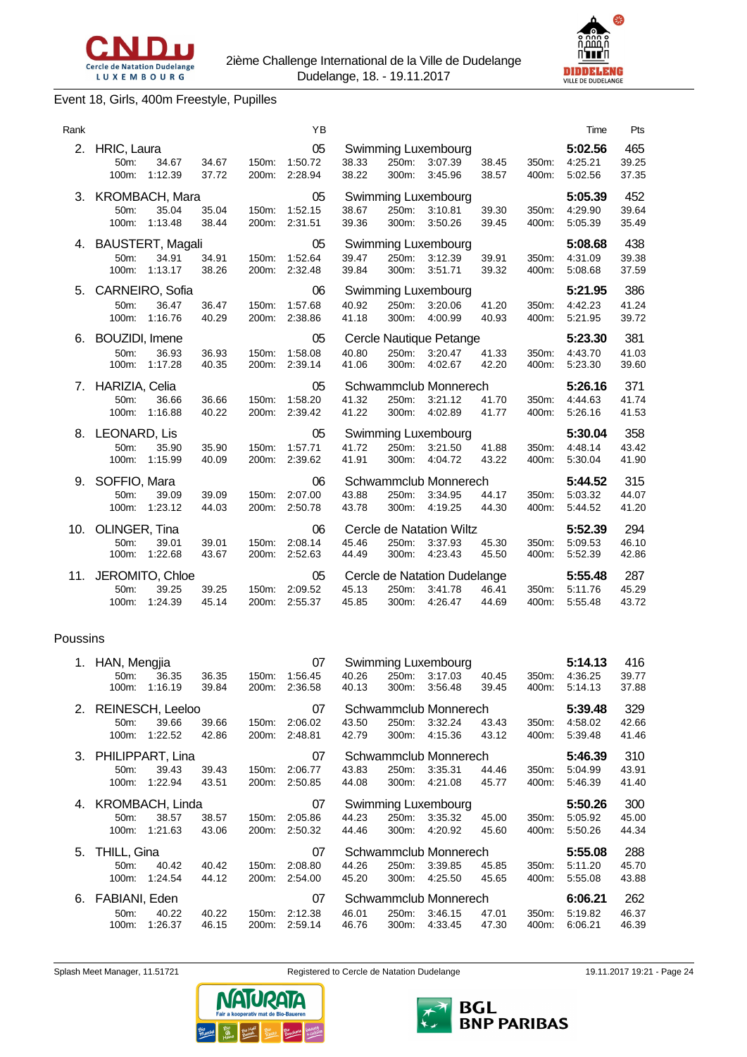2ième Challenge International de la Ville de Dudelange
Dudelange, 18. - 19.11.2017

## Event 18, Girls, 400m Freestyle, Pupilles

| Rank | | | | | YB | | | | | | | Time | Pts |
|---|---|---|---|---|---|---|---|---|---|---|---|---|---|
| 2. | HRIC, Laura | | | | 05 | Swimming Luxembourg | | | | | | **5:02.56** | 465 |
| | 50m: | 34.67 | 34.67 | 150m: | 1:50.72 | 38.33 | 250m: | 3:07.39 | 38.45 | 350m: | 4:25.21 | 39.25 | |
| | 100m: | 1:12.39 | 37.72 | 200m: | 2:28.94 | 38.22 | 300m: | 3:45.96 | 38.57 | 400m: | 5:02.56 | 37.35 | |
| 3. | KROMBACH, Mara | | | | 05 | Swimming Luxembourg | | | | | | **5:05.39** | 452 |
| | 50m: | 35.04 | 35.04 | 150m: | 1:52.15 | 38.67 | 250m: | 3:10.81 | 39.30 | 350m: | 4:29.90 | 39.64 | |
| | 100m: | 1:13.48 | 38.44 | 200m: | 2:31.51 | 39.36 | 300m: | 3:50.26 | 39.45 | 400m: | 5:05.39 | 35.49 | |
| 4. | BAUSTERT, Magali | | | | 05 | Swimming Luxembourg | | | | | | **5:08.68** | 438 |
| | 50m: | 34.91 | 34.91 | 150m: | 1:52.64 | 39.47 | 250m: | 3:12.39 | 39.91 | 350m: | 4:31.09 | 39.38 | |
| | 100m: | 1:13.17 | 38.26 | 200m: | 2:32.48 | 39.84 | 300m: | 3:51.71 | 39.32 | 400m: | 5:08.68 | 37.59 | |
| 5. | CARNEIRO, Sofia | | | | 06 | Swimming Luxembourg | | | | | | **5:21.95** | 386 |
| | 50m: | 36.47 | 36.47 | 150m: | 1:57.68 | 40.92 | 250m: | 3:20.06 | 41.20 | 350m: | 4:42.23 | 41.24 | |
| | 100m: | 1:16.76 | 40.29 | 200m: | 2:38.86 | 41.18 | 300m: | 4:00.99 | 40.93 | 400m: | 5:21.95 | 39.72 | |
| 6. | BOUZIDI, Imene | | | | 05 | Cercle Nautique Petange | | | | | | **5:23.30** | 381 |
| | 50m: | 36.93 | 36.93 | 150m: | 1:58.08 | 40.80 | 250m: | 3:20.47 | 41.33 | 350m: | 4:43.70 | 41.03 | |
| | 100m: | 1:17.28 | 40.35 | 200m: | 2:39.14 | 41.06 | 300m: | 4:02.67 | 42.20 | 400m: | 5:23.30 | 39.60 | |
| 7. | HARIZIA, Celia | | | | 05 | Schwammclub Monnerech | | | | | | **5:26.16** | 371 |
| | 50m: | 36.66 | 36.66 | 150m: | 1:58.20 | 41.32 | 250m: | 3:21.12 | 41.70 | 350m: | 4:44.63 | 41.74 | |
| | 100m: | 1:16.88 | 40.22 | 200m: | 2:39.42 | 41.22 | 300m: | 4:02.89 | 41.77 | 400m: | 5:26.16 | 41.53 | |
| 8. | LEONARD, Lis | | | | 05 | Swimming Luxembourg | | | | | | **5:30.04** | 358 |
| | 50m: | 35.90 | 35.90 | 150m: | 1:57.71 | 41.72 | 250m: | 3:21.50 | 41.88 | 350m: | 4:48.14 | 43.42 | |
| | 100m: | 1:15.99 | 40.09 | 200m: | 2:39.62 | 41.91 | 300m: | 4:04.72 | 43.22 | 400m: | 5:30.04 | 41.90 | |
| 9. | SOFFIO, Mara | | | | 06 | Schwammclub Monnerech | | | | | | **5:44.52** | 315 |
| | 50m: | 39.09 | 39.09 | 150m: | 2:07.00 | 43.88 | 250m: | 3:34.95 | 44.17 | 350m: | 5:03.32 | 44.07 | |
| | 100m: | 1:23.12 | 44.03 | 200m: | 2:50.78 | 43.78 | 300m: | 4:19.25 | 44.30 | 400m: | 5:44.52 | 41.20 | |
| 10. | OLINGER, Tina | | | | 06 | Cercle de Natation Wiltz | | | | | | **5:52.39** | 294 |
| | 50m: | 39.01 | 39.01 | 150m: | 2:08.14 | 45.46 | 250m: | 3:37.93 | 45.30 | 350m: | 5:09.53 | 46.10 | |
| | 100m: | 1:22.68 | 43.67 | 200m: | 2:52.63 | 44.49 | 300m: | 4:23.43 | 45.50 | 400m: | 5:52.39 | 42.86 | |
| 11. | JEROMITO, Chloe | | | | 05 | Cercle de Natation Dudelange | | | | | | **5:55.48** | 287 |
| | 50m: | 39.25 | 39.25 | 150m: | 2:09.52 | 45.13 | 250m: | 3:41.78 | 46.41 | 350m: | 5:11.76 | 45.29 | |
| | 100m: | 1:24.39 | 45.14 | 200m: | 2:55.37 | 45.85 | 300m: | 4:26.47 | 44.69 | 400m: | 5:55.48 | 43.72 | |

### Poussins

| Rank | | | | | YB | | | | | | | Time | Pts |
|---|---|---|---|---|---|---|---|---|---|---|---|---|---|
| 1. | HAN, Mengjia | | | | 07 | Swimming Luxembourg | | | | | | **5:14.13** | 416 |
| | 50m: | 36.35 | 36.35 | 150m: | 1:56.45 | 40.26 | 250m: | 3:17.03 | 40.45 | 350m: | 4:36.25 | 39.77 | |
| | 100m: | 1:16.19 | 39.84 | 200m: | 2:36.58 | 40.13 | 300m: | 3:56.48 | 39.45 | 400m: | 5:14.13 | 37.88 | |
| 2. | REINESCH, Leeloo | | | | 07 | Schwammclub Monnerech | | | | | | **5:39.48** | 329 |
| | 50m: | 39.66 | 39.66 | 150m: | 2:06.02 | 43.50 | 250m: | 3:32.24 | 43.43 | 350m: | 4:58.02 | 42.66 | |
| | 100m: | 1:22.52 | 42.86 | 200m: | 2:48.81 | 42.79 | 300m: | 4:15.36 | 43.12 | 400m: | 5:39.48 | 41.46 | |
| 3. | PHILIPPART, Lina | | | | 07 | Schwammclub Monnerech | | | | | | **5:46.39** | 310 |
| | 50m: | 39.43 | 39.43 | 150m: | 2:06.77 | 43.83 | 250m: | 3:35.31 | 44.46 | 350m: | 5:04.99 | 43.91 | |
| | 100m: | 1:22.94 | 43.51 | 200m: | 2:50.85 | 44.08 | 300m: | 4:21.08 | 45.77 | 400m: | 5:46.39 | 41.40 | |
| 4. | KROMBACH, Linda | | | | 07 | Swimming Luxembourg | | | | | | **5:50.26** | 300 |
| | 50m: | 38.57 | 38.57 | 150m: | 2:05.86 | 44.23 | 250m: | 3:35.32 | 45.00 | 350m: | 5:05.92 | 45.00 | |
| | 100m: | 1:21.63 | 43.06 | 200m: | 2:50.32 | 44.46 | 300m: | 4:20.92 | 45.60 | 400m: | 5:50.26 | 44.34 | |
| 5. | THILL, Gina | | | | 07 | Schwammclub Monnerech | | | | | | **5:55.08** | 288 |
| | 50m: | 40.42 | 40.42 | 150m: | 2:08.80 | 44.26 | 250m: | 3:39.85 | 45.85 | 350m: | 5:11.20 | 45.70 | |
| | 100m: | 1:24.54 | 44.12 | 200m: | 2:54.00 | 45.20 | 300m: | 4:25.50 | 45.65 | 400m: | 5:55.08 | 43.88 | |
| 6. | FABIANI, Eden | | | | 07 | Schwammclub Monnerech | | | | | | **6:06.21** | 262 |
| | 50m: | 40.22 | 40.22 | 150m: | 2:12.38 | 46.01 | 250m: | 3:46.15 | 47.01 | 350m: | 5:19.82 | 46.37 | |
| | 100m: | 1:26.37 | 46.15 | 200m: | 2:59.14 | 46.76 | 300m: | 4:33.45 | 47.30 | 400m: | 6:06.21 | 46.39 | |

Splash Meet Manager, 11.51721 Registered to Cercle de Natation Dudelange 19.11.2017 19:21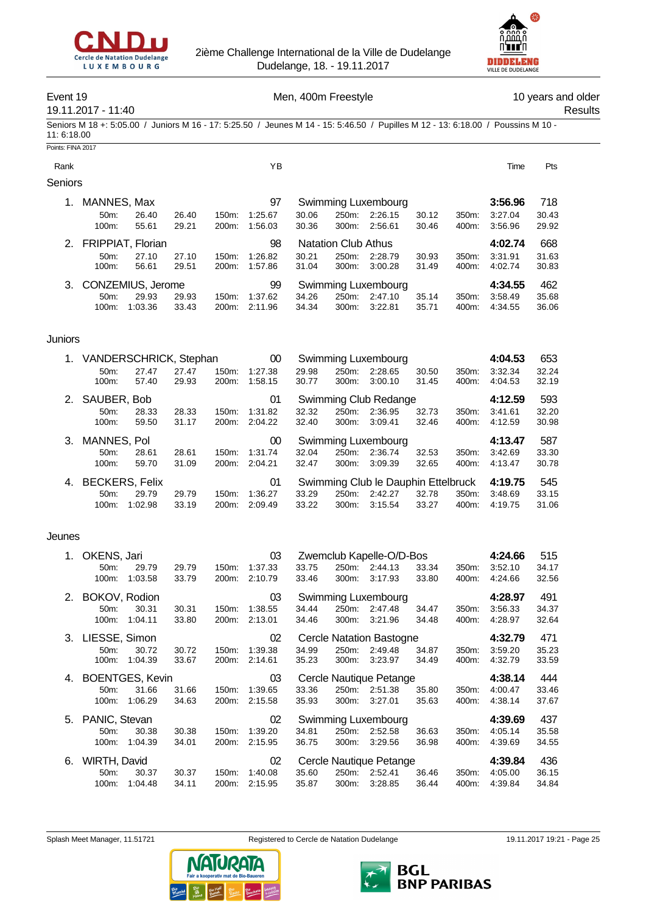2ième Challenge International de la Ville de Dudelange
Dudelange, 18. - 19.11.2017

## Event 19 — Men, 400m Freestyle — 10 years and older

19.11.2017 - 11:40 — Results

Seniors M 18 +: 5:05.00 / Juniors M 16 - 17: 5:25.50 / Jeunes M 14 - 15: 5:46.50 / Pupilles M 12 - 13: 6:18.00 / Poussins M 10 - 11: 6:18.00

Points: FINA 2017

### Seniors

| Rank | Name | YB | Club | Time | Pts |
|---|---|---|---|---|---|
| 1. | MANNES, Max | 97 | Swimming Luxembourg | **3:56.96** | 718 |
| | 50m: 26.40 26.40 / 100m: 55.61 29.21 / 150m: 1:25.67 30.06 / 200m: 1:56.03 30.36 / 250m: 2:26.15 30.12 / 300m: 2:56.61 30.46 / 350m: 3:27.04 30.43 / 400m: 3:56.96 29.92 | | | | |
| 2. | FRIPPIAT, Florian | 98 | Natation Club Athus | **4:02.74** | 668 |
| | 50m: 27.10 27.10 / 100m: 56.61 29.51 / 150m: 1:26.82 30.21 / 200m: 1:57.86 31.04 / 250m: 2:28.79 30.93 / 300m: 3:00.28 31.49 / 350m: 3:31.91 31.63 / 400m: 4:02.74 30.83 | | | | |
| 3. | CONZEMIUS, Jerome | 99 | Swimming Luxembourg | **4:34.55** | 462 |
| | 50m: 29.93 29.93 / 100m: 1:03.36 33.43 / 150m: 1:37.62 34.26 / 200m: 2:11.96 34.34 / 250m: 2:47.10 35.14 / 300m: 3:22.81 35.71 / 350m: 3:58.49 35.68 / 400m: 4:34.55 36.06 | | | | |

### Juniors

| Rank | Name | YB | Club | Time | Pts |
|---|---|---|---|---|---|
| 1. | VANDERSCHRICK, Stephan | 00 | Swimming Luxembourg | **4:04.53** | 653 |
| | 50m: 27.47 27.47 / 100m: 57.40 29.93 / 150m: 1:27.38 29.98 / 200m: 1:58.15 30.77 / 250m: 2:28.65 30.50 / 300m: 3:00.10 31.45 / 350m: 3:32.34 32.24 / 400m: 4:04.53 32.19 | | | | |
| 2. | SAUBER, Bob | 01 | Swimming Club Redange | **4:12.59** | 593 |
| | 50m: 28.33 28.33 / 100m: 59.50 31.17 / 150m: 1:31.82 32.32 / 200m: 2:04.22 32.40 / 250m: 2:36.95 32.73 / 300m: 3:09.41 32.46 / 350m: 3:41.61 32.20 / 400m: 4:12.59 30.98 | | | | |
| 3. | MANNES, Pol | 00 | Swimming Luxembourg | **4:13.47** | 587 |
| | 50m: 28.61 28.61 / 100m: 59.70 31.09 / 150m: 1:31.74 32.04 / 200m: 2:04.21 32.47 / 250m: 2:36.74 32.53 / 300m: 3:09.39 32.65 / 350m: 3:42.69 33.30 / 400m: 4:13.47 30.78 | | | | |
| 4. | BECKERS, Felix | 01 | Swimming Club le Dauphin Ettelbruck | **4:19.75** | 545 |
| | 50m: 29.79 29.79 / 100m: 1:02.98 33.19 / 150m: 1:36.27 33.29 / 200m: 2:09.49 33.22 / 250m: 2:42.27 32.78 / 300m: 3:15.54 33.27 / 350m: 3:48.69 33.15 / 400m: 4:19.75 31.06 | | | | |

### Jeunes

| Rank | Name | YB | Club | Time | Pts |
|---|---|---|---|---|---|
| 1. | OKENS, Jari | 03 | Zwemclub Kapelle-O/D-Bos | **4:24.66** | 515 |
| | 50m: 29.79 29.79 / 100m: 1:03.58 33.79 / 150m: 1:37.33 33.75 / 200m: 2:10.79 33.46 / 250m: 2:44.13 33.34 / 300m: 3:17.93 33.80 / 350m: 3:52.10 34.17 / 400m: 4:24.66 32.56 | | | | |
| 2. | BOKOV, Rodion | 03 | Swimming Luxembourg | **4:28.97** | 491 |
| | 50m: 30.31 30.31 / 100m: 1:04.11 33.80 / 150m: 1:38.55 34.44 / 200m: 2:13.01 34.46 / 250m: 2:47.48 34.47 / 300m: 3:21.96 34.48 / 350m: 3:56.33 34.37 / 400m: 4:28.97 32.64 | | | | |
| 3. | LIESSE, Simon | 02 | Cercle Natation Bastogne | **4:32.79** | 471 |
| | 50m: 30.72 30.72 / 100m: 1:04.39 33.67 / 150m: 1:39.38 34.99 / 200m: 2:14.61 35.23 / 250m: 2:49.48 34.87 / 300m: 3:23.97 34.49 / 350m: 3:59.20 35.23 / 400m: 4:32.79 33.59 | | | | |
| 4. | BOENTGES, Kevin | 03 | Cercle Nautique Petange | **4:38.14** | 444 |
| | 50m: 31.66 31.66 / 100m: 1:06.29 34.63 / 150m: 1:39.65 33.36 / 200m: 2:15.58 35.93 / 250m: 2:51.38 35.80 / 300m: 3:27.01 35.63 / 350m: 4:00.47 33.46 / 400m: 4:38.14 37.67 | | | | |
| 5. | PANIC, Stevan | 02 | Swimming Luxembourg | **4:39.69** | 437 |
| | 50m: 30.38 30.38 / 100m: 1:04.39 34.01 / 150m: 1:39.20 34.81 / 200m: 2:15.95 36.75 / 250m: 2:52.58 36.63 / 300m: 3:29.56 36.98 / 350m: 4:05.14 35.58 / 400m: 4:39.69 34.55 | | | | |
| 6. | WIRTH, David | 02 | Cercle Nautique Petange | **4:39.84** | 436 |
| | 50m: 30.37 30.37 / 100m: 1:04.48 34.11 / 150m: 1:40.08 35.60 / 200m: 2:15.95 35.87 / 250m: 2:52.41 36.46 / 300m: 3:28.85 36.44 / 350m: 4:05.00 36.15 / 400m: 4:39.84 34.84 | | | | |

Splash Meet Manager, 11.51721 — Registered to Cercle de Natation Dudelange — 19.11.2017 19:21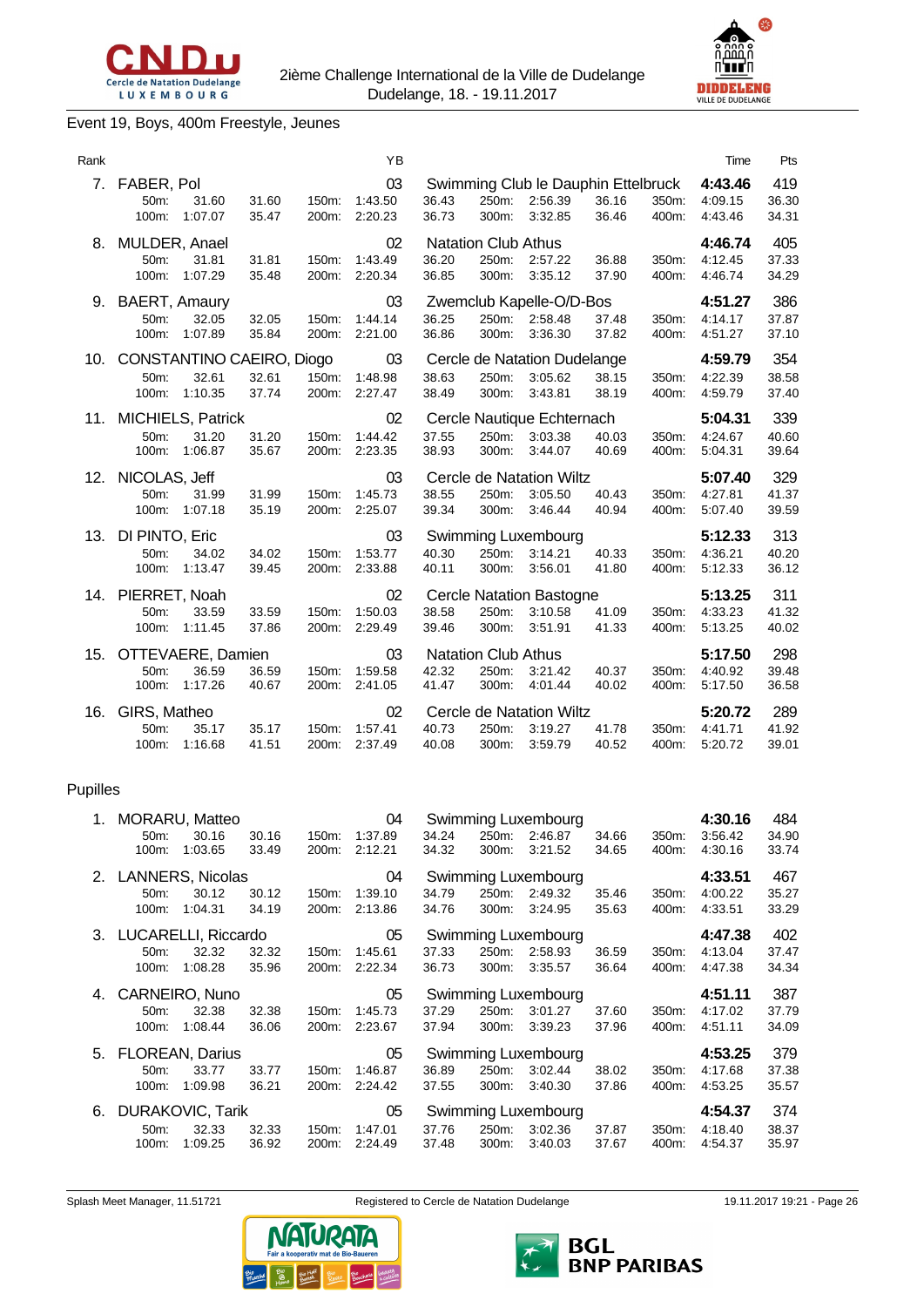2ième Challenge International de la Ville de Dudelange
Dudelange, 18. - 19.11.2017

## Event 19, Boys, 400m Freestyle, Jeunes

| Rank | Name | YB | Club | Time | Pts |
|---|---|---|---|---|---|
| 7. | FABER, Pol | 03 | Swimming Club le Dauphin Ettelbruck | 4:43.46 | 419 |
| | 50m: 31.60 31.60 / 100m: 1:07.07 35.47 / 150m: 1:43.50 36.43 / 200m: 2:20.23 36.73 / 250m: 2:56.39 36.16 / 300m: 3:32.85 36.46 / 350m: 4:09.15 36.30 / 400m: 4:43.46 34.31 | | | | |
| 8. | MULDER, Anael | 02 | Natation Club Athus | 4:46.74 | 405 |
| | 50m: 31.81 31.81 / 100m: 1:07.29 35.48 / 150m: 1:43.49 36.20 / 200m: 2:20.34 36.85 / 250m: 2:57.22 36.88 / 300m: 3:35.12 37.90 / 350m: 4:12.45 37.33 / 400m: 4:46.74 34.29 | | | | |
| 9. | BAERT, Amaury | 03 | Zwemclub Kapelle-O/D-Bos | 4:51.27 | 386 |
| | 50m: 32.05 32.05 / 100m: 1:07.89 35.84 / 150m: 1:44.14 36.25 / 200m: 2:21.00 36.86 / 250m: 2:58.48 37.48 / 300m: 3:36.30 37.82 / 350m: 4:14.17 37.87 / 400m: 4:51.27 37.10 | | | | |
| 10. | CONSTANTINO CAEIRO, Diogo | 03 | Cercle de Natation Dudelange | 4:59.79 | 354 |
| | 50m: 32.61 32.61 / 100m: 1:10.35 37.74 / 150m: 1:48.98 38.63 / 200m: 2:27.47 38.49 / 250m: 3:05.62 38.15 / 300m: 3:43.81 38.19 / 350m: 4:22.39 38.58 / 400m: 4:59.79 37.40 | | | | |
| 11. | MICHIELS, Patrick | 02 | Cercle Nautique Echternach | 5:04.31 | 339 |
| | 50m: 31.20 31.20 / 100m: 1:06.87 35.67 / 150m: 1:44.42 37.55 / 200m: 2:23.35 38.93 / 250m: 3:03.38 40.03 / 300m: 3:44.07 40.69 / 350m: 4:24.67 40.60 / 400m: 5:04.31 39.64 | | | | |
| 12. | NICOLAS, Jeff | 03 | Cercle de Natation Wiltz | 5:07.40 | 329 |
| | 50m: 31.99 31.99 / 100m: 1:07.18 35.19 / 150m: 1:45.73 38.55 / 200m: 2:25.07 39.34 / 250m: 3:05.50 40.43 / 300m: 3:46.44 40.94 / 350m: 4:27.81 41.37 / 400m: 5:07.40 39.59 | | | | |
| 13. | DI PINTO, Eric | 03 | Swimming Luxembourg | 5:12.33 | 313 |
| | 50m: 34.02 34.02 / 100m: 1:13.47 39.45 / 150m: 1:53.77 40.30 / 200m: 2:33.88 40.11 / 250m: 3:14.21 40.33 / 300m: 3:56.01 41.80 / 350m: 4:36.21 40.20 / 400m: 5:12.33 36.12 | | | | |
| 14. | PIERRET, Noah | 02 | Cercle Natation Bastogne | 5:13.25 | 311 |
| | 50m: 33.59 33.59 / 100m: 1:11.45 37.86 / 150m: 1:50.03 38.58 / 200m: 2:29.49 39.46 / 250m: 3:10.58 41.09 / 300m: 3:51.91 41.33 / 350m: 4:33.23 41.32 / 400m: 5:13.25 40.02 | | | | |
| 15. | OTTEVAERE, Damien | 03 | Natation Club Athus | 5:17.50 | 298 |
| | 50m: 36.59 36.59 / 100m: 1:17.26 40.67 / 150m: 1:59.58 42.32 / 200m: 2:41.05 41.47 / 250m: 3:21.42 40.37 / 300m: 4:01.44 40.02 / 350m: 4:40.92 39.48 / 400m: 5:17.50 36.58 | | | | |
| 16. | GIRS, Matheo | 02 | Cercle de Natation Wiltz | 5:20.72 | 289 |
| | 50m: 35.17 35.17 / 100m: 1:16.68 41.51 / 150m: 1:57.41 40.73 / 200m: 2:37.49 40.08 / 250m: 3:19.27 41.78 / 300m: 3:59.79 40.52 / 350m: 4:41.71 41.92 / 400m: 5:20.72 39.01 | | | | |

### Pupilles

| Rank | Name | YB | Club | Time | Pts |
|---|---|---|---|---|---|
| 1. | MORARU, Matteo | 04 | Swimming Luxembourg | 4:30.16 | 484 |
| | 50m: 30.16 30.16 / 100m: 1:03.65 33.49 / 150m: 1:37.89 34.24 / 200m: 2:12.21 34.32 / 250m: 2:46.87 34.66 / 300m: 3:21.52 34.65 / 350m: 3:56.42 34.90 / 400m: 4:30.16 33.74 | | | | |
| 2. | LANNERS, Nicolas | 04 | Swimming Luxembourg | 4:33.51 | 467 |
| | 50m: 30.12 30.12 / 100m: 1:04.31 34.19 / 150m: 1:39.10 34.79 / 200m: 2:13.86 34.76 / 250m: 2:49.32 35.46 / 300m: 3:24.95 35.63 / 350m: 4:00.22 35.27 / 400m: 4:33.51 33.29 | | | | |
| 3. | LUCARELLI, Riccardo | 05 | Swimming Luxembourg | 4:47.38 | 402 |
| | 50m: 32.32 32.32 / 100m: 1:08.28 35.96 / 150m: 1:45.61 37.33 / 200m: 2:22.34 36.73 / 250m: 2:58.93 36.59 / 300m: 3:35.57 36.64 / 350m: 4:13.04 37.47 / 400m: 4:47.38 34.34 | | | | |
| 4. | CARNEIRO, Nuno | 05 | Swimming Luxembourg | 4:51.11 | 387 |
| | 50m: 32.38 32.38 / 100m: 1:08.44 36.06 / 150m: 1:45.73 37.29 / 200m: 2:23.67 37.94 / 250m: 3:01.27 37.60 / 300m: 3:39.23 37.96 / 350m: 4:17.02 37.79 / 400m: 4:51.11 34.09 | | | | |
| 5. | FLOREAN, Darius | 05 | Swimming Luxembourg | 4:53.25 | 379 |
| | 50m: 33.77 33.77 / 100m: 1:09.98 36.21 / 150m: 1:46.87 36.89 / 200m: 2:24.42 37.55 / 250m: 3:02.44 38.02 / 300m: 3:40.30 37.86 / 350m: 4:17.68 37.38 / 400m: 4:53.25 35.57 | | | | |
| 6. | DURAKOVIC, Tarik | 05 | Swimming Luxembourg | 4:54.37 | 374 |
| | 50m: 32.33 32.33 / 100m: 1:09.25 36.92 / 150m: 1:47.01 37.76 / 200m: 2:24.49 37.48 / 250m: 3:02.36 37.87 / 300m: 3:40.03 37.67 / 350m: 4:18.40 38.37 / 400m: 4:54.37 35.97 | | | | |

Splash Meet Manager, 11.51721 — Registered to Cercle de Natation Dudelange — 19.11.2017 19:21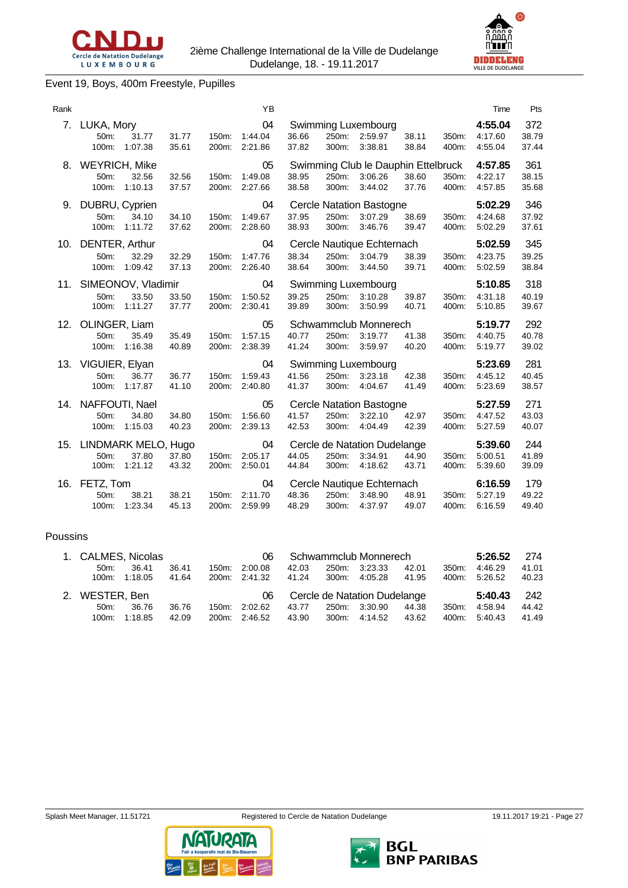## Event 19, Boys, 400m Freestyle, Pupilles

| Rank | Name | YB | Club | Time | Pts |
|---|---|---|---|---|---|
| 7. | LUKA, Mory | 04 | Swimming Luxembourg | **4:55.04** | 372 |
| | 50m: 31.77 31.77 / 100m: 1:07.38 35.61 | | 150m: 1:44.04 36.66 / 200m: 2:21.86 37.82 / 250m: 2:59.97 38.11 / 300m: 3:38.81 38.84 | 350m: 4:17.60 38.79 / 400m: 4:55.04 37.44 | |
| 8. | WEYRICH, Mike | 05 | Swimming Club le Dauphin Ettelbruck | **4:57.85** | 361 |
| | 50m: 32.56 32.56 / 100m: 1:10.13 37.57 | | 150m: 1:49.08 38.95 / 200m: 2:27.66 38.58 / 250m: 3:06.26 38.60 / 300m: 3:44.02 37.76 | 350m: 4:22.17 38.15 / 400m: 4:57.85 35.68 | |
| 9. | DUBRU, Cyprien | 04 | Cercle Natation Bastogne | **5:02.29** | 346 |
| | 50m: 34.10 34.10 / 100m: 1:11.72 37.62 | | 150m: 1:49.67 37.95 / 200m: 2:28.60 38.93 / 250m: 3:07.29 38.69 / 300m: 3:46.76 39.47 | 350m: 4:24.68 37.92 / 400m: 5:02.29 37.61 | |
| 10. | DENTER, Arthur | 04 | Cercle Nautique Echternach | **5:02.59** | 345 |
| | 50m: 32.29 32.29 / 100m: 1:09.42 37.13 | | 150m: 1:47.76 38.34 / 200m: 2:26.40 38.64 / 250m: 3:04.79 38.39 / 300m: 3:44.50 39.71 | 350m: 4:23.75 39.25 / 400m: 5:02.59 38.84 | |
| 11. | SIMEONOV, Vladimir | 04 | Swimming Luxembourg | **5:10.85** | 318 |
| | 50m: 33.50 33.50 / 100m: 1:11.27 37.77 | | 150m: 1:50.52 39.25 / 200m: 2:30.41 39.89 / 250m: 3:10.28 39.87 / 300m: 3:50.99 40.71 | 350m: 4:31.18 40.19 / 400m: 5:10.85 39.67 | |
| 12. | OLINGER, Liam | 05 | Schwammclub Monnerech | **5:19.77** | 292 |
| | 50m: 35.49 35.49 / 100m: 1:16.38 40.89 | | 150m: 1:57.15 40.77 / 200m: 2:38.39 41.24 / 250m: 3:19.77 41.38 / 300m: 3:59.97 40.20 | 350m: 4:40.75 40.78 / 400m: 5:19.77 39.02 | |
| 13. | VIGUIER, Elyan | 04 | Swimming Luxembourg | **5:23.69** | 281 |
| | 50m: 36.77 36.77 / 100m: 1:17.87 41.10 | | 150m: 1:59.43 41.56 / 200m: 2:40.80 41.37 / 250m: 3:23.18 42.38 / 300m: 4:04.67 41.49 | 350m: 4:45.12 40.45 / 400m: 5:23.69 38.57 | |
| 14. | NAFFOUTI, Nael | 05 | Cercle Natation Bastogne | **5:27.59** | 271 |
| | 50m: 34.80 34.80 / 100m: 1:15.03 40.23 | | 150m: 1:56.60 41.57 / 200m: 2:39.13 42.53 / 250m: 3:22.10 42.97 / 300m: 4:04.49 42.39 | 350m: 4:47.52 43.03 / 400m: 5:27.59 40.07 | |
| 15. | LINDMARK MELO, Hugo | 04 | Cercle de Natation Dudelange | **5:39.60** | 244 |
| | 50m: 37.80 37.80 / 100m: 1:21.12 43.32 | | 150m: 2:05.17 44.05 / 200m: 2:50.01 44.84 / 250m: 3:34.91 44.90 / 300m: 4:18.62 43.71 | 350m: 5:00.51 41.89 / 400m: 5:39.60 39.09 | |
| 16. | FETZ, Tom | 04 | Cercle Nautique Echternach | **6:16.59** | 179 |
| | 50m: 38.21 38.21 / 100m: 1:23.34 45.13 | | 150m: 2:11.70 48.36 / 200m: 2:59.99 48.29 / 250m: 3:48.90 48.91 / 300m: 4:37.97 49.07 | 350m: 5:27.19 49.22 / 400m: 6:16.59 49.40 | |

### Poussins

| Rank | Name | YB | Club | Time | Pts |
|---|---|---|---|---|---|
| 1. | CALMES, Nicolas | 06 | Schwammclub Monnerech | **5:26.52** | 274 |
| | 50m: 36.41 36.41 / 100m: 1:18.05 41.64 | | 150m: 2:00.08 42.03 / 200m: 2:41.32 41.24 / 250m: 3:23.33 42.01 / 300m: 4:05.28 41.95 | 350m: 4:46.29 41.01 / 400m: 5:26.52 40.23 | |
| 2. | WESTER, Ben | 06 | Cercle de Natation Dudelange | **5:40.43** | 242 |
| | 50m: 36.76 36.76 / 100m: 1:18.85 42.09 | | 150m: 2:02.62 43.77 / 200m: 2:46.52 43.90 / 250m: 3:30.90 44.38 / 300m: 4:14.52 43.62 | 350m: 4:58.94 44.42 / 400m: 5:40.43 41.49 | |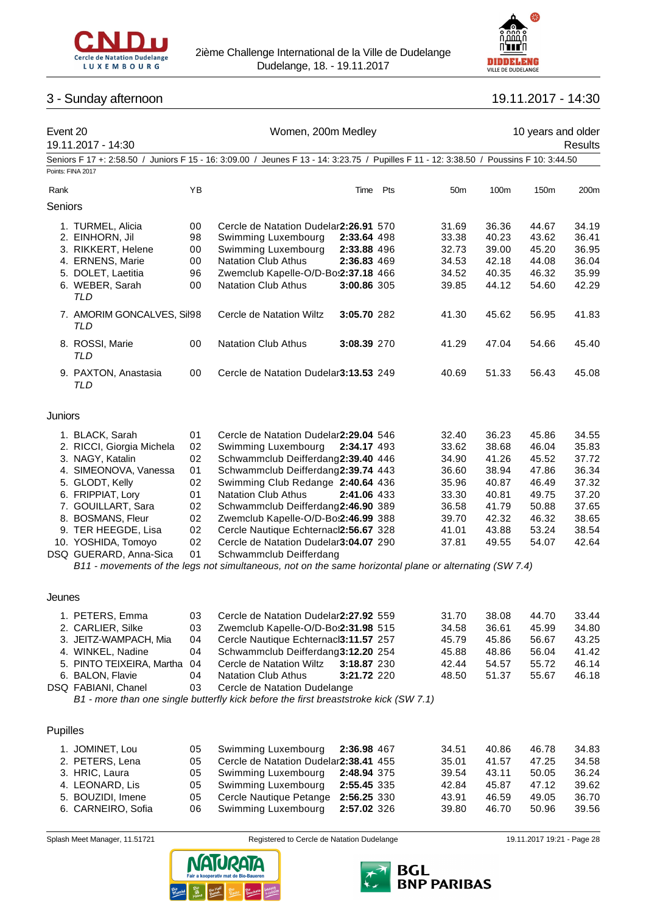## 3 - Sunday afternoon

19.11.2017 - 14:30

**Event 20** — Women, 200m Medley — 10 years and older
19.11.2017 - 14:30 — Results

Seniors F 17 +: 2:58.50 / Juniors F 15 - 16: 3:09.00 / Jeunes F 13 - 14: 3:23.75 / Pupilles F 11 - 12: 3:38.50 / Poussins F 10: 3:44.50

Points: FINA 2017

| Rank | | YB | Club | Time | Pts | 50m | 100m | 150m | 200m |
|---|---|---|---|---|---|---|---|---|---|
| **Seniors** | | | | | | | | | |
| 1. | TURMEL, Alicia | 00 | Cercle de Natation Dudelar | **2:26.91** | 570 | 31.69 | 36.36 | 44.67 | 34.19 |
| 2. | EINHORN, Jil | 98 | Swimming Luxembourg | **2:33.64** | 498 | 33.38 | 40.23 | 43.62 | 36.41 |
| 3. | RIKKERT, Helene | 00 | Swimming Luxembourg | **2:33.88** | 496 | 32.73 | 39.00 | 45.20 | 36.95 |
| 4. | ERNENS, Marie | 00 | Natation Club Athus | **2:36.83** | 469 | 34.53 | 42.18 | 44.08 | 36.04 |
| 5. | DOLET, Laetitia | 96 | Zwemclub Kapelle-O/D-Bo | **2:37.18** | 466 | 34.52 | 40.35 | 46.32 | 35.99 |
| 6. | WEBER, Sarah *TLD* | 00 | Natation Club Athus | **3:00.86** | 305 | 39.85 | 44.12 | 54.60 | 42.29 |
| 7. | AMORIM GONCALVES, Sil *TLD* | 98 | Cercle de Natation Wiltz | **3:05.70** | 282 | 41.30 | 45.62 | 56.95 | 41.83 |
| 8. | ROSSI, Marie *TLD* | 00 | Natation Club Athus | **3:08.39** | 270 | 41.29 | 47.04 | 54.66 | 45.40 |
| 9. | PAXTON, Anastasia *TLD* | 00 | Cercle de Natation Dudelar | **3:13.53** | 249 | 40.69 | 51.33 | 56.43 | 45.08 |
| **Juniors** | | | | | | | | | |
| 1. | BLACK, Sarah | 01 | Cercle de Natation Dudelar | **2:29.04** | 546 | 32.40 | 36.23 | 45.86 | 34.55 |
| 2. | RICCI, Giorgia Michela | 02 | Swimming Luxembourg | **2:34.17** | 493 | 33.62 | 38.68 | 46.04 | 35.83 |
| 3. | NAGY, Katalin | 02 | Schwammclub Deifferdang | **2:39.40** | 446 | 34.90 | 41.26 | 45.52 | 37.72 |
| 4. | SIMEONOVA, Vanessa | 01 | Schwammclub Deifferdang | **2:39.74** | 443 | 36.60 | 38.94 | 47.86 | 36.34 |
| 5. | GLODT, Kelly | 02 | Swimming Club Redange | **2:40.64** | 436 | 35.96 | 40.87 | 46.49 | 37.32 |
| 6. | FRIPPIAT, Lory | 01 | Natation Club Athus | **2:41.06** | 433 | 33.30 | 40.81 | 49.75 | 37.20 |
| 7. | GOUILLART, Sara | 02 | Schwammclub Deifferdang | **2:46.90** | 389 | 36.58 | 41.79 | 50.88 | 37.65 |
| 8. | BOSMANS, Fleur | 02 | Zwemclub Kapelle-O/D-Bo | **2:46.99** | 388 | 39.70 | 42.32 | 46.32 | 38.65 |
| 9. | TER HEEGDE, Lisa | 02 | Cercle Nautique Echternacl | **2:56.67** | 328 | 41.01 | 43.88 | 53.24 | 38.54 |
| 10. | YOSHIDA, Tomoyo | 02 | Cercle de Natation Dudelar | **3:04.07** | 290 | 37.81 | 49.55 | 54.07 | 42.64 |
| DSQ | GUERARD, Anna-Sica | 01 | Schwammclub Deifferdang | | | | | | |
| | *B11 - movements of the legs not simultaneous, not on the same horizontal plane or alternating (SW 7.4)* | | | | | | | | |
| **Jeunes** | | | | | | | | | |
| 1. | PETERS, Emma | 03 | Cercle de Natation Dudelar | **2:27.92** | 559 | 31.70 | 38.08 | 44.70 | 33.44 |
| 2. | CARLIER, Silke | 03 | Zwemclub Kapelle-O/D-Bo | **2:31.98** | 515 | 34.58 | 36.61 | 45.99 | 34.80 |
| 3. | JEITZ-WAMPACH, Mia | 04 | Cercle Nautique Echternacl | **3:11.57** | 257 | 45.79 | 45.86 | 56.67 | 43.25 |
| 4. | WINKEL, Nadine | 04 | Schwammclub Deifferdang | **3:12.20** | 254 | 45.88 | 48.86 | 56.04 | 41.42 |
| 5. | PINTO TEIXEIRA, Martha | 04 | Cercle de Natation Wiltz | **3:18.87** | 230 | 42.44 | 54.57 | 55.72 | 46.14 |
| 6. | BALON, Flavie | 04 | Natation Club Athus | **3:21.72** | 220 | 48.50 | 51.37 | 55.67 | 46.18 |
| DSQ | FABIANI, Chanel | 03 | Cercle de Natation Dudelange | | | | | | |
| | *B1 - more than one single butterfly kick before the first breaststroke kick (SW 7.1)* | | | | | | | | |
| **Pupilles** | | | | | | | | | |
| 1. | JOMINET, Lou | 05 | Swimming Luxembourg | **2:36.98** | 467 | 34.51 | 40.86 | 46.78 | 34.83 |
| 2. | PETERS, Lena | 05 | Cercle de Natation Dudelar | **2:38.41** | 455 | 35.01 | 41.57 | 47.25 | 34.58 |
| 3. | HRIC, Laura | 05 | Swimming Luxembourg | **2:48.94** | 375 | 39.54 | 43.11 | 50.05 | 36.24 |
| 4. | LEONARD, Lis | 05 | Swimming Luxembourg | **2:55.45** | 335 | 42.84 | 45.87 | 47.12 | 39.62 |
| 5. | BOUZIDI, Imene | 05 | Cercle Nautique Petange | **2:56.25** | 330 | 43.91 | 46.59 | 49.05 | 36.70 |
| 6. | CARNEIRO, Sofia | 06 | Swimming Luxembourg | **2:57.02** | 326 | 39.80 | 46.70 | 50.96 | 39.56 |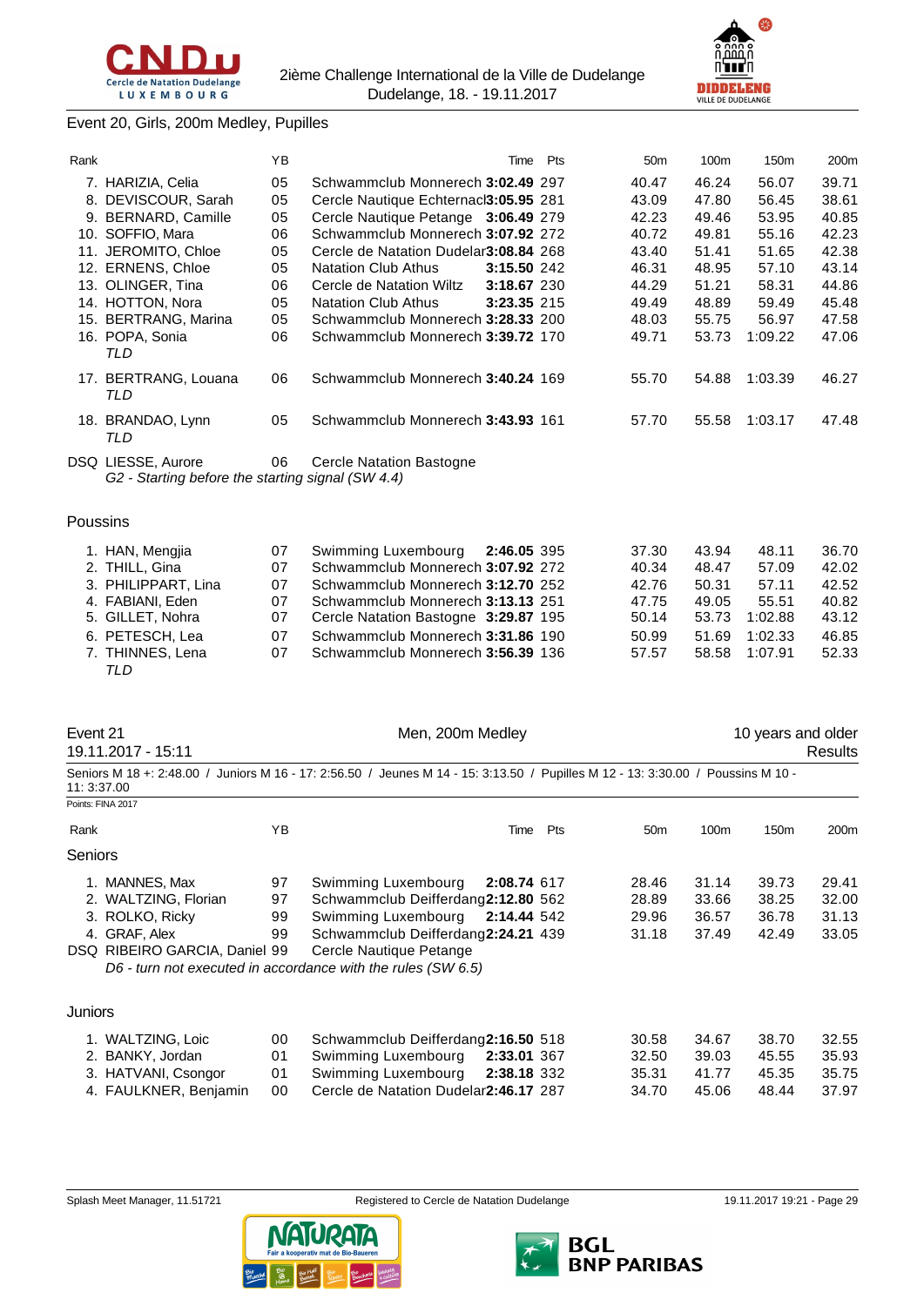Event 20, Girls, 200m Medley, Pupilles

| Rank | | YB | | Time | Pts | 50m | 100m | 150m | 200m |
|---|---|---|---|---|---|---|---|---|---|
| 7. | HARIZIA, Celia | 05 | Schwammclub Monnerech | 3:02.49 | 297 | 40.47 | 46.24 | 56.07 | 39.71 |
| 8. | DEVISCOUR, Sarah | 05 | Cercle Nautique Echternach | 3:05.95 | 281 | 43.09 | 47.80 | 56.45 | 38.61 |
| 9. | BERNARD, Camille | 05 | Cercle Nautique Petange | 3:06.49 | 279 | 42.23 | 49.46 | 53.95 | 40.85 |
| 10. | SOFFIO, Mara | 06 | Schwammclub Monnerech | 3:07.92 | 272 | 40.72 | 49.81 | 55.16 | 42.23 |
| 11. | JEROMITO, Chloe | 05 | Cercle de Natation Dudelange | 3:08.84 | 268 | 43.40 | 51.41 | 51.65 | 42.38 |
| 12. | ERNENS, Chloe | 05 | Natation Club Athus | 3:15.50 | 242 | 46.31 | 48.95 | 57.10 | 43.14 |
| 13. | OLINGER, Tina | 06 | Cercle de Natation Wiltz | 3:18.67 | 230 | 44.29 | 51.21 | 58.31 | 44.86 |
| 14. | HOTTON, Nora | 05 | Natation Club Athus | 3:23.35 | 215 | 49.49 | 48.89 | 59.49 | 45.48 |
| 15. | BERTRANG, Marina | 05 | Schwammclub Monnerech | 3:28.33 | 200 | 48.03 | 55.75 | 56.97 | 47.58 |
| 16. | POPA, Sonia *TLD* | 06 | Schwammclub Monnerech | 3:39.72 | 170 | 49.71 | 53.73 | 1:09.22 | 47.06 |
| 17. | BERTRANG, Louana *TLD* | 06 | Schwammclub Monnerech | 3:40.24 | 169 | 55.70 | 54.88 | 1:03.39 | 46.27 |
| 18. | BRANDAO, Lynn *TLD* | 05 | Schwammclub Monnerech | 3:43.93 | 161 | 57.70 | 55.58 | 1:03.17 | 47.48 |
| DSQ | LIESSE, Aurore | 06 | Cercle Natation Bastogne | | | | | | |

*G2 - Starting before the starting signal (SW 4.4)*

Poussins

| Rank | | YB | | Time | Pts | 50m | 100m | 150m | 200m |
|---|---|---|---|---|---|---|---|---|---|
| 1. | HAN, Mengjia | 07 | Swimming Luxembourg | 2:46.05 | 395 | 37.30 | 43.94 | 48.11 | 36.70 |
| 2. | THILL, Gina | 07 | Schwammclub Monnerech | 3:07.92 | 272 | 40.34 | 48.47 | 57.09 | 42.02 |
| 3. | PHILIPPART, Lina | 07 | Schwammclub Monnerech | 3:12.70 | 252 | 42.76 | 50.31 | 57.11 | 42.52 |
| 4. | FABIANI, Eden | 07 | Schwammclub Monnerech | 3:13.13 | 251 | 47.75 | 49.05 | 55.51 | 40.82 |
| 5. | GILLET, Nohra | 07 | Cercle Natation Bastogne | 3:29.87 | 195 | 50.14 | 53.73 | 1:02.88 | 43.12 |
| 6. | PETESCH, Lea | 07 | Schwammclub Monnerech | 3:31.86 | 190 | 50.99 | 51.69 | 1:02.33 | 46.85 |
| 7. | THINNES, Lena *TLD* | 07 | Schwammclub Monnerech | 3:56.39 | 136 | 57.57 | 58.58 | 1:07.91 | 52.33 |

## Event 21 — Men, 200m Medley — 10 years and older

19.11.2017 - 15:11 — Results

Seniors M 18 +: 2:48.00 / Juniors M 16 - 17: 2:56.50 / Jeunes M 14 - 15: 3:13.50 / Pupilles M 12 - 13: 3:30.00 / Poussins M 10 - 11: 3:37.00

Points: FINA 2017

Seniors

| Rank | | YB | | Time | Pts | 50m | 100m | 150m | 200m |
|---|---|---|---|---|---|---|---|---|---|
| 1. | MANNES, Max | 97 | Swimming Luxembourg | 2:08.74 | 617 | 28.46 | 31.14 | 39.73 | 29.41 |
| 2. | WALTZING, Florian | 97 | Schwammclub Deifferdange | 2:12.80 | 562 | 28.89 | 33.66 | 38.25 | 32.00 |
| 3. | ROLKO, Ricky | 99 | Swimming Luxembourg | 2:14.44 | 542 | 29.96 | 36.57 | 36.78 | 31.13 |
| 4. | GRAF, Alex | 99 | Schwammclub Deifferdange | 2:24.21 | 439 | 31.18 | 37.49 | 42.49 | 33.05 |
| DSQ | RIBEIRO GARCIA, Daniel | 99 | Cercle Nautique Petange | | | | | | |

*D6 - turn not executed in accordance with the rules (SW 6.5)*

Juniors

| Rank | | YB | | Time | Pts | 50m | 100m | 150m | 200m |
|---|---|---|---|---|---|---|---|---|---|
| 1. | WALTZING, Loic | 00 | Schwammclub Deifferdange | 2:16.50 | 518 | 30.58 | 34.67 | 38.70 | 32.55 |
| 2. | BANKY, Jordan | 01 | Swimming Luxembourg | 2:33.01 | 367 | 32.50 | 39.03 | 45.55 | 35.93 |
| 3. | HATVANI, Csongor | 01 | Swimming Luxembourg | 2:38.18 | 332 | 35.31 | 41.77 | 45.35 | 35.75 |
| 4. | FAULKNER, Benjamin | 00 | Cercle de Natation Dudelange | 2:46.17 | 287 | 34.70 | 45.06 | 48.44 | 37.97 |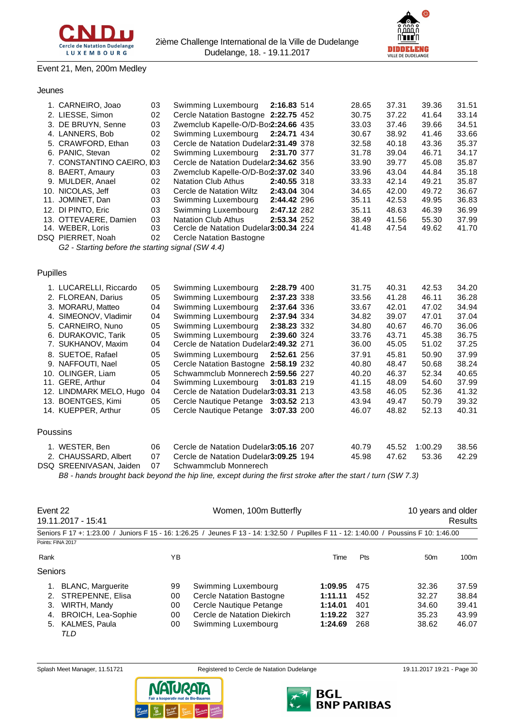2ième Challenge International de la Ville de Dudelange
Dudelange, 18. - 19.11.2017

## Event 21, Men, 200m Medley

### Jeunes

| Rank | Name | YB | Club | Time | Pts | 50m | 100m | 150m | 200m |
|---|---|---|---|---|---|---|---|---|---|
| 1. | CARNEIRO, Joao | 03 | Swimming Luxembourg | **2:16.83** | 514 | 28.65 | 37.31 | 39.36 | 31.51 |
| 2. | LIESSE, Simon | 02 | Cercle Natation Bastogne | **2:22.75** | 452 | 30.75 | 37.22 | 41.64 | 33.14 |
| 3. | DE BRUYN, Senne | 03 | Zwemclub Kapelle-O/D-Bo: | **2:24.66** | 435 | 33.03 | 37.46 | 39.66 | 34.51 |
| 4. | LANNERS, Bob | 02 | Swimming Luxembourg | **2:24.71** | 434 | 30.67 | 38.92 | 41.46 | 33.66 |
| 5. | CRAWFORD, Ethan | 03 | Cercle de Natation Dudelar | **2:31.49** | 378 | 32.58 | 40.18 | 43.36 | 35.37 |
| 6. | PANIC, Stevan | 02 | Swimming Luxembourg | **2:31.70** | 377 | 31.78 | 39.04 | 46.71 | 34.17 |
| 7. | CONSTANTINO CAEIRO, I | 03 | Cercle de Natation Dudelar | **2:34.62** | 356 | 33.90 | 39.77 | 45.08 | 35.87 |
| 8. | BAERT, Amaury | 03 | Zwemclub Kapelle-O/D-Bo: | **2:37.02** | 340 | 33.96 | 43.04 | 44.84 | 35.18 |
| 9. | MULDER, Anael | 02 | Natation Club Athus | **2:40.55** | 318 | 33.33 | 42.14 | 49.21 | 35.87 |
| 10. | NICOLAS, Jeff | 03 | Cercle de Natation Wiltz | **2:43.04** | 304 | 34.65 | 42.00 | 49.72 | 36.67 |
| 11. | JOMINET, Dan | 03 | Swimming Luxembourg | **2:44.42** | 296 | 35.11 | 42.53 | 49.95 | 36.83 |
| 12. | DI PINTO, Eric | 03 | Swimming Luxembourg | **2:47.12** | 282 | 35.11 | 48.63 | 46.39 | 36.99 |
| 13. | OTTEVAERE, Damien | 03 | Natation Club Athus | **2:53.34** | 252 | 38.49 | 41.56 | 55.30 | 37.99 |
| 14. | WEBER, Loris | 03 | Cercle de Natation Dudelar | **3:00.34** | 224 | 41.48 | 47.54 | 49.62 | 41.70 |
| DSQ | PIERRET, Noah | 02 | Cercle Natation Bastogne | | | | | | |

*G2 - Starting before the starting signal (SW 4.4)*

### Pupilles

| Rank | Name | YB | Club | Time | Pts | 50m | 100m | 150m | 200m |
|---|---|---|---|---|---|---|---|---|---|
| 1. | LUCARELLI, Riccardo | 05 | Swimming Luxembourg | **2:28.79** | 400 | 31.75 | 40.31 | 42.53 | 34.20 |
| 2. | FLOREAN, Darius | 05 | Swimming Luxembourg | **2:37.23** | 338 | 33.56 | 41.28 | 46.11 | 36.28 |
| 3. | MORARU, Matteo | 04 | Swimming Luxembourg | **2:37.64** | 336 | 33.67 | 42.01 | 47.02 | 34.94 |
| 4. | SIMEONOV, Vladimir | 04 | Swimming Luxembourg | **2:37.94** | 334 | 34.82 | 39.07 | 47.01 | 37.04 |
| 5. | CARNEIRO, Nuno | 05 | Swimming Luxembourg | **2:38.23** | 332 | 34.80 | 40.67 | 46.70 | 36.06 |
| 6. | DURAKOVIC, Tarik | 05 | Swimming Luxembourg | **2:39.60** | 324 | 33.76 | 43.71 | 45.38 | 36.75 |
| 7. | SUKHANOV, Maxim | 04 | Cercle de Natation Dudelar | **2:49.32** | 271 | 36.00 | 45.05 | 51.02 | 37.25 |
| 8. | SUETOE, Rafael | 05 | Swimming Luxembourg | **2:52.61** | 256 | 37.91 | 45.81 | 50.90 | 37.99 |
| 9. | NAFFOUTI, Nael | 05 | Cercle Natation Bastogne | **2:58.19** | 232 | 40.80 | 48.47 | 50.68 | 38.24 |
| 10. | OLINGER, Liam | 05 | Schwammclub Monnerech | **2:59.56** | 227 | 40.20 | 46.37 | 52.34 | 40.65 |
| 11. | GERE, Arthur | 04 | Swimming Luxembourg | **3:01.83** | 219 | 41.15 | 48.09 | 54.60 | 37.99 |
| 12. | LINDMARK MELO, Hugo | 04 | Cercle de Natation Dudelar | **3:03.31** | 213 | 43.58 | 46.05 | 52.36 | 41.32 |
| 13. | BOENTGES, Kimi | 05 | Cercle Nautique Petange | **3:03.52** | 213 | 43.94 | 49.47 | 50.79 | 39.32 |
| 14. | KUEPPER, Arthur | 05 | Cercle Nautique Petange | **3:07.33** | 200 | 46.07 | 48.82 | 52.13 | 40.31 |

### Poussins

| Rank | Name | YB | Club | Time | Pts | 50m | 100m | 150m | 200m |
|---|---|---|---|---|---|---|---|---|---|
| 1. | WESTER, Ben | 06 | Cercle de Natation Dudelar | **3:05.16** | 207 | 40.79 | 45.52 | 1:00.29 | 38.56 |
| 2. | CHAUSSARD, Albert | 07 | Cercle de Natation Dudelar | **3:09.25** | 194 | 45.98 | 47.62 | 53.36 | 42.29 |
| DSQ | SREENIVASAN, Jaiden | 07 | Schwammclub Monnerech | | | | | | |

*B8 - hands brought back beyond the hip line, except during the first stroke after the start / turn (SW 7.3)*

## Event 22 — Women, 100m Butterfly — 10 years and older

19.11.2017 - 15:41 — Results

Seniors F 17 +: 1:23.00 / Juniors F 15 - 16: 1:26.25 / Jeunes F 13 - 14: 1:32.50 / Pupilles F 11 - 12: 1:40.00 / Poussins F 10: 1:46.00

Points: FINA 2017

### Seniors

| Rank | Name | YB | Club | Time | Pts | 50m | 100m |
|---|---|---|---|---|---|---|---|
| 1. | BLANC, Marguerite | 99 | Swimming Luxembourg | **1:09.95** | 475 | 32.36 | 37.59 |
| 2. | STREPENNE, Elisa | 00 | Cercle Natation Bastogne | **1:11.11** | 452 | 32.27 | 38.84 |
| 3. | WIRTH, Mandy | 00 | Cercle Nautique Petange | **1:14.01** | 401 | 34.60 | 39.41 |
| 4. | BROICH, Lea-Sophie | 00 | Cercle de Natation Diekirch | **1:19.22** | 327 | 35.23 | 43.99 |
| 5. | KALMES, Paula | 00 | Swimming Luxembourg | **1:24.69** | 268 | 38.62 | 46.07 |

*TLD*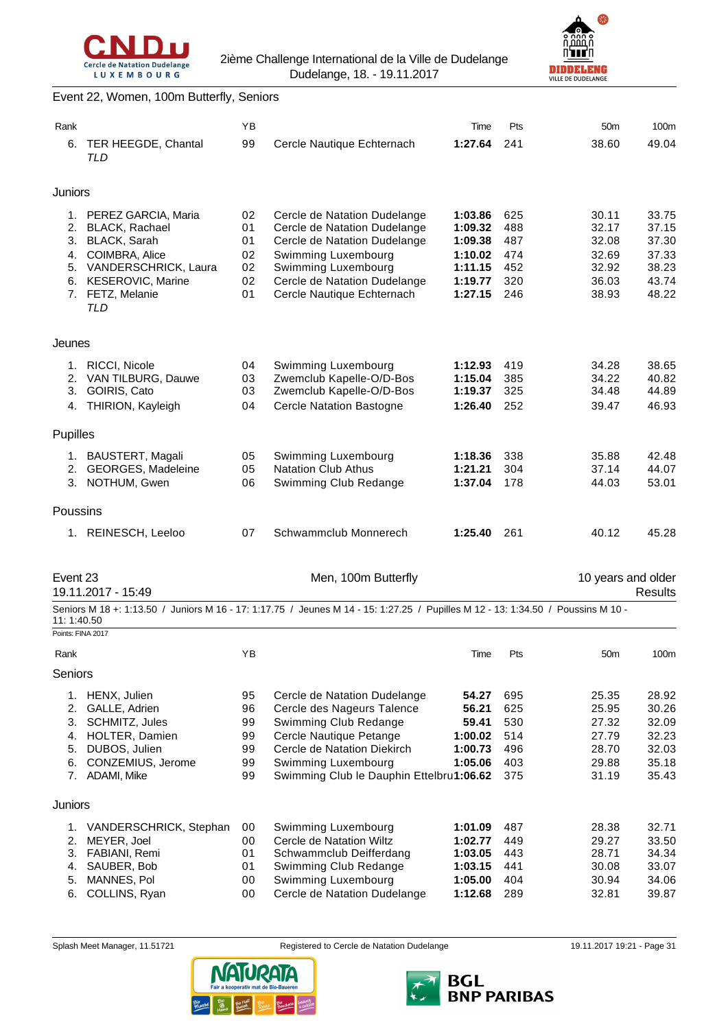## Event 22, Women, 100m Butterfly, Seniors

| Rank | | YB | | Time | Pts | 50m | 100m |
|---|---|---|---|---|---|---|---|
| 6. | TER HEEGDE, Chantal<br>*TLD* | 99 | Cercle Nautique Echternach | **1:27.64** | 241 | 38.60 | 49.04 |

### Juniors

| Rank | | YB | | Time | Pts | 50m | 100m |
|---|---|---|---|---|---|---|---|
| 1. | PEREZ GARCIA, Maria | 02 | Cercle de Natation Dudelange | **1:03.86** | 625 | 30.11 | 33.75 |
| 2. | BLACK, Rachael | 01 | Cercle de Natation Dudelange | **1:09.32** | 488 | 32.17 | 37.15 |
| 3. | BLACK, Sarah | 01 | Cercle de Natation Dudelange | **1:09.38** | 487 | 32.08 | 37.30 |
| 4. | COIMBRA, Alice | 02 | Swimming Luxembourg | **1:10.02** | 474 | 32.69 | 37.33 |
| 5. | VANDERSCHRICK, Laura | 02 | Swimming Luxembourg | **1:11.15** | 452 | 32.92 | 38.23 |
| 6. | KESEROVIC, Marine | 02 | Cercle de Natation Dudelange | **1:19.77** | 320 | 36.03 | 43.74 |
| 7. | FETZ, Melanie<br>*TLD* | 01 | Cercle Nautique Echternach | **1:27.15** | 246 | 38.93 | 48.22 |

### Jeunes

| Rank | | YB | | Time | Pts | 50m | 100m |
|---|---|---|---|---|---|---|---|
| 1. | RICCI, Nicole | 04 | Swimming Luxembourg | **1:12.93** | 419 | 34.28 | 38.65 |
| 2. | VAN TILBURG, Dauwe | 03 | Zwemclub Kapelle-O/D-Bos | **1:15.04** | 385 | 34.22 | 40.82 |
| 3. | GOIRIS, Cato | 03 | Zwemclub Kapelle-O/D-Bos | **1:19.37** | 325 | 34.48 | 44.89 |
| 4. | THIRION, Kayleigh | 04 | Cercle Natation Bastogne | **1:26.40** | 252 | 39.47 | 46.93 |

### Pupilles

| Rank | | YB | | Time | Pts | 50m | 100m |
|---|---|---|---|---|---|---|---|
| 1. | BAUSTERT, Magali | 05 | Swimming Luxembourg | **1:18.36** | 338 | 35.88 | 42.48 |
| 2. | GEORGES, Madeleine | 05 | Natation Club Athus | **1:21.21** | 304 | 37.14 | 44.07 |
| 3. | NOTHUM, Gwen | 06 | Swimming Club Redange | **1:37.04** | 178 | 44.03 | 53.01 |

### Poussins

| Rank | | YB | | Time | Pts | 50m | 100m |
|---|---|---|---|---|---|---|---|
| 1. | REINESCH, Leeloo | 07 | Schwammclub Monnerech | **1:25.40** | 261 | 40.12 | 45.28 |

## Event 23 — Men, 100m Butterfly — 10 years and older

19.11.2017 - 15:49 — Results

Seniors M 18 +: 1:13.50 / Juniors M 16 - 17: 1:17.75 / Jeunes M 14 - 15: 1:27.25 / Pupilles M 12 - 13: 1:34.50 / Poussins M 10 - 11: 1:40.50

Points: FINA 2017

### Seniors

| Rank | | YB | | Time | Pts | 50m | 100m |
|---|---|---|---|---|---|---|---|
| 1. | HENX, Julien | 95 | Cercle de Natation Dudelange | **54.27** | 695 | 25.35 | 28.92 |
| 2. | GALLE, Adrien | 96 | Cercle des Nageurs Talence | **56.21** | 625 | 25.95 | 30.26 |
| 3. | SCHMITZ, Jules | 99 | Swimming Club Redange | **59.41** | 530 | 27.32 | 32.09 |
| 4. | HOLTER, Damien | 99 | Cercle Nautique Petange | **1:00.02** | 514 | 27.79 | 32.23 |
| 5. | DUBOS, Julien | 99 | Cercle de Natation Diekirch | **1:00.73** | 496 | 28.70 | 32.03 |
| 6. | CONZEMIUS, Jerome | 99 | Swimming Luxembourg | **1:05.06** | 403 | 29.88 | 35.18 |
| 7. | ADAMI, Mike | 99 | Swimming Club le Dauphin Ettelbru | **1:06.62** | 375 | 31.19 | 35.43 |

### Juniors

| Rank | | YB | | Time | Pts | 50m | 100m |
|---|---|---|---|---|---|---|---|
| 1. | VANDERSCHRICK, Stephan | 00 | Swimming Luxembourg | **1:01.09** | 487 | 28.38 | 32.71 |
| 2. | MEYER, Joel | 00 | Cercle de Natation Wiltz | **1:02.77** | 449 | 29.27 | 33.50 |
| 3. | FABIANI, Remi | 01 | Schwammclub Deifferdang | **1:03.05** | 443 | 28.71 | 34.34 |
| 4. | SAUBER, Bob | 01 | Swimming Club Redange | **1:03.15** | 441 | 30.08 | 33.07 |
| 5. | MANNES, Pol | 00 | Swimming Luxembourg | **1:05.00** | 404 | 30.94 | 34.06 |
| 6. | COLLINS, Ryan | 00 | Cercle de Natation Dudelange | **1:12.68** | 289 | 32.81 | 39.87 |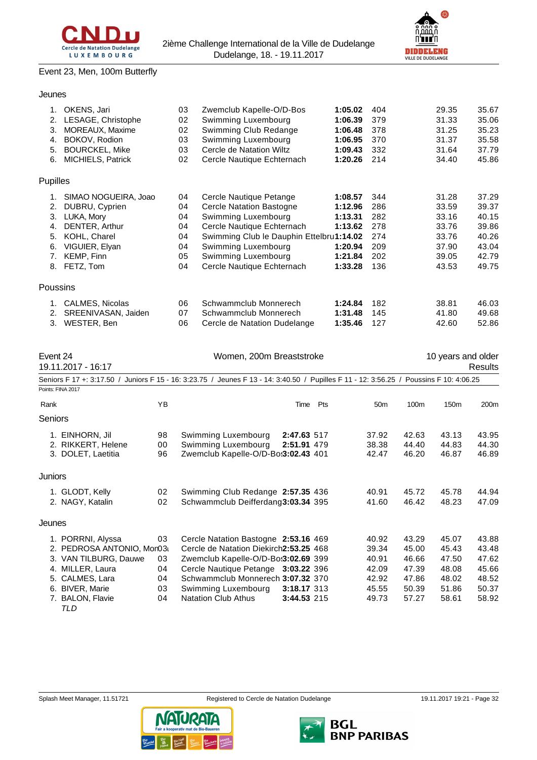## Event 23, Men, 100m Butterfly

### Jeunes

| Rank | Name | YB | Club | Time | Pts | 50m | 100m |
|---|---|---|---|---|---|---|---|
| 1. | OKENS, Jari | 03 | Zwemclub Kapelle-O/D-Bos | **1:05.02** | 404 | 29.35 | 35.67 |
| 2. | LESAGE, Christophe | 02 | Swimming Luxembourg | **1:06.39** | 379 | 31.33 | 35.06 |
| 3. | MOREAUX, Maxime | 02 | Swimming Club Redange | **1:06.48** | 378 | 31.25 | 35.23 |
| 4. | BOKOV, Rodion | 03 | Swimming Luxembourg | **1:06.95** | 370 | 31.37 | 35.58 |
| 5. | BOURCKEL, Mike | 03 | Cercle de Natation Wiltz | **1:09.43** | 332 | 31.64 | 37.79 |
| 6. | MICHIELS, Patrick | 02 | Cercle Nautique Echternach | **1:20.26** | 214 | 34.40 | 45.86 |

### Pupilles

| Rank | Name | YB | Club | Time | Pts | 50m | 100m |
|---|---|---|---|---|---|---|---|
| 1. | SIMAO NOGUEIRA, Joao | 04 | Cercle Nautique Petange | **1:08.57** | 344 | 31.28 | 37.29 |
| 2. | DUBRU, Cyprien | 04 | Cercle Natation Bastogne | **1:12.96** | 286 | 33.59 | 39.37 |
| 3. | LUKA, Mory | 04 | Swimming Luxembourg | **1:13.31** | 282 | 33.16 | 40.15 |
| 4. | DENTER, Arthur | 04 | Cercle Nautique Echternach | **1:13.62** | 278 | 33.76 | 39.86 |
| 5. | KOHL, Charel | 04 | Swimming Club le Dauphin Ettelbru | **1:14.02** | 274 | 33.76 | 40.26 |
| 6. | VIGUIER, Elyan | 04 | Swimming Luxembourg | **1:20.94** | 209 | 37.90 | 43.04 |
| 7. | KEMP, Finn | 05 | Swimming Luxembourg | **1:21.84** | 202 | 39.05 | 42.79 |
| 8. | FETZ, Tom | 04 | Cercle Nautique Echternach | **1:33.28** | 136 | 43.53 | 49.75 |

### Poussins

| Rank | Name | YB | Club | Time | Pts | 50m | 100m |
|---|---|---|---|---|---|---|---|
| 1. | CALMES, Nicolas | 06 | Schwammclub Monnerech | **1:24.84** | 182 | 38.81 | 46.03 |
| 2. | SREENIVASAN, Jaiden | 07 | Schwammclub Monnerech | **1:31.48** | 145 | 41.80 | 49.68 |
| 3. | WESTER, Ben | 06 | Cercle de Natation Dudelange | **1:35.46** | 127 | 42.60 | 52.86 |

## Event 24 — Women, 200m Breaststroke — 10 years and older

19.11.2017 - 16:17 — Results

Seniors F 17 +: 3:17.50 / Juniors F 15 - 16: 3:23.75 / Jeunes F 13 - 14: 3:40.50 / Pupilles F 11 - 12: 3:56.25 / Poussins F 10: 4:06.25

Points: FINA 2017

### Seniors

| Rank | Name | YB | Club | Time | Pts | 50m | 100m | 150m | 200m |
|---|---|---|---|---|---|---|---|---|---|
| 1. | EINHORN, Jil | 98 | Swimming Luxembourg | **2:47.63** | 517 | 37.92 | 42.63 | 43.13 | 43.95 |
| 2. | RIKKERT, Helene | 00 | Swimming Luxembourg | **2:51.91** | 479 | 38.38 | 44.40 | 44.83 | 44.30 |
| 3. | DOLET, Laetitia | 96 | Zwemclub Kapelle-O/D-Bo | **3:02.43** | 401 | 42.47 | 46.20 | 46.87 | 46.89 |

### Juniors

| Rank | Name | YB | Club | Time | Pts | 50m | 100m | 150m | 200m |
|---|---|---|---|---|---|---|---|---|---|
| 1. | GLODT, Kelly | 02 | Swimming Club Redange | **2:57.35** | 436 | 40.91 | 45.72 | 45.78 | 44.94 |
| 2. | NAGY, Katalin | 02 | Schwammclub Deifferdang | **3:03.34** | 395 | 41.60 | 46.42 | 48.23 | 47.09 |

### Jeunes

| Rank | Name | YB | Club | Time | Pts | 50m | 100m | 150m | 200m |
|---|---|---|---|---|---|---|---|---|---|
| 1. | PORRNI, Alyssa | 03 | Cercle Natation Bastogne | **2:53.16** | 469 | 40.92 | 43.29 | 45.07 | 43.88 |
| 2. | PEDROSA ANTONIO, Mon | 03 | Cercle de Natation Diekirch | **2:53.25** | 468 | 39.34 | 45.00 | 45.43 | 43.48 |
| 3. | VAN TILBURG, Dauwe | 03 | Zwemclub Kapelle-O/D-Bo | **3:02.69** | 399 | 40.91 | 46.66 | 47.50 | 47.62 |
| 4. | MILLER, Laura | 04 | Cercle Nautique Petange | **3:03.22** | 396 | 42.09 | 47.39 | 48.08 | 45.66 |
| 5. | CALMES, Lara | 04 | Schwammclub Monnerech | **3:07.32** | 370 | 42.92 | 47.86 | 48.02 | 48.52 |
| 6. | BIVER, Marie | 03 | Swimming Luxembourg | **3:18.17** | 313 | 45.55 | 50.39 | 51.86 | 50.37 |
| 7. | BALON, Flavie | 04 | Natation Club Athus | **3:44.53** | 215 | 49.73 | 57.27 | 58.61 | 58.92 |
| | *TLD* | | | | | | | | |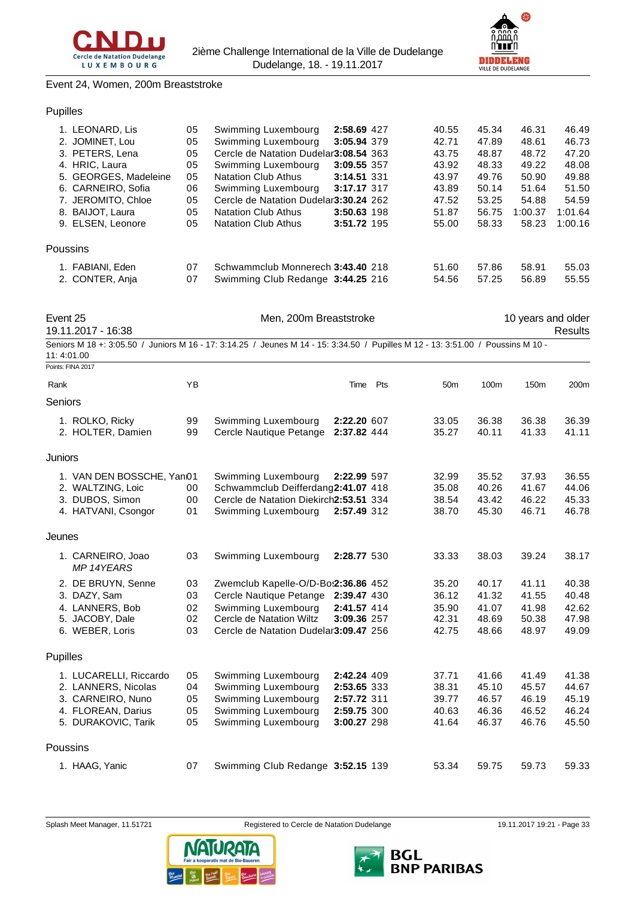Event 24, Women, 200m Breaststroke

### Pupilles

| Rank | Name | YB | Club | Time | Pts | 50m | 100m | 150m | 200m |
|---|---|---|---|---|---|---|---|---|---|
| 1. | LEONARD, Lis | 05 | Swimming Luxembourg | **2:58.69** | 427 | 40.55 | 45.34 | 46.31 | 46.49 |
| 2. | JOMINET, Lou | 05 | Swimming Luxembourg | **3:05.94** | 379 | 42.71 | 47.89 | 48.61 | 46.73 |
| 3. | PETERS, Lena | 05 | Cercle de Natation Dudelange | **3:08.54** | 363 | 43.75 | 48.87 | 48.72 | 47.20 |
| 4. | HRIC, Laura | 05 | Swimming Luxembourg | **3:09.55** | 357 | 43.92 | 48.33 | 49.22 | 48.08 |
| 5. | GEORGES, Madeleine | 05 | Natation Club Athus | **3:14.51** | 331 | 43.97 | 49.76 | 50.90 | 49.88 |
| 6. | CARNEIRO, Sofia | 06 | Swimming Luxembourg | **3:17.17** | 317 | 43.89 | 50.14 | 51.64 | 51.50 |
| 7. | JEROMITO, Chloe | 05 | Cercle de Natation Dudelange | **3:30.24** | 262 | 47.52 | 53.25 | 54.88 | 54.59 |
| 8. | BAIJOT, Laura | 05 | Natation Club Athus | **3:50.63** | 198 | 51.87 | 56.75 | 1:00.37 | 1:01.64 |
| 9. | ELSEN, Leonore | 05 | Natation Club Athus | **3:51.72** | 195 | 55.00 | 58.33 | 58.23 | 1:00.16 |

### Poussins

| Rank | Name | YB | Club | Time | Pts | 50m | 100m | 150m | 200m |
|---|---|---|---|---|---|---|---|---|---|
| 1. | FABIANI, Eden | 07 | Schwammclub Monnerech | **3:43.40** | 218 | 51.60 | 57.86 | 58.91 | 55.03 |
| 2. | CONTER, Anja | 07 | Swimming Club Redange | **3:44.25** | 216 | 54.56 | 57.25 | 56.89 | 55.55 |

## Event 25 — Men, 200m Breaststroke — 10 years and older

19.11.2017 - 16:38 — Results

Seniors M 18 +: 3:05.50 / Juniors M 16 - 17: 3:14.25 / Jeunes M 14 - 15: 3:34.50 / Pupilles M 12 - 13: 3:51.00 / Poussins M 10 - 11: 4:01.00

Points: FINA 2017

### Seniors

| Rank | Name | YB | Club | Time | Pts | 50m | 100m | 150m | 200m |
|---|---|---|---|---|---|---|---|---|---|
| 1. | ROLKO, Ricky | 99 | Swimming Luxembourg | **2:22.20** | 607 | 33.05 | 36.38 | 36.38 | 36.39 |
| 2. | HOLTER, Damien | 99 | Cercle Nautique Petange | **2:37.82** | 444 | 35.27 | 40.11 | 41.33 | 41.11 |

### Juniors

| Rank | Name | YB | Club | Time | Pts | 50m | 100m | 150m | 200m |
|---|---|---|---|---|---|---|---|---|---|
| 1. | VAN DEN BOSSCHE, Yann | 01 | Swimming Luxembourg | **2:22.99** | 597 | 32.99 | 35.52 | 37.93 | 36.55 |
| 2. | WALTZING, Loic | 00 | Schwammclub Deifferdang | **2:41.07** | 418 | 35.08 | 40.26 | 41.67 | 44.06 |
| 3. | DUBOS, Simon | 00 | Cercle de Natation Diekirch | **2:53.51** | 334 | 38.54 | 43.42 | 46.22 | 45.33 |
| 4. | HATVANI, Csongor | 01 | Swimming Luxembourg | **2:57.49** | 312 | 38.70 | 45.30 | 46.71 | 46.78 |

### Jeunes

| Rank | Name | YB | Club | Time | Pts | 50m | 100m | 150m | 200m |
|---|---|---|---|---|---|---|---|---|---|
| 1. | CARNEIRO, Joao *MP 14YEARS* | 03 | Swimming Luxembourg | **2:28.77** | 530 | 33.33 | 38.03 | 39.24 | 38.17 |
| 2. | DE BRUYN, Senne | 03 | Zwemclub Kapelle-O/D-Bos | **2:36.86** | 452 | 35.20 | 40.17 | 41.11 | 40.38 |
| 3. | DAZY, Sam | 03 | Cercle Nautique Petange | **2:39.47** | 430 | 36.12 | 41.32 | 41.55 | 40.48 |
| 4. | LANNERS, Bob | 02 | Swimming Luxembourg | **2:41.57** | 414 | 35.90 | 41.07 | 41.98 | 42.62 |
| 5. | JACOBY, Dale | 02 | Cercle de Natation Wiltz | **3:09.36** | 257 | 42.31 | 48.69 | 50.38 | 47.98 |
| 6. | WEBER, Loris | 03 | Cercle de Natation Dudelange | **3:09.47** | 256 | 42.75 | 48.66 | 48.97 | 49.09 |

### Pupilles

| Rank | Name | YB | Club | Time | Pts | 50m | 100m | 150m | 200m |
|---|---|---|---|---|---|---|---|---|---|
| 1. | LUCARELLI, Riccardo | 05 | Swimming Luxembourg | **2:42.24** | 409 | 37.71 | 41.66 | 41.49 | 41.38 |
| 2. | LANNERS, Nicolas | 04 | Swimming Luxembourg | **2:53.65** | 333 | 38.31 | 45.10 | 45.57 | 44.67 |
| 3. | CARNEIRO, Nuno | 05 | Swimming Luxembourg | **2:57.72** | 311 | 39.77 | 46.57 | 46.19 | 45.19 |
| 4. | FLOREAN, Darius | 05 | Swimming Luxembourg | **2:59.75** | 300 | 40.63 | 46.36 | 46.52 | 46.24 |
| 5. | DURAKOVIC, Tarik | 05 | Swimming Luxembourg | **3:00.27** | 298 | 41.64 | 46.37 | 46.76 | 45.50 |

### Poussins

| Rank | Name | YB | Club | Time | Pts | 50m | 100m | 150m | 200m |
|---|---|---|---|---|---|---|---|---|---|
| 1. | HAAG, Yanic | 07 | Swimming Club Redange | **3:52.15** | 139 | 53.34 | 59.75 | 59.73 | 59.33 |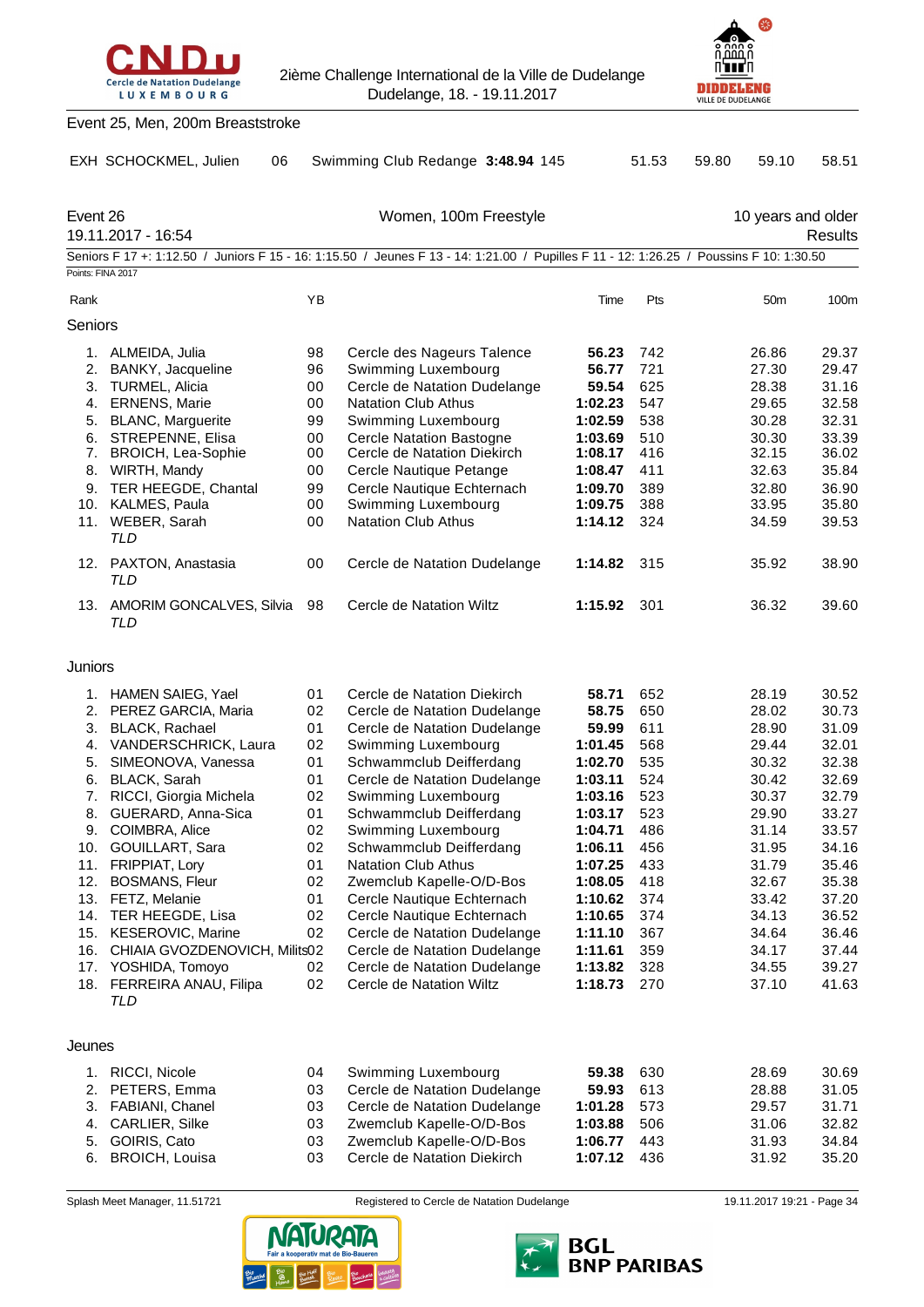Event 25, Men, 200m Breaststroke

| | | | | | | | | |
|---|---|---|---|---|---|---|---|---|
| EXH | SCHOCKMEL, Julien | 06 | Swimming Club Redange | **3:48.94** | 145 | 51.53 | 59.80 | 59.10 | 58.51 |

## Event 26 — Women, 100m Freestyle — 10 years and older

19.11.2017 - 16:54 — Results

Seniors F 17 +: 1:12.50 / Juniors F 15 - 16: 1:15.50 / Jeunes F 13 - 14: 1:21.00 / Pupilles F 11 - 12: 1:26.25 / Poussins F 10: 1:30.50

Points: FINA 2017

| Rank | Name | YB | Club | Time | Pts | 50m | 100m |
|---|---|---|---|---|---|---|---|
| **Seniors** | | | | | | | |
| 1. | ALMEIDA, Julia | 98 | Cercle des Nageurs Talence | **56.23** | 742 | 26.86 | 29.37 |
| 2. | BANKY, Jacqueline | 96 | Swimming Luxembourg | **56.77** | 721 | 27.30 | 29.47 |
| 3. | TURMEL, Alicia | 00 | Cercle de Natation Dudelange | **59.54** | 625 | 28.38 | 31.16 |
| 4. | ERNENS, Marie | 00 | Natation Club Athus | **1:02.23** | 547 | 29.65 | 32.58 |
| 5. | BLANC, Marguerite | 99 | Swimming Luxembourg | **1:02.59** | 538 | 30.28 | 32.31 |
| 6. | STREPENNE, Elisa | 00 | Cercle Natation Bastogne | **1:03.69** | 510 | 30.30 | 33.39 |
| 7. | BROICH, Lea-Sophie | 00 | Cercle de Natation Diekirch | **1:08.17** | 416 | 32.15 | 36.02 |
| 8. | WIRTH, Mandy | 00 | Cercle Nautique Petange | **1:08.47** | 411 | 32.63 | 35.84 |
| 9. | TER HEEGDE, Chantal | 99 | Cercle Nautique Echternach | **1:09.70** | 389 | 32.80 | 36.90 |
| 10. | KALMES, Paula | 00 | Swimming Luxembourg | **1:09.75** | 388 | 33.95 | 35.80 |
| 11. | WEBER, Sarah *TLD* | 00 | Natation Club Athus | **1:14.12** | 324 | 34.59 | 39.53 |
| 12. | PAXTON, Anastasia *TLD* | 00 | Cercle de Natation Dudelange | **1:14.82** | 315 | 35.92 | 38.90 |
| 13. | AMORIM GONCALVES, Silvia *TLD* | 98 | Cercle de Natation Wiltz | **1:15.92** | 301 | 36.32 | 39.60 |
| **Juniors** | | | | | | | |
| 1. | HAMEN SAIEG, Yael | 01 | Cercle de Natation Diekirch | **58.71** | 652 | 28.19 | 30.52 |
| 2. | PEREZ GARCIA, Maria | 02 | Cercle de Natation Dudelange | **58.75** | 650 | 28.02 | 30.73 |
| 3. | BLACK, Rachael | 01 | Cercle de Natation Dudelange | **59.99** | 611 | 28.90 | 31.09 |
| 4. | VANDERSCHRICK, Laura | 02 | Swimming Luxembourg | **1:01.45** | 568 | 29.44 | 32.01 |
| 5. | SIMEONOVA, Vanessa | 01 | Schwammclub Deifferdang | **1:02.70** | 535 | 30.32 | 32.38 |
| 6. | BLACK, Sarah | 01 | Cercle de Natation Dudelange | **1:03.11** | 524 | 30.42 | 32.69 |
| 7. | RICCI, Giorgia Michela | 02 | Swimming Luxembourg | **1:03.16** | 523 | 30.37 | 32.79 |
| 8. | GUERARD, Anna-Sica | 01 | Schwammclub Deifferdang | **1:03.17** | 523 | 29.90 | 33.27 |
| 9. | COIMBRA, Alice | 02 | Swimming Luxembourg | **1:04.71** | 486 | 31.14 | 33.57 |
| 10. | GOUILLART, Sara | 02 | Schwammclub Deifferdang | **1:06.11** | 456 | 31.95 | 34.16 |
| 11. | FRIPPIAT, Lory | 01 | Natation Club Athus | **1:07.25** | 433 | 31.79 | 35.46 |
| 12. | BOSMANS, Fleur | 02 | Zwemclub Kapelle-O/D-Bos | **1:08.05** | 418 | 32.67 | 35.38 |
| 13. | FETZ, Melanie | 01 | Cercle Nautique Echternach | **1:10.62** | 374 | 33.42 | 37.20 |
| 14. | TER HEEGDE, Lisa | 02 | Cercle Nautique Echternach | **1:10.65** | 374 | 34.13 | 36.52 |
| 15. | KESEROVIC, Marine | 02 | Cercle de Natation Dudelange | **1:11.10** | 367 | 34.64 | 36.46 |
| 16. | CHIAIA GVOZDENOVICH, Milits | 02 | Cercle de Natation Dudelange | **1:11.61** | 359 | 34.17 | 37.44 |
| 17. | YOSHIDA, Tomoyo | 02 | Cercle de Natation Dudelange | **1:13.82** | 328 | 34.55 | 39.27 |
| 18. | FERREIRA ANAU, Filipa *TLD* | 02 | Cercle de Natation Wiltz | **1:18.73** | 270 | 37.10 | 41.63 |
| **Jeunes** | | | | | | | |
| 1. | RICCI, Nicole | 04 | Swimming Luxembourg | **59.38** | 630 | 28.69 | 30.69 |
| 2. | PETERS, Emma | 03 | Cercle de Natation Dudelange | **59.93** | 613 | 28.88 | 31.05 |
| 3. | FABIANI, Chanel | 03 | Cercle de Natation Dudelange | **1:01.28** | 573 | 29.57 | 31.71 |
| 4. | CARLIER, Silke | 03 | Zwemclub Kapelle-O/D-Bos | **1:03.88** | 506 | 31.06 | 32.82 |
| 5. | GOIRIS, Cato | 03 | Zwemclub Kapelle-O/D-Bos | **1:06.77** | 443 | 31.93 | 34.84 |
| 6. | BROICH, Louisa | 03 | Cercle de Natation Diekirch | **1:07.12** | 436 | 31.92 | 35.20 |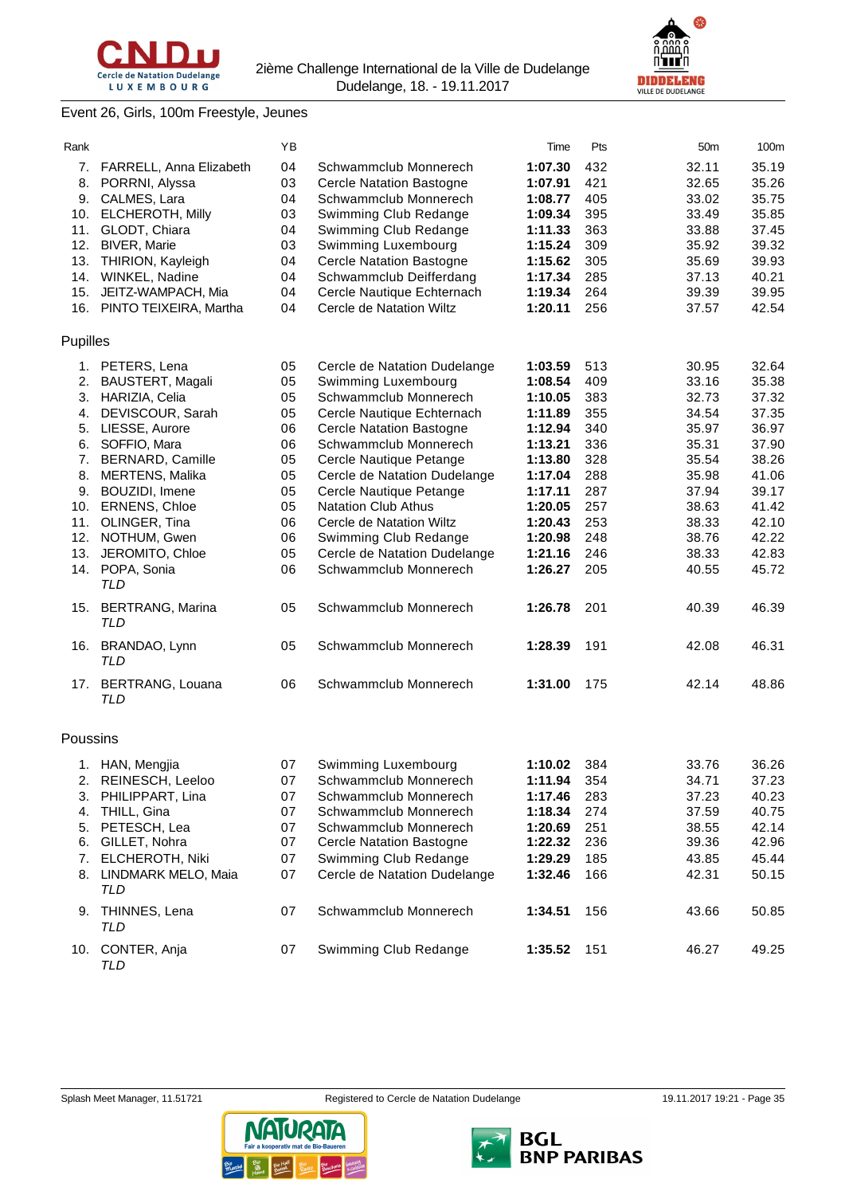Event 26, Girls, 100m Freestyle, Jeunes

| Rank | | YB | | Time | Pts | 50m | 100m |
|---|---|---|---|---|---|---|---|
| 7. | FARRELL, Anna Elizabeth | 04 | Schwammclub Monnerech | **1:07.30** | 432 | 32.11 | 35.19 |
| 8. | PORRNI, Alyssa | 03 | Cercle Natation Bastogne | **1:07.91** | 421 | 32.65 | 35.26 |
| 9. | CALMES, Lara | 04 | Schwammclub Monnerech | **1:08.77** | 405 | 33.02 | 35.75 |
| 10. | ELCHEROTH, Milly | 03 | Swimming Club Redange | **1:09.34** | 395 | 33.49 | 35.85 |
| 11. | GLODT, Chiara | 04 | Swimming Club Redange | **1:11.33** | 363 | 33.88 | 37.45 |
| 12. | BIVER, Marie | 03 | Swimming Luxembourg | **1:15.24** | 309 | 35.92 | 39.32 |
| 13. | THIRION, Kayleigh | 04 | Cercle Natation Bastogne | **1:15.62** | 305 | 35.69 | 39.93 |
| 14. | WINKEL, Nadine | 04 | Schwammclub Deifferdang | **1:17.34** | 285 | 37.13 | 40.21 |
| 15. | JEITZ-WAMPACH, Mia | 04 | Cercle Nautique Echternach | **1:19.34** | 264 | 39.39 | 39.95 |
| 16. | PINTO TEIXEIRA, Martha | 04 | Cercle de Natation Wiltz | **1:20.11** | 256 | 37.57 | 42.54 |

Pupilles

| Rank | | YB | | Time | Pts | 50m | 100m |
|---|---|---|---|---|---|---|---|
| 1. | PETERS, Lena | 05 | Cercle de Natation Dudelange | **1:03.59** | 513 | 30.95 | 32.64 |
| 2. | BAUSTERT, Magali | 05 | Swimming Luxembourg | **1:08.54** | 409 | 33.16 | 35.38 |
| 3. | HARIZIA, Celia | 05 | Schwammclub Monnerech | **1:10.05** | 383 | 32.73 | 37.32 |
| 4. | DEVISCOUR, Sarah | 05 | Cercle Nautique Echternach | **1:11.89** | 355 | 34.54 | 37.35 |
| 5. | LIESSE, Aurore | 06 | Cercle Natation Bastogne | **1:12.94** | 340 | 35.97 | 36.97 |
| 6. | SOFFIO, Mara | 06 | Schwammclub Monnerech | **1:13.21** | 336 | 35.31 | 37.90 |
| 7. | BERNARD, Camille | 05 | Cercle Nautique Petange | **1:13.80** | 328 | 35.54 | 38.26 |
| 8. | MERTENS, Malika | 05 | Cercle de Natation Dudelange | **1:17.04** | 288 | 35.98 | 41.06 |
| 9. | BOUZIDI, Imene | 05 | Cercle Nautique Petange | **1:17.11** | 287 | 37.94 | 39.17 |
| 10. | ERNENS, Chloe | 05 | Natation Club Athus | **1:20.05** | 257 | 38.63 | 41.42 |
| 11. | OLINGER, Tina | 06 | Cercle de Natation Wiltz | **1:20.43** | 253 | 38.33 | 42.10 |
| 12. | NOTHUM, Gwen | 06 | Swimming Club Redange | **1:20.98** | 248 | 38.76 | 42.22 |
| 13. | JEROMITO, Chloe | 05 | Cercle de Natation Dudelange | **1:21.16** | 246 | 38.33 | 42.83 |
| 14. | POPA, Sonia *TLD* | 06 | Schwammclub Monnerech | **1:26.27** | 205 | 40.55 | 45.72 |
| 15. | BERTRANG, Marina *TLD* | 05 | Schwammclub Monnerech | **1:26.78** | 201 | 40.39 | 46.39 |
| 16. | BRANDAO, Lynn *TLD* | 05 | Schwammclub Monnerech | **1:28.39** | 191 | 42.08 | 46.31 |
| 17. | BERTRANG, Louana *TLD* | 06 | Schwammclub Monnerech | **1:31.00** | 175 | 42.14 | 48.86 |

Poussins

| Rank | | YB | | Time | Pts | 50m | 100m |
|---|---|---|---|---|---|---|---|
| 1. | HAN, Mengjia | 07 | Swimming Luxembourg | **1:10.02** | 384 | 33.76 | 36.26 |
| 2. | REINESCH, Leeloo | 07 | Schwammclub Monnerech | **1:11.94** | 354 | 34.71 | 37.23 |
| 3. | PHILIPPART, Lina | 07 | Schwammclub Monnerech | **1:17.46** | 283 | 37.23 | 40.23 |
| 4. | THILL, Gina | 07 | Schwammclub Monnerech | **1:18.34** | 274 | 37.59 | 40.75 |
| 5. | PETESCH, Lea | 07 | Schwammclub Monnerech | **1:20.69** | 251 | 38.55 | 42.14 |
| 6. | GILLET, Nohra | 07 | Cercle Natation Bastogne | **1:22.32** | 236 | 39.36 | 42.96 |
| 7. | ELCHEROTH, Niki | 07 | Swimming Club Redange | **1:29.29** | 185 | 43.85 | 45.44 |
| 8. | LINDMARK MELO, Maia *TLD* | 07 | Cercle de Natation Dudelange | **1:32.46** | 166 | 42.31 | 50.15 |
| 9. | THINNES, Lena *TLD* | 07 | Schwammclub Monnerech | **1:34.51** | 156 | 43.66 | 50.85 |
| 10. | CONTER, Anja *TLD* | 07 | Swimming Club Redange | **1:35.52** | 151 | 46.27 | 49.25 |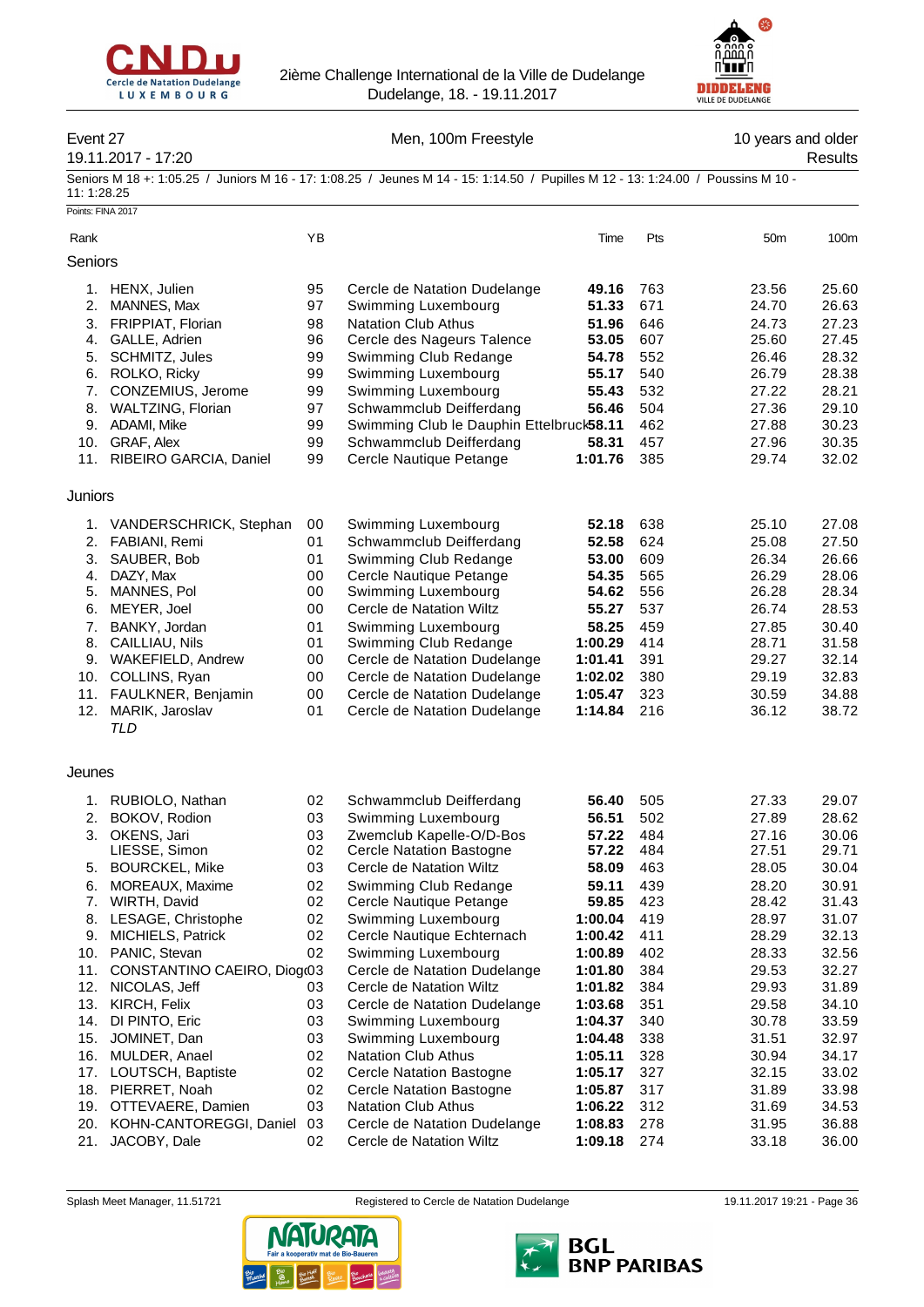2ième Challenge International de la Ville de Dudelange
Dudelange, 18. - 19.11.2017

## Event 27 — Men, 100m Freestyle

19.11.2017 - 17:20 — 10 years and older — Results

Seniors M 18 +: 1:05.25 / Juniors M 16 - 17: 1:08.25 / Jeunes M 14 - 15: 1:14.50 / Pupilles M 12 - 13: 1:24.00 / Poussins M 10 - 11: 1:28.25

Points: FINA 2017

### Seniors

| Rank | Name | YB | Club | Time | Pts | 50m | 100m |
|---|---|---|---|---|---|---|---|
| 1. | HENX, Julien | 95 | Cercle de Natation Dudelange | **49.16** | 763 | 23.56 | 25.60 |
| 2. | MANNES, Max | 97 | Swimming Luxembourg | **51.33** | 671 | 24.70 | 26.63 |
| 3. | FRIPPIAT, Florian | 98 | Natation Club Athus | **51.96** | 646 | 24.73 | 27.23 |
| 4. | GALLE, Adrien | 96 | Cercle des Nageurs Talence | **53.05** | 607 | 25.60 | 27.45 |
| 5. | SCHMITZ, Jules | 99 | Swimming Club Redange | **54.78** | 552 | 26.46 | 28.32 |
| 6. | ROLKO, Ricky | 99 | Swimming Luxembourg | **55.17** | 540 | 26.79 | 28.38 |
| 7. | CONZEMIUS, Jerome | 99 | Swimming Luxembourg | **55.43** | 532 | 27.22 | 28.21 |
| 8. | WALTZING, Florian | 97 | Schwammclub Deifferdang | **56.46** | 504 | 27.36 | 29.10 |
| 9. | ADAMI, Mike | 99 | Swimming Club le Dauphin Ettelbruck | **58.11** | 462 | 27.88 | 30.23 |
| 10. | GRAF, Alex | 99 | Schwammclub Deifferdang | **58.31** | 457 | 27.96 | 30.35 |
| 11. | RIBEIRO GARCIA, Daniel | 99 | Cercle Nautique Petange | **1:01.76** | 385 | 29.74 | 32.02 |

### Juniors

| Rank | Name | YB | Club | Time | Pts | 50m | 100m |
|---|---|---|---|---|---|---|---|
| 1. | VANDERSCHRICK, Stephan | 00 | Swimming Luxembourg | **52.18** | 638 | 25.10 | 27.08 |
| 2. | FABIANI, Remi | 01 | Schwammclub Deifferdang | **52.58** | 624 | 25.08 | 27.50 |
| 3. | SAUBER, Bob | 01 | Swimming Club Redange | **53.00** | 609 | 26.34 | 26.66 |
| 4. | DAZY, Max | 00 | Cercle Nautique Petange | **54.35** | 565 | 26.29 | 28.06 |
| 5. | MANNES, Pol | 00 | Swimming Luxembourg | **54.62** | 556 | 26.28 | 28.34 |
| 6. | MEYER, Joel | 00 | Cercle de Natation Wiltz | **55.27** | 537 | 26.74 | 28.53 |
| 7. | BANKY, Jordan | 01 | Swimming Luxembourg | **58.25** | 459 | 27.85 | 30.40 |
| 8. | CAILLIAU, Nils | 01 | Swimming Club Redange | **1:00.29** | 414 | 28.71 | 31.58 |
| 9. | WAKEFIELD, Andrew | 00 | Cercle de Natation Dudelange | **1:01.41** | 391 | 29.27 | 32.14 |
| 10. | COLLINS, Ryan | 00 | Cercle de Natation Dudelange | **1:02.02** | 380 | 29.19 | 32.83 |
| 11. | FAULKNER, Benjamin | 00 | Cercle de Natation Dudelange | **1:05.47** | 323 | 30.59 | 34.88 |
| 12. | MARIK, Jaroslav *TLD* | 01 | Cercle de Natation Dudelange | **1:14.84** | 216 | 36.12 | 38.72 |

### Jeunes

| Rank | Name | YB | Club | Time | Pts | 50m | 100m |
|---|---|---|---|---|---|---|---|
| 1. | RUBIOLO, Nathan | 02 | Schwammclub Deifferdang | **56.40** | 505 | 27.33 | 29.07 |
| 2. | BOKOV, Rodion | 03 | Swimming Luxembourg | **56.51** | 502 | 27.89 | 28.62 |
| 3. | OKENS, Jari | 03 | Zwemclub Kapelle-O/D-Bos | **57.22** | 484 | 27.16 | 30.06 |
| | LIESSE, Simon | 02 | Cercle Natation Bastogne | **57.22** | 484 | 27.51 | 29.71 |
| 5. | BOURCKEL, Mike | 03 | Cercle de Natation Wiltz | **58.09** | 463 | 28.05 | 30.04 |
| 6. | MOREAUX, Maxime | 02 | Swimming Club Redange | **59.11** | 439 | 28.20 | 30.91 |
| 7. | WIRTH, David | 02 | Cercle Nautique Petange | **59.85** | 423 | 28.42 | 31.43 |
| 8. | LESAGE, Christophe | 02 | Swimming Luxembourg | **1:00.04** | 419 | 28.97 | 31.07 |
| 9. | MICHIELS, Patrick | 02 | Cercle Nautique Echternach | **1:00.42** | 411 | 28.29 | 32.13 |
| 10. | PANIC, Stevan | 02 | Swimming Luxembourg | **1:00.89** | 402 | 28.33 | 32.56 |
| 11. | CONSTANTINO CAEIRO, Diogo | 03 | Cercle de Natation Dudelange | **1:01.80** | 384 | 29.53 | 32.27 |
| 12. | NICOLAS, Jeff | 03 | Cercle de Natation Wiltz | **1:01.82** | 384 | 29.93 | 31.89 |
| 13. | KIRCH, Felix | 03 | Cercle de Natation Dudelange | **1:03.68** | 351 | 29.58 | 34.10 |
| 14. | DI PINTO, Eric | 03 | Swimming Luxembourg | **1:04.37** | 340 | 30.78 | 33.59 |
| 15. | JOMINET, Dan | 03 | Swimming Luxembourg | **1:04.48** | 338 | 31.51 | 32.97 |
| 16. | MULDER, Anael | 02 | Natation Club Athus | **1:05.11** | 328 | 30.94 | 34.17 |
| 17. | LOUTSCH, Baptiste | 02 | Cercle Natation Bastogne | **1:05.17** | 327 | 32.15 | 33.02 |
| 18. | PIERRET, Noah | 02 | Cercle Natation Bastogne | **1:05.87** | 317 | 31.89 | 33.98 |
| 19. | OTTEVAERE, Damien | 03 | Natation Club Athus | **1:06.22** | 312 | 31.69 | 34.53 |
| 20. | KOHN-CANTOREGGI, Daniel | 03 | Cercle de Natation Dudelange | **1:08.83** | 278 | 31.95 | 36.88 |
| 21. | JACOBY, Dale | 02 | Cercle de Natation Wiltz | **1:09.18** | 274 | 33.18 | 36.00 |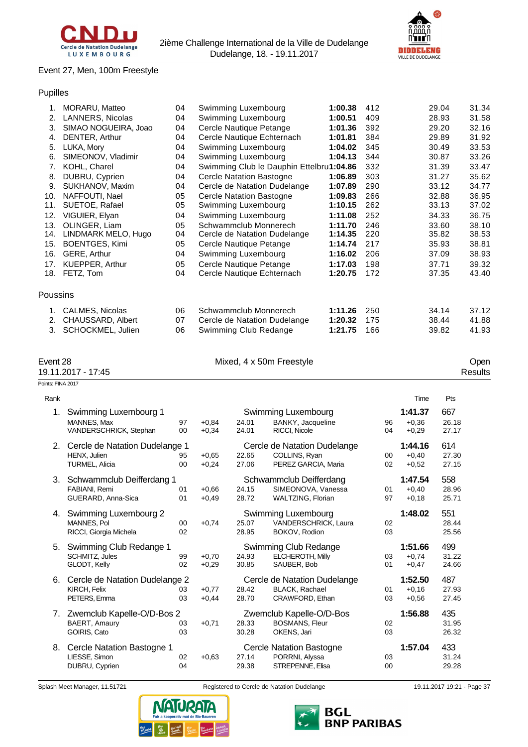Event 27, Men, 100m Freestyle

### Pupilles

| Rank | Name | YoB | Club | Time | Pts | 50m | 100m |
|---|---|---|---|---|---|---|---|
| 1. | MORARU, Matteo | 04 | Swimming Luxembourg | **1:00.38** | 412 | 29.04 | 31.34 |
| 2. | LANNERS, Nicolas | 04 | Swimming Luxembourg | **1:00.51** | 409 | 28.93 | 31.58 |
| 3. | SIMAO NOGUEIRA, Joao | 04 | Cercle Nautique Petange | **1:01.36** | 392 | 29.20 | 32.16 |
| 4. | DENTER, Arthur | 04 | Cercle Nautique Echternach | **1:01.81** | 384 | 29.89 | 31.92 |
| 5. | LUKA, Mory | 04 | Swimming Luxembourg | **1:04.02** | 345 | 30.49 | 33.53 |
| 6. | SIMEONOV, Vladimir | 04 | Swimming Luxembourg | **1:04.13** | 344 | 30.87 | 33.26 |
| 7. | KOHL, Charel | 04 | Swimming Club le Dauphin Ettelbru | **1:04.86** | 332 | 31.39 | 33.47 |
| 8. | DUBRU, Cyprien | 04 | Cercle Natation Bastogne | **1:06.89** | 303 | 31.27 | 35.62 |
| 9. | SUKHANOV, Maxim | 04 | Cercle de Natation Dudelange | **1:07.89** | 290 | 33.12 | 34.77 |
| 10. | NAFFOUTI, Nael | 05 | Cercle Natation Bastogne | **1:09.83** | 266 | 32.88 | 36.95 |
| 11. | SUETOE, Rafael | 05 | Swimming Luxembourg | **1:10.15** | 262 | 33.13 | 37.02 |
| 12. | VIGUIER, Elyan | 04 | Swimming Luxembourg | **1:11.08** | 252 | 34.33 | 36.75 |
| 13. | OLINGER, Liam | 05 | Schwammclub Monnerech | **1:11.70** | 246 | 33.60 | 38.10 |
| 14. | LINDMARK MELO, Hugo | 04 | Cercle de Natation Dudelange | **1:14.35** | 220 | 35.82 | 38.53 |
| 15. | BOENTGES, Kimi | 05 | Cercle Nautique Petange | **1:14.74** | 217 | 35.93 | 38.81 |
| 16. | GERE, Arthur | 04 | Swimming Luxembourg | **1:16.02** | 206 | 37.09 | 38.93 |
| 17. | KUEPPER, Arthur | 05 | Cercle Nautique Petange | **1:17.03** | 198 | 37.71 | 39.32 |
| 18. | FETZ, Tom | 04 | Cercle Nautique Echternach | **1:20.75** | 172 | 37.35 | 43.40 |

### Poussins

| Rank | Name | YoB | Club | Time | Pts | 50m | 100m |
|---|---|---|---|---|---|---|---|
| 1. | CALMES, Nicolas | 06 | Schwammclub Monnerech | **1:11.26** | 250 | 34.14 | 37.12 |
| 2. | CHAUSSARD, Albert | 07 | Cercle de Natation Dudelange | **1:20.32** | 175 | 38.44 | 41.88 |
| 3. | SCHOCKMEL, Julien | 06 | Swimming Club Redange | **1:21.75** | 166 | 39.82 | 41.93 |

## Event 28 — Mixed, 4 x 50m Freestyle — Open

19.11.2017 - 17:45 — Results

Points: FINA 2017

| Rank | Team | YoB | RT | Split | Club / Swimmer | YoB | RT / Time | Pts / Split |
|---|---|---|---|---|---|---|---|---|
| 1. | **Swimming Luxembourg 1** | | | | Swimming Luxembourg | | **1:41.37** | 667 |
| | MANNES, Max | 97 | +0,84 | 24.01 | BANKY, Jacqueline | 96 | +0,36 | 26.18 |
| | VANDERSCHRICK, Stephan | 00 | +0,34 | 24.01 | RICCI, Nicole | 04 | +0,29 | 27.17 |
| 2. | **Cercle de Natation Dudelange 1** | | | | Cercle de Natation Dudelange | | **1:44.16** | 614 |
| | HENX, Julien | 95 | +0,65 | 22.65 | COLLINS, Ryan | 00 | +0,40 | 27.30 |
| | TURMEL, Alicia | 00 | +0,24 | 27.06 | PEREZ GARCIA, Maria | 02 | +0,52 | 27.15 |
| 3. | **Schwammclub Deifferdang 1** | | | | Schwammclub Deifferdang | | **1:47.54** | 558 |
| | FABIANI, Remi | 01 | +0,66 | 24.15 | SIMEONOVA, Vanessa | 01 | +0,40 | 28.96 |
| | GUERARD, Anna-Sica | 01 | +0,49 | 28.72 | WALTZING, Florian | 97 | +0,18 | 25.71 |
| 4. | **Swimming Luxembourg 2** | | | | Swimming Luxembourg | | **1:48.02** | 551 |
| | MANNES, Pol | 00 | +0,74 | 25.07 | VANDERSCHRICK, Laura | 02 | | 28.44 |
| | RICCI, Giorgia Michela | 02 | | 28.95 | BOKOV, Rodion | 03 | | 25.56 |
| 5. | **Swimming Club Redange 1** | | | | Swimming Club Redange | | **1:51.66** | 499 |
| | SCHMITZ, Jules | 99 | +0,70 | 24.93 | ELCHEROTH, Milly | 03 | +0,74 | 31.22 |
| | GLODT, Kelly | 02 | +0,29 | 30.85 | SAUBER, Bob | 01 | +0,47 | 24.66 |
| 6. | **Cercle de Natation Dudelange 2** | | | | Cercle de Natation Dudelange | | **1:52.50** | 487 |
| | KIRCH, Felix | 03 | +0,77 | 28.42 | BLACK, Rachael | 01 | +0,16 | 27.93 |
| | PETERS, Emma | 03 | +0,44 | 28.70 | CRAWFORD, Ethan | 03 | +0,56 | 27.45 |
| 7. | **Zwemclub Kapelle-O/D-Bos 2** | | | | Zwemclub Kapelle-O/D-Bos | | **1:56.88** | 435 |
| | BAERT, Amaury | 03 | +0,71 | 28.33 | BOSMANS, Fleur | 02 | | 31.95 |
| | GOIRIS, Cato | 03 | | 30.28 | OKENS, Jari | 03 | | 26.32 |
| 8. | **Cercle Natation Bastogne 1** | | | | Cercle Natation Bastogne | | **1:57.04** | 433 |
| | LIESSE, Simon | 02 | +0,63 | 27.14 | PORRNI, Alyssa | 03 | | 31.24 |
| | DUBRU, Cyprien | 04 | | 29.38 | STREPENNE, Elisa | 00 | | 29.28 |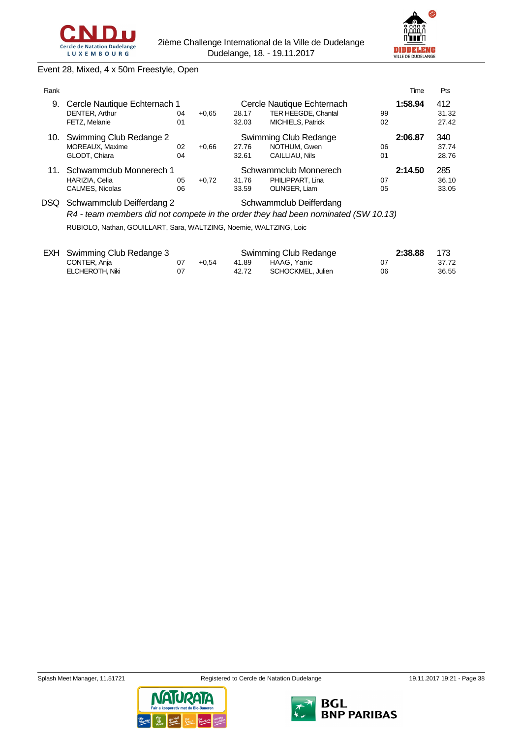2ième Challenge International de la Ville de Dudelange
Dudelange, 18. - 19.11.2017

## Event 28, Mixed, 4 x 50m Freestyle, Open

| Rank | | | | | | | Time | Pts |
|---|---|---|---|---|---|---|---|---|
| 9. | Cercle Nautique Echternach 1 | | | | Cercle Nautique Echternach | | 1:58.94 | 412 |
| | DENTER, Arthur | 04 | +0,65 | 28.17 | TER HEEGDE, Chantal | 99 | | 31.32 |
| | FETZ, Melanie | 01 | | 32.03 | MICHIELS, Patrick | 02 | | 27.42 |
| 10. | Swimming Club Redange 2 | | | | Swimming Club Redange | | 2:06.87 | 340 |
| | MOREAUX, Maxime | 02 | +0,66 | 27.76 | NOTHUM, Gwen | 06 | | 37.74 |
| | GLODT, Chiara | 04 | | 32.61 | CAILLIAU, Nils | 01 | | 28.76 |
| 11. | Schwammclub Monnerech 1 | | | | Schwammclub Monnerech | | 2:14.50 | 285 |
| | HARIZIA, Celia | 05 | +0,72 | 31.76 | PHILIPPART, Lina | 07 | | 36.10 |
| | CALMES, Nicolas | 06 | | 33.59 | OLINGER, Liam | 05 | | 33.05 |
| DSQ | Schwammclub Deifferdang 2 | | | | Schwammclub Deifferdang | | | |
| | *R4 - team members did not compete in the order they had been nominated (SW 10.13)* | | | | | | | |
| | RUBIOLO, Nathan, GOUILLART, Sara, WALTZING, Noemie, WALTZING, Loic | | | | | | | |
| EXH | Swimming Club Redange 3 | | | | Swimming Club Redange | | 2:38.88 | 173 |
| | CONTER, Anja | 07 | +0,54 | 41.89 | HAAG, Yanic | 07 | | 37.72 |
| | ELCHEROTH, Niki | 07 | | 42.72 | SCHOCKMEL, Julien | 06 | | 36.55 |

Splash Meet Manager, 11.51721 — Registered to Cercle de Natation Dudelange — 19.11.2017 19:21